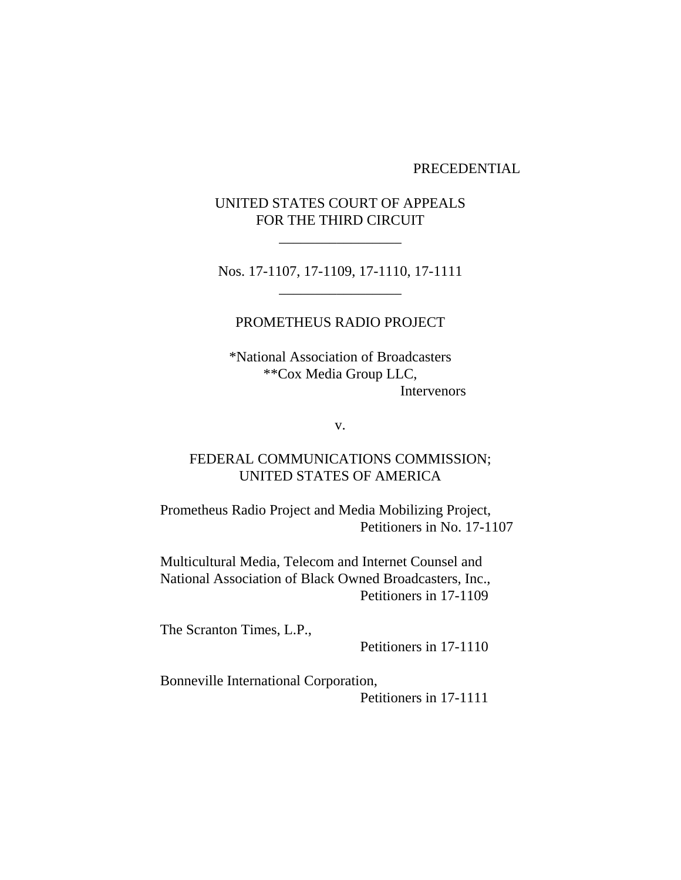PRECEDENTIAL

UNITED STATES COURT OF APPEALS
FOR THE THIRD CIRCUIT

\_\_\_\_\_\_\_\_\_\_\_\_\_\_\_\_

Nos. 17-1107, 17-1109, 17-1110, 17-1111

\_\_\_\_\_\_\_\_\_\_\_\_\_\_\_\_

PROMETHEUS RADIO PROJECT

*National Association of Broadcasters
**Cox Media Group LLC,
Intervenors

v.

FEDERAL COMMUNICATIONS COMMISSION;
UNITED STATES OF AMERICA

Prometheus Radio Project and Media Mobilizing Project,
Petitioners in No. 17-1107

Multicultural Media, Telecom and Internet Counsel and
National Association of Black Owned Broadcasters, Inc.,
Petitioners in 17-1109

The Scranton Times, L.P.,
Petitioners in 17-1110

Bonneville International Corporation,
Petitioners in 17-1111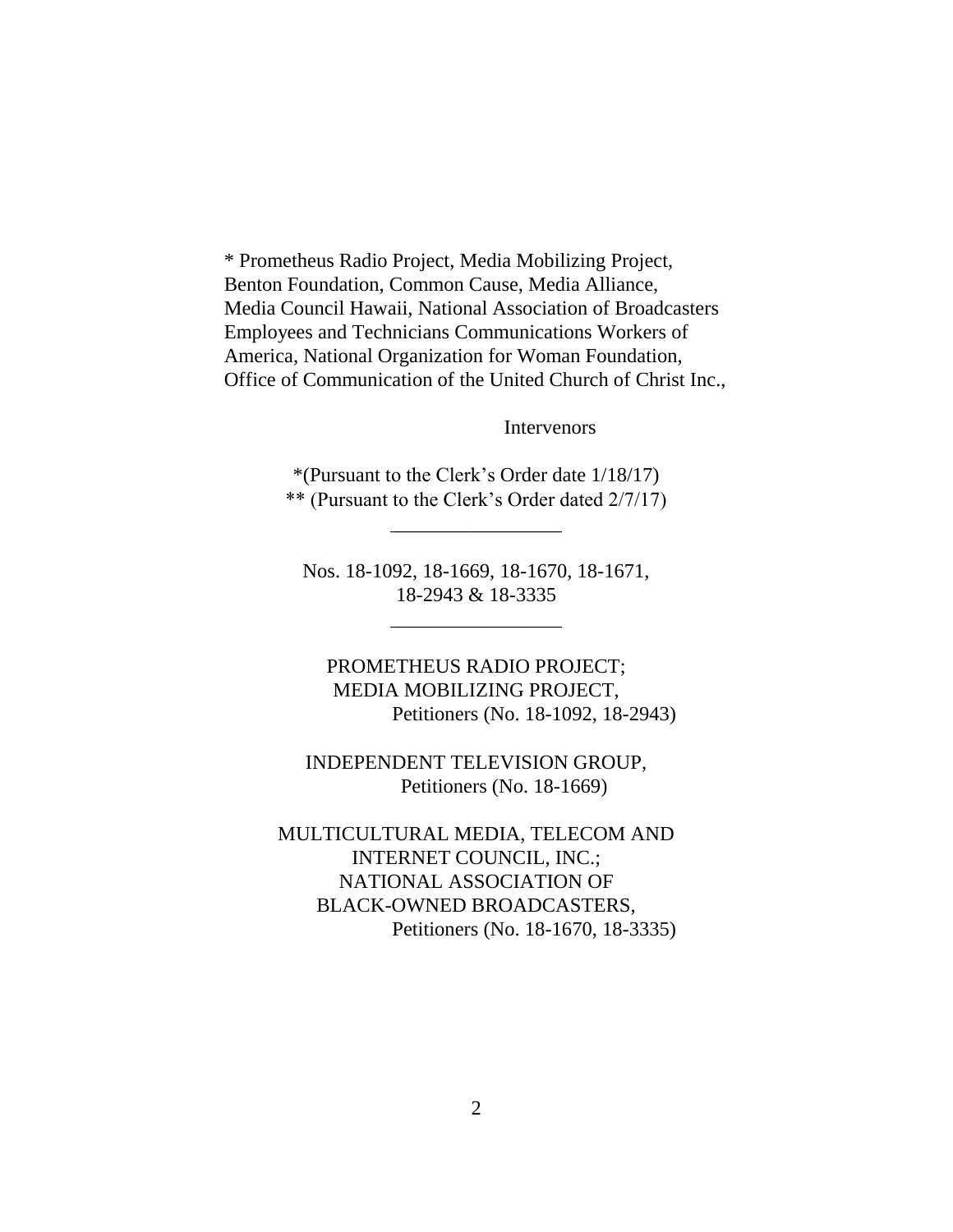* Prometheus Radio Project, Media Mobilizing Project, Benton Foundation, Common Cause, Media Alliance, Media Council Hawaii, National Association of Broadcasters Employees and Technicians Communications Workers of America, National Organization for Woman Foundation, Office of Communication of the United Church of Christ Inc.,

Intervenors

*(Pursuant to the Clerk's Order date 1/18/17)
** (Pursuant to the Clerk's Order dated 2/7/17)

\_\_\_\_\_\_\_\_\_\_\_\_\_\_\_\_

Nos. 18-1092, 18-1669, 18-1670, 18-1671, 18-2943 & 18-3335

\_\_\_\_\_\_\_\_\_\_\_\_\_\_\_\_

PROMETHEUS RADIO PROJECT;
MEDIA MOBILIZING PROJECT,
Petitioners (No. 18-1092, 18-2943)

INDEPENDENT TELEVISION GROUP,
Petitioners (No. 18-1669)

MULTICULTURAL MEDIA, TELECOM AND INTERNET COUNCIL, INC.;
NATIONAL ASSOCIATION OF BLACK-OWNED BROADCASTERS,
Petitioners (No. 18-1670, 18-3335)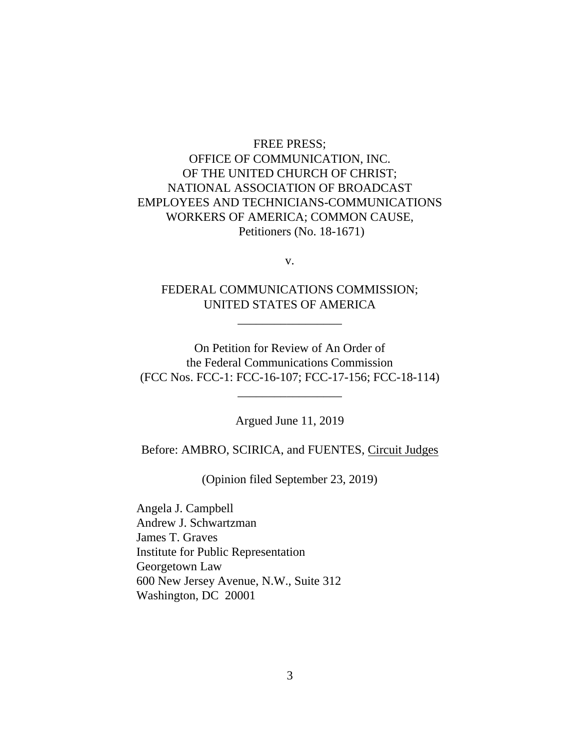FREE PRESS;
OFFICE OF COMMUNICATION, INC.
OF THE UNITED CHURCH OF CHRIST;
NATIONAL ASSOCIATION OF BROADCAST
EMPLOYEES AND TECHNICIANS-COMMUNICATIONS
WORKERS OF AMERICA; COMMON CAUSE,
Petitioners (No. 18-1671)

v.

FEDERAL COMMUNICATIONS COMMISSION;
UNITED STATES OF AMERICA

\_\_\_\_\_\_\_\_\_\_\_\_\_\_\_\_

On Petition for Review of An Order of
the Federal Communications Commission
(FCC Nos. FCC-1: FCC-16-107; FCC-17-156; FCC-18-114)

\_\_\_\_\_\_\_\_\_\_\_\_\_\_\_\_

Argued June 11, 2019

Before: AMBRO, SCIRICA, and FUENTES, Circuit Judges

(Opinion filed September 23, 2019)

Angela J. Campbell
Andrew J. Schwartzman
James T. Graves
Institute for Public Representation
Georgetown Law
600 New Jersey Avenue, N.W., Suite 312
Washington, DC 20001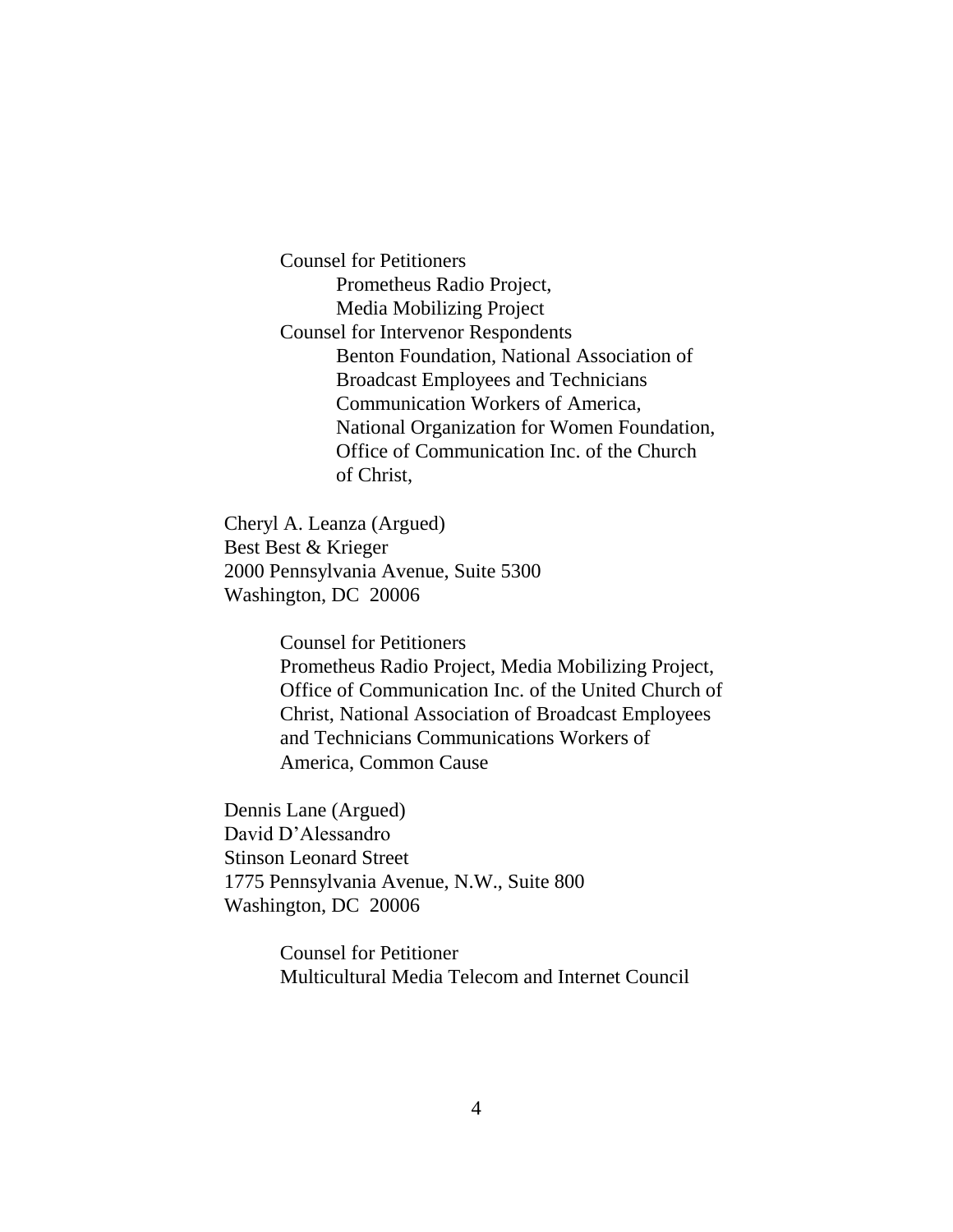Counsel for Petitioners
Prometheus Radio Project,
Media Mobilizing Project

Counsel for Intervenor Respondents
Benton Foundation, National Association of Broadcast Employees and Technicians Communication Workers of America, National Organization for Women Foundation, Office of Communication Inc. of the Church of Christ,

Cheryl A. Leanza (Argued)
Best Best & Krieger
2000 Pennsylvania Avenue, Suite 5300
Washington, DC 20006

Counsel for Petitioners
Prometheus Radio Project, Media Mobilizing Project, Office of Communication Inc. of the United Church of Christ, National Association of Broadcast Employees and Technicians Communications Workers of America, Common Cause

Dennis Lane (Argued)
David D'Alessandro
Stinson Leonard Street
1775 Pennsylvania Avenue, N.W., Suite 800
Washington, DC 20006

Counsel for Petitioner
Multicultural Media Telecom and Internet Council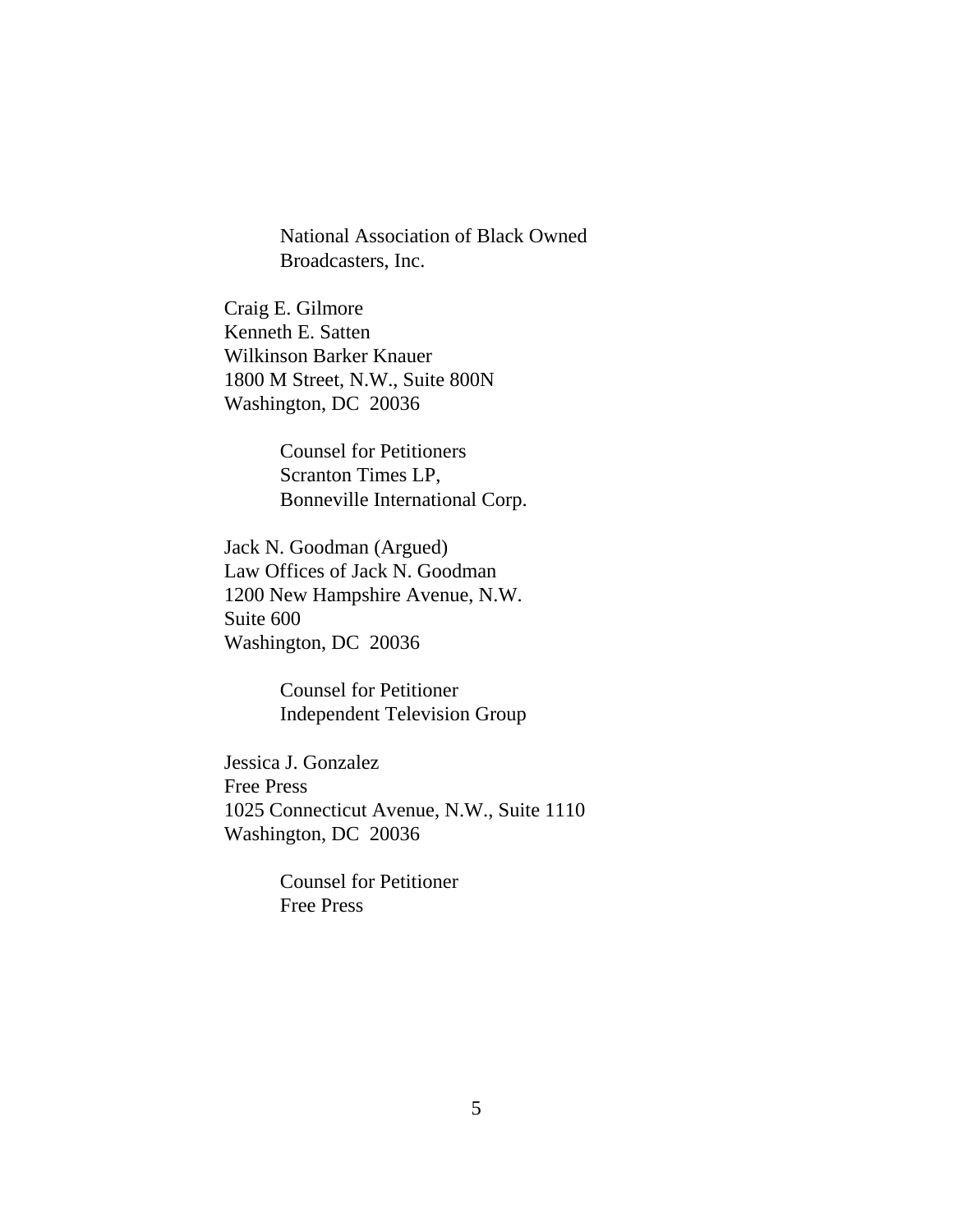National Association of Black Owned
Broadcasters, Inc.

Craig E. Gilmore
Kenneth E. Satten
Wilkinson Barker Knauer
1800 M Street, N.W., Suite 800N
Washington, DC 20036

Counsel for Petitioners
Scranton Times LP,
Bonneville International Corp.

Jack N. Goodman (Argued)
Law Offices of Jack N. Goodman
1200 New Hampshire Avenue, N.W.
Suite 600
Washington, DC 20036

Counsel for Petitioner
Independent Television Group

Jessica J. Gonzalez
Free Press
1025 Connecticut Avenue, N.W., Suite 1110
Washington, DC 20036

Counsel for Petitioner
Free Press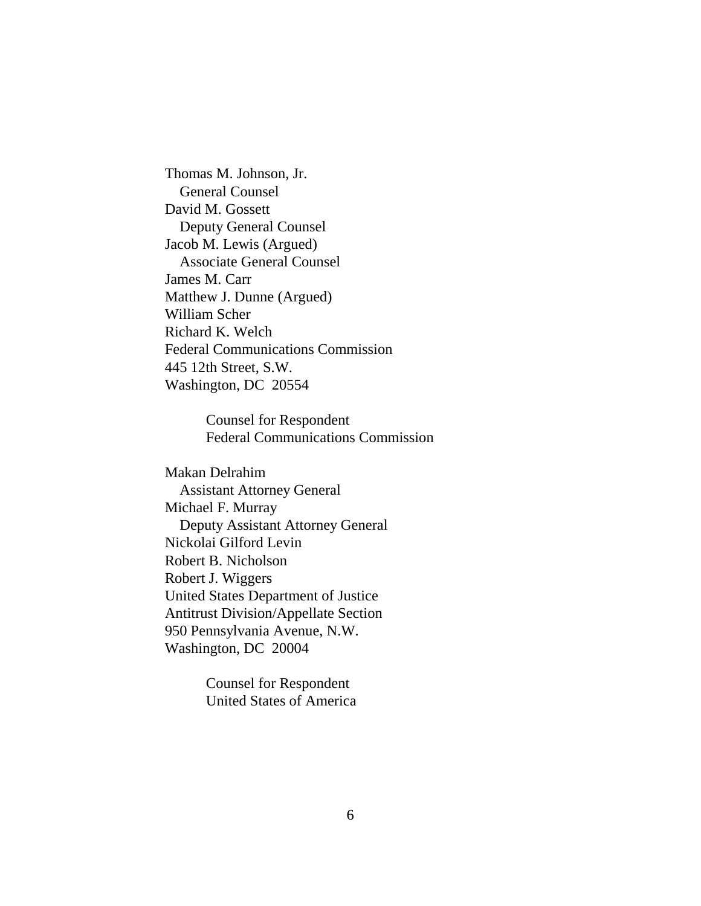Thomas M. Johnson, Jr.
General Counsel
David M. Gossett
Deputy General Counsel
Jacob M. Lewis (Argued)
Associate General Counsel
James M. Carr
Matthew J. Dunne (Argued)
William Scher
Richard K. Welch
Federal Communications Commission
445 12th Street, S.W.
Washington, DC 20554

Counsel for Respondent
Federal Communications Commission

Makan Delrahim
Assistant Attorney General
Michael F. Murray
Deputy Assistant Attorney General
Nickolai Gilford Levin
Robert B. Nicholson
Robert J. Wiggers
United States Department of Justice
Antitrust Division/Appellate Section
950 Pennsylvania Avenue, N.W.
Washington, DC 20004

Counsel for Respondent
United States of America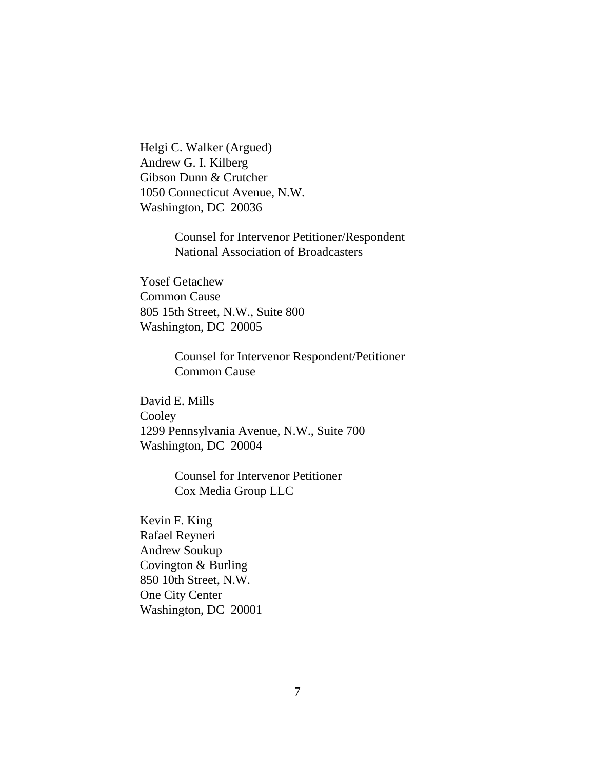Helgi C. Walker (Argued)
Andrew G. I. Kilberg
Gibson Dunn & Crutcher
1050 Connecticut Avenue, N.W.
Washington, DC 20036

> Counsel for Intervenor Petitioner/Respondent
> National Association of Broadcasters

Yosef Getachew
Common Cause
805 15th Street, N.W., Suite 800
Washington, DC 20005

> Counsel for Intervenor Respondent/Petitioner
> Common Cause

David E. Mills
Cooley
1299 Pennsylvania Avenue, N.W., Suite 700
Washington, DC 20004

> Counsel for Intervenor Petitioner
> Cox Media Group LLC

Kevin F. King
Rafael Reyneri
Andrew Soukup
Covington & Burling
850 10th Street, N.W.
One City Center
Washington, DC 20001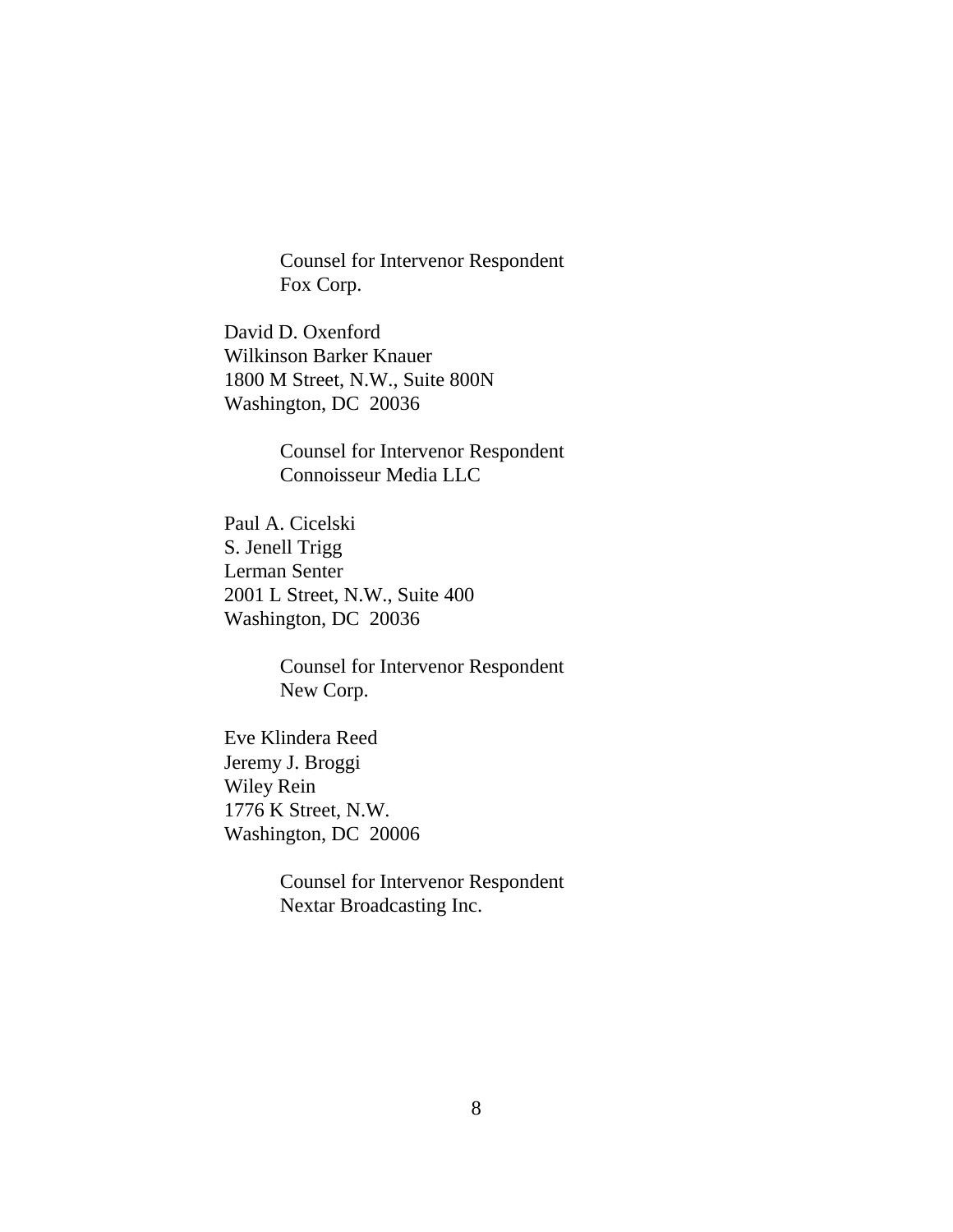Counsel for Intervenor Respondent
Fox Corp.

David D. Oxenford
Wilkinson Barker Knauer
1800 M Street, N.W., Suite 800N
Washington, DC 20036

Counsel for Intervenor Respondent
Connoisseur Media LLC

Paul A. Cicelski
S. Jenell Trigg
Lerman Senter
2001 L Street, N.W., Suite 400
Washington, DC 20036

Counsel for Intervenor Respondent
New Corp.

Eve Klindera Reed
Jeremy J. Broggi
Wiley Rein
1776 K Street, N.W.
Washington, DC 20006

Counsel for Intervenor Respondent
Nextar Broadcasting Inc.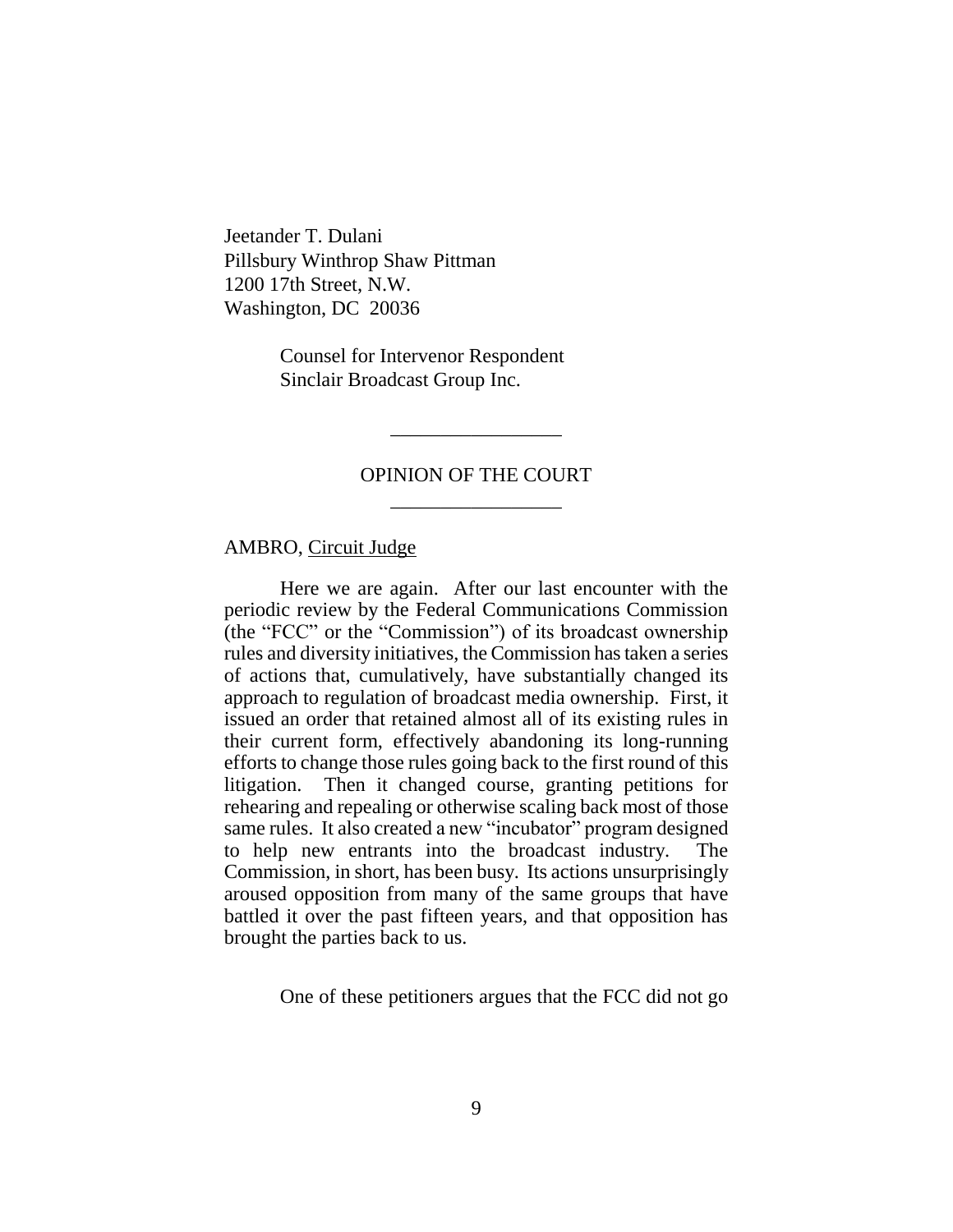Jeetander T. Dulani
Pillsbury Winthrop Shaw Pittman
1200 17th Street, N.W.
Washington, DC 20036

Counsel for Intervenor Respondent
Sinclair Broadcast Group Inc.

---

OPINION OF THE COURT

---

AMBRO, Circuit Judge

Here we are again. After our last encounter with the periodic review by the Federal Communications Commission (the "FCC" or the "Commission") of its broadcast ownership rules and diversity initiatives, the Commission has taken a series of actions that, cumulatively, have substantially changed its approach to regulation of broadcast media ownership. First, it issued an order that retained almost all of its existing rules in their current form, effectively abandoning its long-running efforts to change those rules going back to the first round of this litigation. Then it changed course, granting petitions for rehearing and repealing or otherwise scaling back most of those same rules. It also created a new "incubator" program designed to help new entrants into the broadcast industry. The Commission, in short, has been busy. Its actions unsurprisingly aroused opposition from many of the same groups that have battled it over the past fifteen years, and that opposition has brought the parties back to us.

One of these petitioners argues that the FCC did not go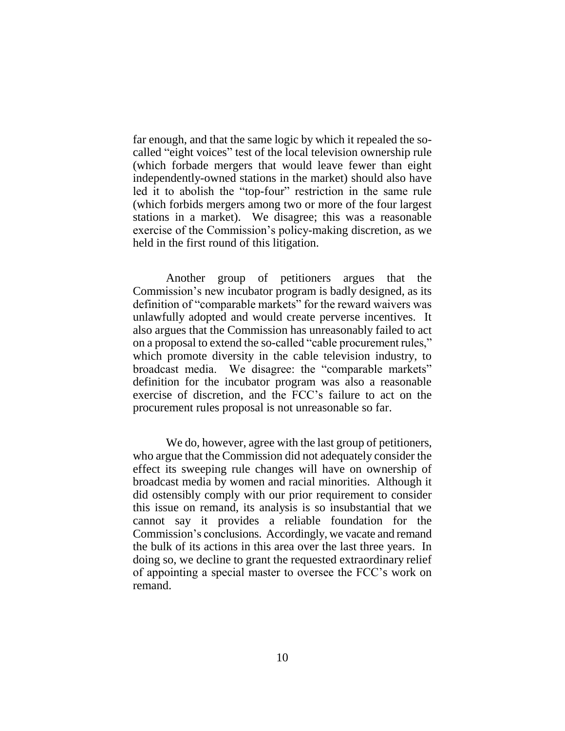far enough, and that the same logic by which it repealed the so-called "eight voices" test of the local television ownership rule (which forbade mergers that would leave fewer than eight independently-owned stations in the market) should also have led it to abolish the "top-four" restriction in the same rule (which forbids mergers among two or more of the four largest stations in a market). We disagree; this was a reasonable exercise of the Commission's policy-making discretion, as we held in the first round of this litigation.

Another group of petitioners argues that the Commission's new incubator program is badly designed, as its definition of "comparable markets" for the reward waivers was unlawfully adopted and would create perverse incentives. It also argues that the Commission has unreasonably failed to act on a proposal to extend the so-called "cable procurement rules," which promote diversity in the cable television industry, to broadcast media. We disagree: the "comparable markets" definition for the incubator program was also a reasonable exercise of discretion, and the FCC's failure to act on the procurement rules proposal is not unreasonable so far.

We do, however, agree with the last group of petitioners, who argue that the Commission did not adequately consider the effect its sweeping rule changes will have on ownership of broadcast media by women and racial minorities. Although it did ostensibly comply with our prior requirement to consider this issue on remand, its analysis is so insubstantial that we cannot say it provides a reliable foundation for the Commission's conclusions. Accordingly, we vacate and remand the bulk of its actions in this area over the last three years. In doing so, we decline to grant the requested extraordinary relief of appointing a special master to oversee the FCC's work on remand.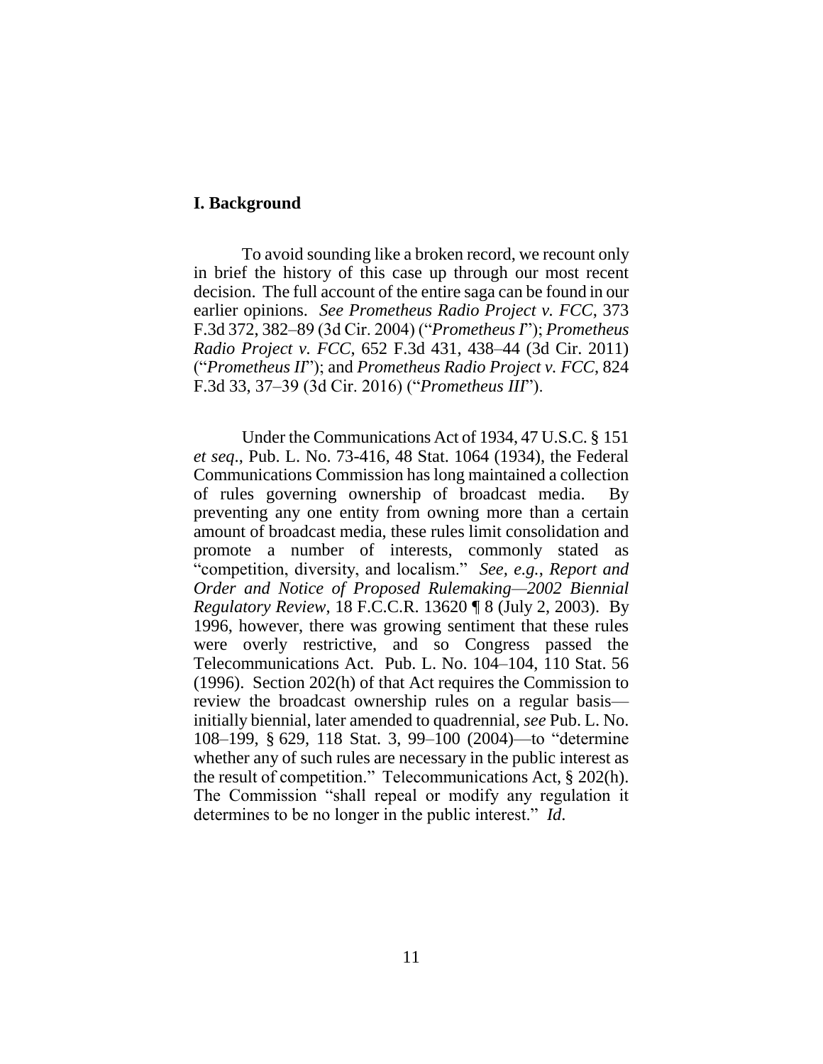## I. Background

To avoid sounding like a broken record, we recount only in brief the history of this case up through our most recent decision. The full account of the entire saga can be found in our earlier opinions. *See Prometheus Radio Project v. FCC*, 373 F.3d 372, 382–89 (3d Cir. 2004) ("*Prometheus I*"); *Prometheus Radio Project v. FCC*, 652 F.3d 431, 438–44 (3d Cir. 2011) ("*Prometheus II*"); and *Prometheus Radio Project v. FCC*, 824 F.3d 33, 37–39 (3d Cir. 2016) ("*Prometheus III*").

Under the Communications Act of 1934, 47 U.S.C. § 151 *et seq*., Pub. L. No. 73-416, 48 Stat. 1064 (1934), the Federal Communications Commission has long maintained a collection of rules governing ownership of broadcast media. By preventing any one entity from owning more than a certain amount of broadcast media, these rules limit consolidation and promote a number of interests, commonly stated as "competition, diversity, and localism." *See, e.g.*, *Report and Order and Notice of Proposed Rulemaking—2002 Biennial Regulatory Review*, 18 F.C.C.R. 13620 ¶ 8 (July 2, 2003). By 1996, however, there was growing sentiment that these rules were overly restrictive, and so Congress passed the Telecommunications Act. Pub. L. No. 104–104, 110 Stat. 56 (1996). Section 202(h) of that Act requires the Commission to review the broadcast ownership rules on a regular basis—initially biennial, later amended to quadrennial, *see* Pub. L. No. 108–199, § 629, 118 Stat. 3, 99–100 (2004)—to "determine whether any of such rules are necessary in the public interest as the result of competition." Telecommunications Act, § 202(h). The Commission "shall repeal or modify any regulation it determines to be no longer in the public interest." *Id*.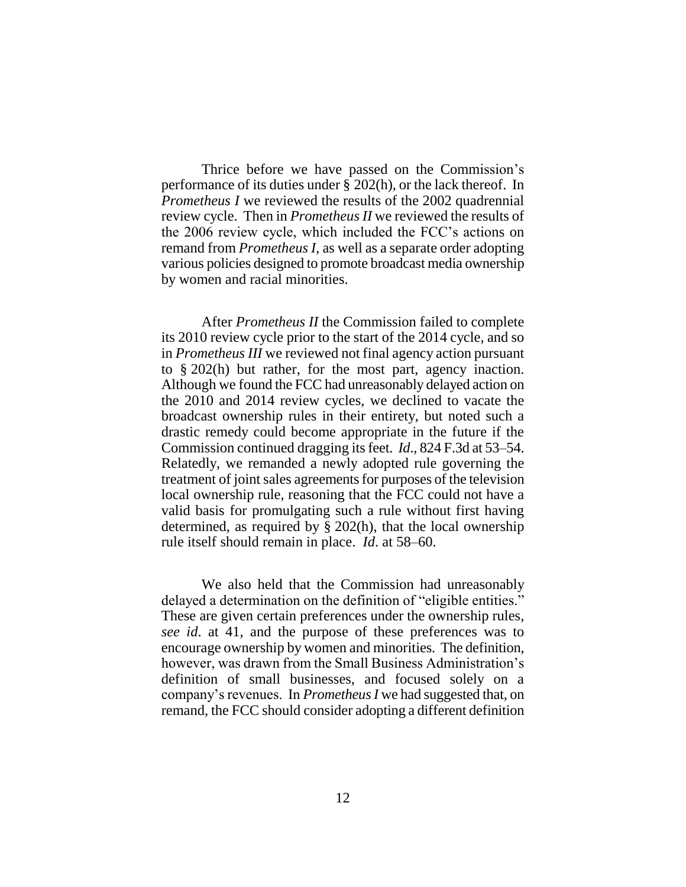Thrice before we have passed on the Commission's performance of its duties under § 202(h), or the lack thereof. In *Prometheus I* we reviewed the results of the 2002 quadrennial review cycle. Then in *Prometheus II* we reviewed the results of the 2006 review cycle, which included the FCC's actions on remand from *Prometheus I*, as well as a separate order adopting various policies designed to promote broadcast media ownership by women and racial minorities.

After *Prometheus II* the Commission failed to complete its 2010 review cycle prior to the start of the 2014 cycle, and so in *Prometheus III* we reviewed not final agency action pursuant to § 202(h) but rather, for the most part, agency inaction. Although we found the FCC had unreasonably delayed action on the 2010 and 2014 review cycles, we declined to vacate the broadcast ownership rules in their entirety, but noted such a drastic remedy could become appropriate in the future if the Commission continued dragging its feet. *Id*., 824 F.3d at 53–54. Relatedly, we remanded a newly adopted rule governing the treatment of joint sales agreements for purposes of the television local ownership rule, reasoning that the FCC could not have a valid basis for promulgating such a rule without first having determined, as required by § 202(h), that the local ownership rule itself should remain in place. *Id*. at 58–60.

We also held that the Commission had unreasonably delayed a determination on the definition of "eligible entities." These are given certain preferences under the ownership rules, *see id*. at 41, and the purpose of these preferences was to encourage ownership by women and minorities. The definition, however, was drawn from the Small Business Administration's definition of small businesses, and focused solely on a company's revenues. In *Prometheus I* we had suggested that, on remand, the FCC should consider adopting a different definition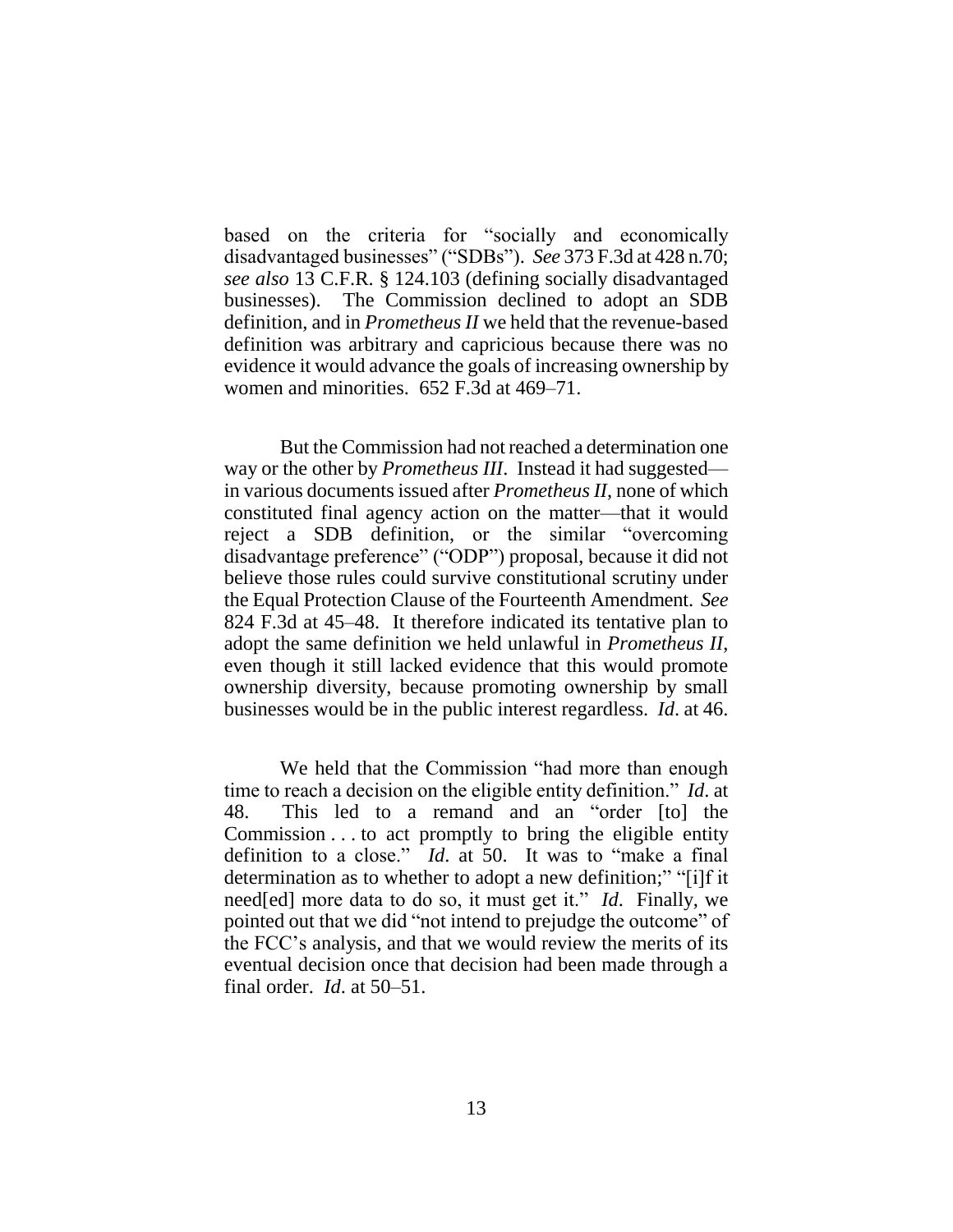based on the criteria for "socially and economically disadvantaged businesses" ("SDBs"). *See* 373 F.3d at 428 n.70; *see also* 13 C.F.R. § 124.103 (defining socially disadvantaged businesses). The Commission declined to adopt an SDB definition, and in *Prometheus II* we held that the revenue-based definition was arbitrary and capricious because there was no evidence it would advance the goals of increasing ownership by women and minorities. 652 F.3d at 469–71.

But the Commission had not reached a determination one way or the other by *Prometheus III*. Instead it had suggested—in various documents issued after *Prometheus II*, none of which constituted final agency action on the matter—that it would reject a SDB definition, or the similar "overcoming disadvantage preference" ("ODP") proposal, because it did not believe those rules could survive constitutional scrutiny under the Equal Protection Clause of the Fourteenth Amendment. *See* 824 F.3d at 45–48. It therefore indicated its tentative plan to adopt the same definition we held unlawful in *Prometheus II*, even though it still lacked evidence that this would promote ownership diversity, because promoting ownership by small businesses would be in the public interest regardless. *Id*. at 46.

We held that the Commission "had more than enough time to reach a decision on the eligible entity definition." *Id*. at 48. This led to a remand and an "order [to] the Commission . . . to act promptly to bring the eligible entity definition to a close." *Id*. at 50. It was to "make a final determination as to whether to adopt a new definition;" "[i]f it need[ed] more data to do so, it must get it." *Id*. Finally, we pointed out that we did "not intend to prejudge the outcome" of the FCC's analysis, and that we would review the merits of its eventual decision once that decision had been made through a final order. *Id*. at 50–51.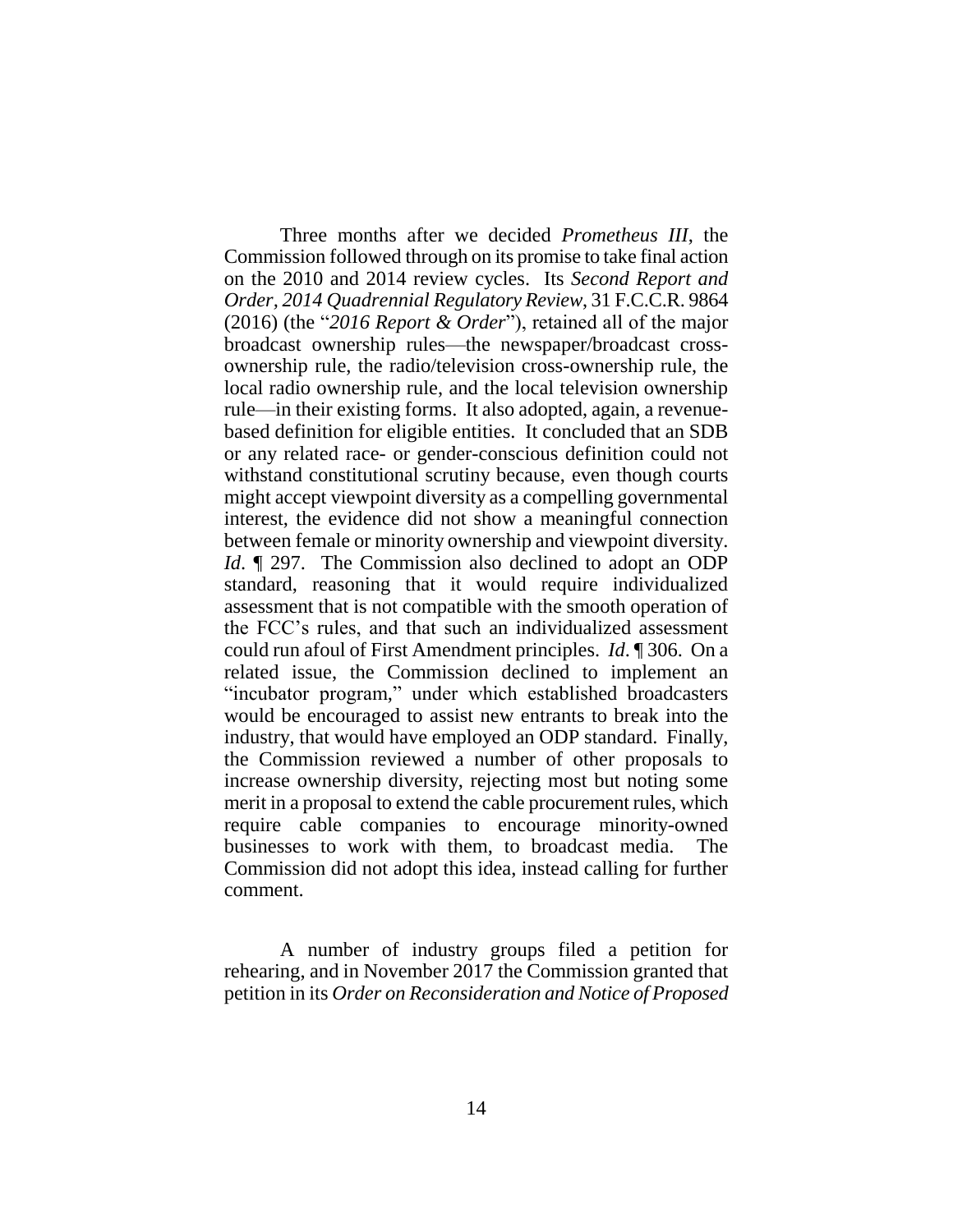Three months after we decided *Prometheus III*, the Commission followed through on its promise to take final action on the 2010 and 2014 review cycles. Its *Second Report and Order, 2014 Quadrennial Regulatory Review*, 31 F.C.C.R. 9864 (2016) (the "*2016 Report & Order*"), retained all of the major broadcast ownership rules—the newspaper/broadcast cross-ownership rule, the radio/television cross-ownership rule, the local radio ownership rule, and the local television ownership rule—in their existing forms. It also adopted, again, a revenue-based definition for eligible entities. It concluded that an SDB or any related race- or gender-conscious definition could not withstand constitutional scrutiny because, even though courts might accept viewpoint diversity as a compelling governmental interest, the evidence did not show a meaningful connection between female or minority ownership and viewpoint diversity. *Id*. ¶ 297. The Commission also declined to adopt an ODP standard, reasoning that it would require individualized assessment that is not compatible with the smooth operation of the FCC's rules, and that such an individualized assessment could run afoul of First Amendment principles. *Id*. ¶ 306. On a related issue, the Commission declined to implement an "incubator program," under which established broadcasters would be encouraged to assist new entrants to break into the industry, that would have employed an ODP standard. Finally, the Commission reviewed a number of other proposals to increase ownership diversity, rejecting most but noting some merit in a proposal to extend the cable procurement rules, which require cable companies to encourage minority-owned businesses to work with them, to broadcast media. The Commission did not adopt this idea, instead calling for further comment.

A number of industry groups filed a petition for rehearing, and in November 2017 the Commission granted that petition in its *Order on Reconsideration and Notice of Proposed*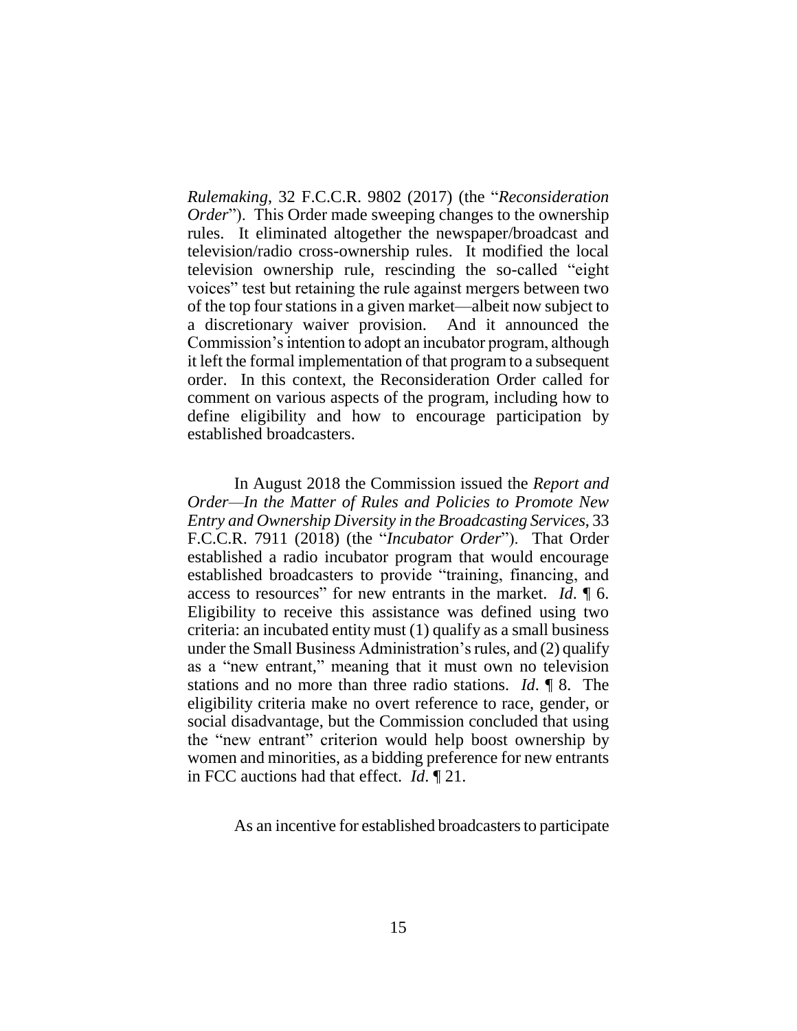*Rulemaking*, 32 F.C.C.R. 9802 (2017) (the "*Reconsideration Order*"). This Order made sweeping changes to the ownership rules. It eliminated altogether the newspaper/broadcast and television/radio cross-ownership rules. It modified the local television ownership rule, rescinding the so-called "eight voices" test but retaining the rule against mergers between two of the top four stations in a given market—albeit now subject to a discretionary waiver provision. And it announced the Commission's intention to adopt an incubator program, although it left the formal implementation of that program to a subsequent order. In this context, the Reconsideration Order called for comment on various aspects of the program, including how to define eligibility and how to encourage participation by established broadcasters.

In August 2018 the Commission issued the *Report and Order—In the Matter of Rules and Policies to Promote New Entry and Ownership Diversity in the Broadcasting Services*, 33 F.C.C.R. 7911 (2018) (the "*Incubator Order*"). That Order established a radio incubator program that would encourage established broadcasters to provide "training, financing, and access to resources" for new entrants in the market. *Id*. ¶ 6. Eligibility to receive this assistance was defined using two criteria: an incubated entity must (1) qualify as a small business under the Small Business Administration's rules, and (2) qualify as a "new entrant," meaning that it must own no television stations and no more than three radio stations. *Id*. ¶ 8. The eligibility criteria make no overt reference to race, gender, or social disadvantage, but the Commission concluded that using the "new entrant" criterion would help boost ownership by women and minorities, as a bidding preference for new entrants in FCC auctions had that effect. *Id*. ¶ 21.

As an incentive for established broadcasters to participate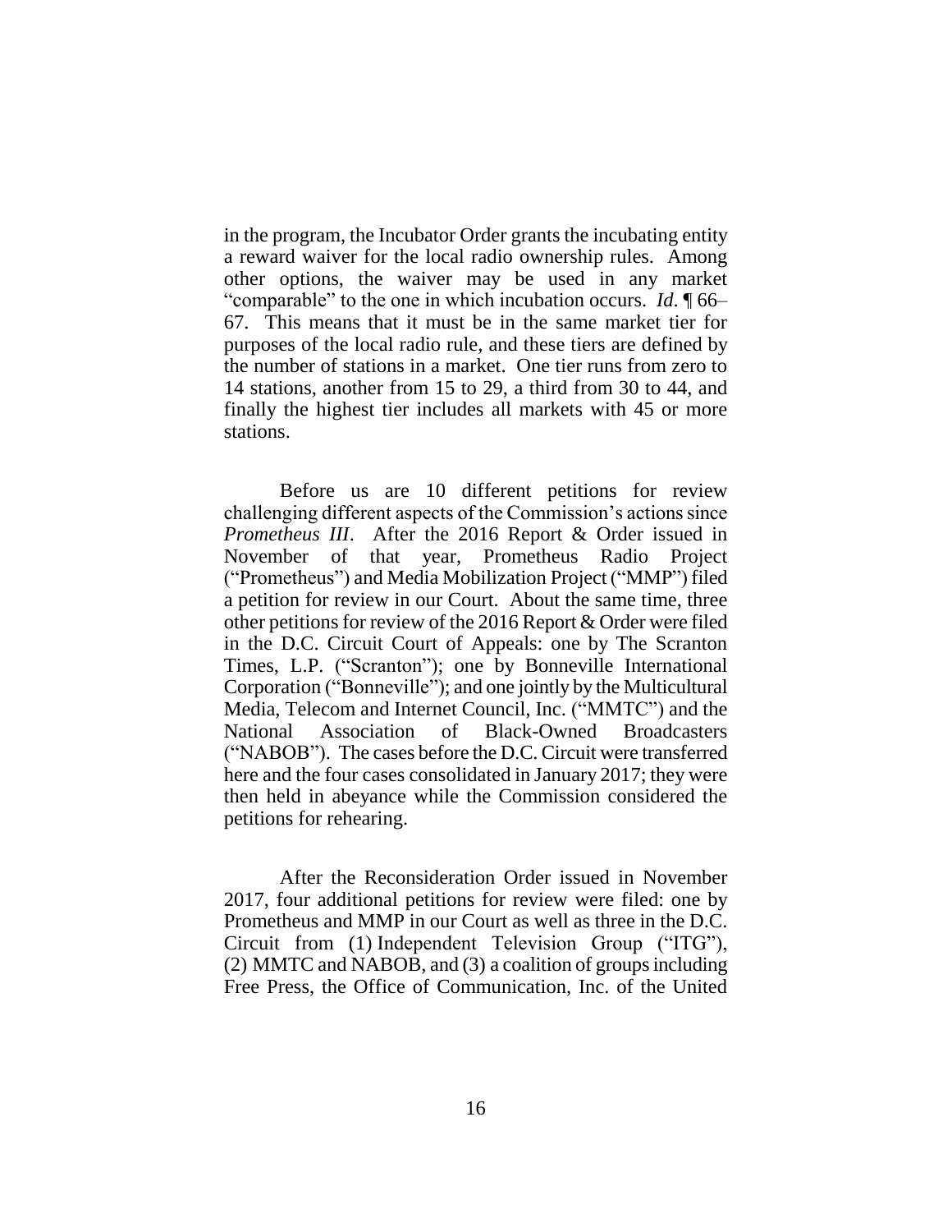in the program, the Incubator Order grants the incubating entity a reward waiver for the local radio ownership rules. Among other options, the waiver may be used in any market "comparable" to the one in which incubation occurs. *Id.* ¶ 66–67. This means that it must be in the same market tier for purposes of the local radio rule, and these tiers are defined by the number of stations in a market. One tier runs from zero to 14 stations, another from 15 to 29, a third from 30 to 44, and finally the highest tier includes all markets with 45 or more stations.

Before us are 10 different petitions for review challenging different aspects of the Commission's actions since *Prometheus III*. After the 2016 Report & Order issued in November of that year, Prometheus Radio Project ("Prometheus") and Media Mobilization Project ("MMP") filed a petition for review in our Court. About the same time, three other petitions for review of the 2016 Report & Order were filed in the D.C. Circuit Court of Appeals: one by The Scranton Times, L.P. ("Scranton"); one by Bonneville International Corporation ("Bonneville"); and one jointly by the Multicultural Media, Telecom and Internet Council, Inc. ("MMTC") and the National Association of Black-Owned Broadcasters ("NABOB"). The cases before the D.C. Circuit were transferred here and the four cases consolidated in January 2017; they were then held in abeyance while the Commission considered the petitions for rehearing.

After the Reconsideration Order issued in November 2017, four additional petitions for review were filed: one by Prometheus and MMP in our Court as well as three in the D.C. Circuit from (1) Independent Television Group ("ITG"), (2) MMTC and NABOB, and (3) a coalition of groups including Free Press, the Office of Communication, Inc. of the United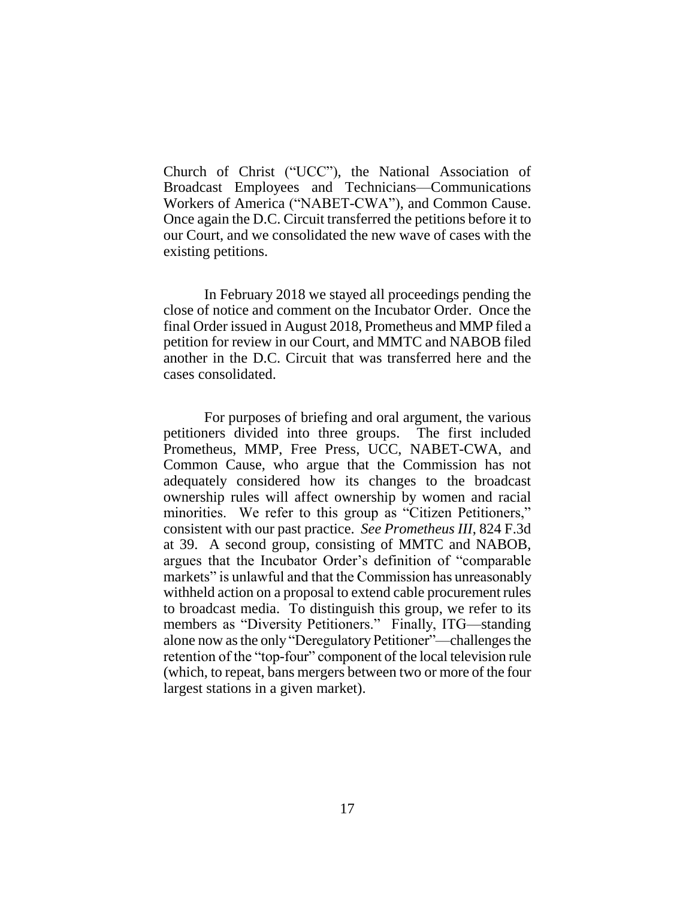Church of Christ ("UCC"), the National Association of Broadcast Employees and Technicians—Communications Workers of America ("NABET-CWA"), and Common Cause. Once again the D.C. Circuit transferred the petitions before it to our Court, and we consolidated the new wave of cases with the existing petitions.

In February 2018 we stayed all proceedings pending the close of notice and comment on the Incubator Order. Once the final Order issued in August 2018, Prometheus and MMP filed a petition for review in our Court, and MMTC and NABOB filed another in the D.C. Circuit that was transferred here and the cases consolidated.

For purposes of briefing and oral argument, the various petitioners divided into three groups. The first included Prometheus, MMP, Free Press, UCC, NABET-CWA, and Common Cause, who argue that the Commission has not adequately considered how its changes to the broadcast ownership rules will affect ownership by women and racial minorities. We refer to this group as "Citizen Petitioners," consistent with our past practice. *See Prometheus III*, 824 F.3d at 39. A second group, consisting of MMTC and NABOB, argues that the Incubator Order's definition of "comparable markets" is unlawful and that the Commission has unreasonably withheld action on a proposal to extend cable procurement rules to broadcast media. To distinguish this group, we refer to its members as "Diversity Petitioners." Finally, ITG—standing alone now as the only "Deregulatory Petitioner"—challenges the retention of the "top-four" component of the local television rule (which, to repeat, bans mergers between two or more of the four largest stations in a given market).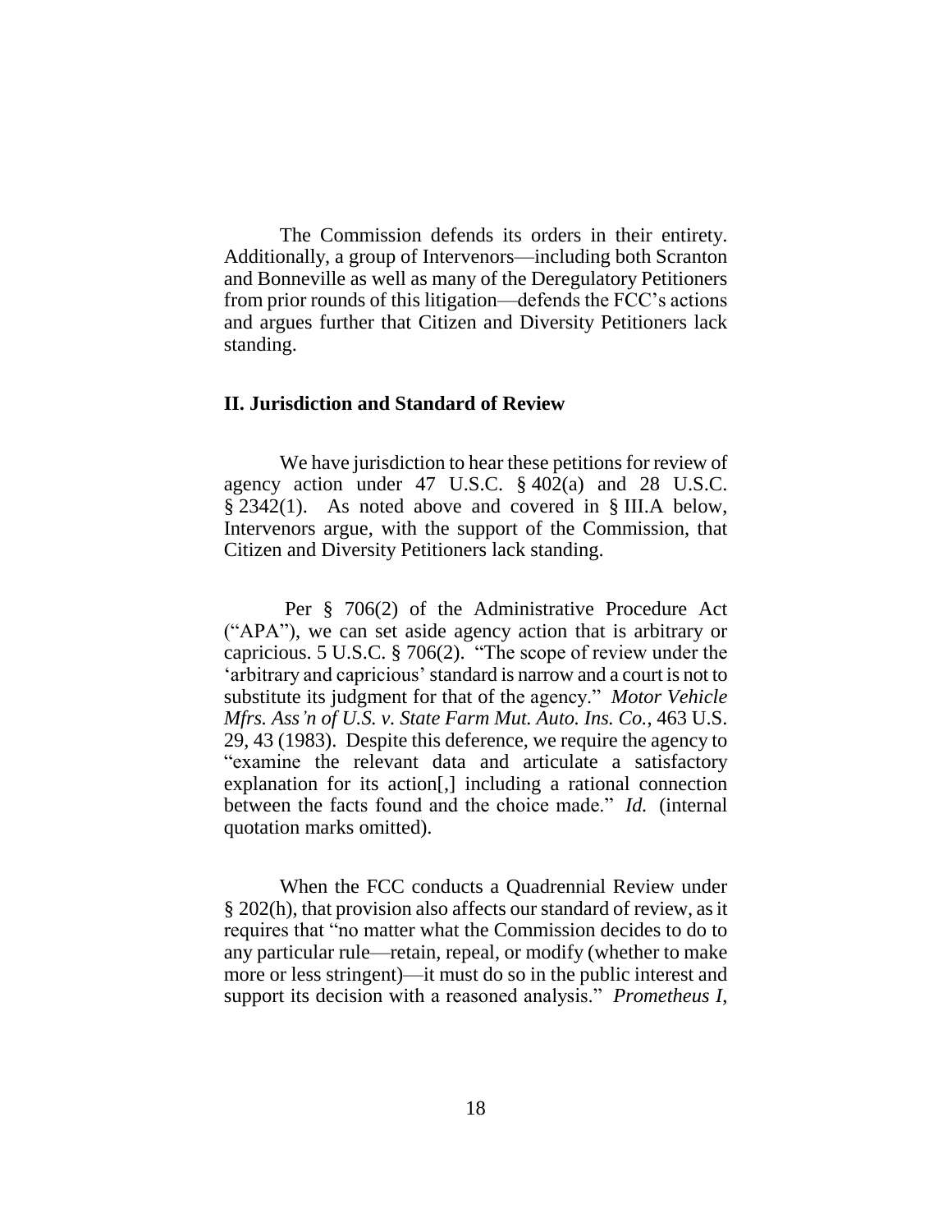The Commission defends its orders in their entirety. Additionally, a group of Intervenors—including both Scranton and Bonneville as well as many of the Deregulatory Petitioners from prior rounds of this litigation—defends the FCC's actions and argues further that Citizen and Diversity Petitioners lack standing.

## II. Jurisdiction and Standard of Review

We have jurisdiction to hear these petitions for review of agency action under 47 U.S.C. § 402(a) and 28 U.S.C. § 2342(1). As noted above and covered in § III.A below, Intervenors argue, with the support of the Commission, that Citizen and Diversity Petitioners lack standing.

Per § 706(2) of the Administrative Procedure Act ("APA"), we can set aside agency action that is arbitrary or capricious. 5 U.S.C. § 706(2). "The scope of review under the 'arbitrary and capricious' standard is narrow and a court is not to substitute its judgment for that of the agency." *Motor Vehicle Mfrs. Ass'n of U.S. v. State Farm Mut. Auto. Ins. Co.*, 463 U.S. 29, 43 (1983). Despite this deference, we require the agency to "examine the relevant data and articulate a satisfactory explanation for its action[,] including a rational connection between the facts found and the choice made." *Id.* (internal quotation marks omitted).

When the FCC conducts a Quadrennial Review under § 202(h), that provision also affects our standard of review, as it requires that "no matter what the Commission decides to do to any particular rule—retain, repeal, or modify (whether to make more or less stringent)—it must do so in the public interest and support its decision with a reasoned analysis." *Prometheus I*,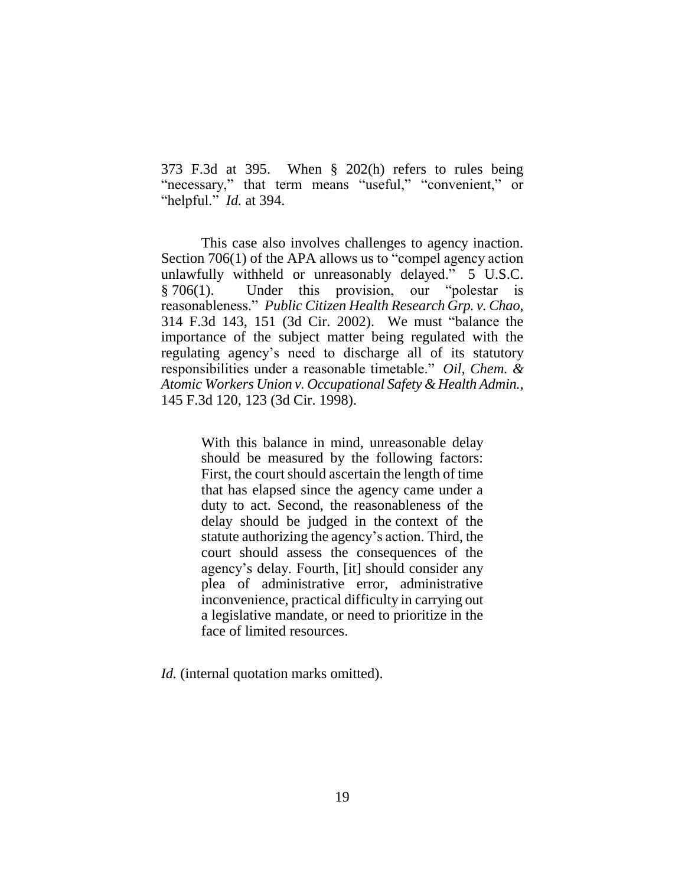373 F.3d at 395. When § 202(h) refers to rules being "necessary," that term means "useful," "convenient," or "helpful." *Id.* at 394.

This case also involves challenges to agency inaction. Section 706(1) of the APA allows us to "compel agency action unlawfully withheld or unreasonably delayed." 5 U.S.C. § 706(1). Under this provision, our "polestar is reasonableness." *Public Citizen Health Research Grp. v. Chao*, 314 F.3d 143, 151 (3d Cir. 2002). We must "balance the importance of the subject matter being regulated with the regulating agency's need to discharge all of its statutory responsibilities under a reasonable timetable." *Oil, Chem. & Atomic Workers Union v. Occupational Safety & Health Admin.*, 145 F.3d 120, 123 (3d Cir. 1998).

> With this balance in mind, unreasonable delay should be measured by the following factors: First, the court should ascertain the length of time that has elapsed since the agency came under a duty to act. Second, the reasonableness of the delay should be judged in the context of the statute authorizing the agency's action. Third, the court should assess the consequences of the agency's delay. Fourth, [it] should consider any plea of administrative error, administrative inconvenience, practical difficulty in carrying out a legislative mandate, or need to prioritize in the face of limited resources.

*Id.* (internal quotation marks omitted).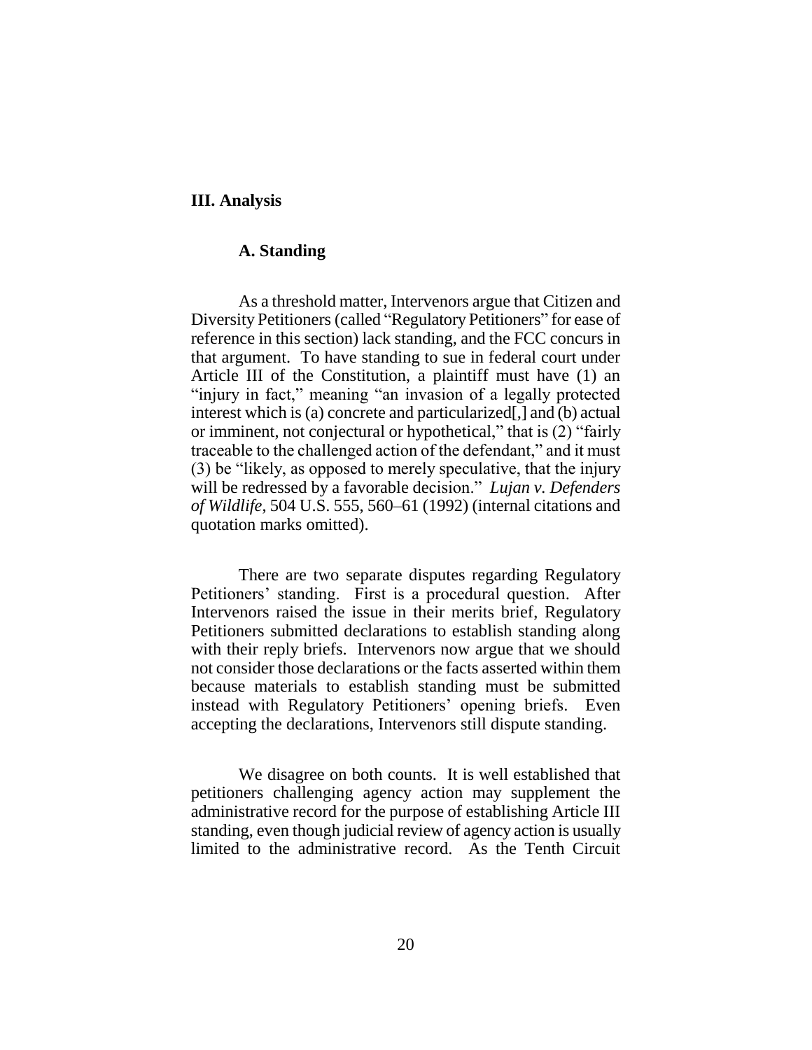## III. Analysis

### A. Standing

As a threshold matter, Intervenors argue that Citizen and Diversity Petitioners (called "Regulatory Petitioners" for ease of reference in this section) lack standing, and the FCC concurs in that argument. To have standing to sue in federal court under Article III of the Constitution, a plaintiff must have (1) an "injury in fact," meaning "an invasion of a legally protected interest which is (a) concrete and particularized[,] and (b) actual or imminent, not conjectural or hypothetical," that is (2) "fairly traceable to the challenged action of the defendant," and it must (3) be "likely, as opposed to merely speculative, that the injury will be redressed by a favorable decision." *Lujan v. Defenders of Wildlife*, 504 U.S. 555, 560–61 (1992) (internal citations and quotation marks omitted).

There are two separate disputes regarding Regulatory Petitioners' standing. First is a procedural question. After Intervenors raised the issue in their merits brief, Regulatory Petitioners submitted declarations to establish standing along with their reply briefs. Intervenors now argue that we should not consider those declarations or the facts asserted within them because materials to establish standing must be submitted instead with Regulatory Petitioners' opening briefs. Even accepting the declarations, Intervenors still dispute standing.

We disagree on both counts. It is well established that petitioners challenging agency action may supplement the administrative record for the purpose of establishing Article III standing, even though judicial review of agency action is usually limited to the administrative record. As the Tenth Circuit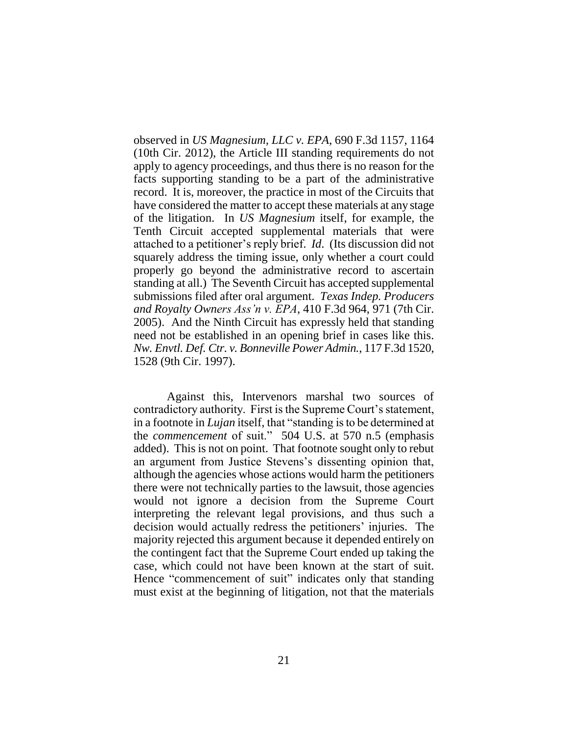observed in *US Magnesium, LLC v. EPA*, 690 F.3d 1157, 1164 (10th Cir. 2012), the Article III standing requirements do not apply to agency proceedings, and thus there is no reason for the facts supporting standing to be a part of the administrative record. It is, moreover, the practice in most of the Circuits that have considered the matter to accept these materials at any stage of the litigation. In *US Magnesium* itself, for example, the Tenth Circuit accepted supplemental materials that were attached to a petitioner's reply brief. *Id*. (Its discussion did not squarely address the timing issue, only whether a court could properly go beyond the administrative record to ascertain standing at all.) The Seventh Circuit has accepted supplemental submissions filed after oral argument. *Texas Indep. Producers and Royalty Owners Ass'n v. EPA*, 410 F.3d 964, 971 (7th Cir. 2005). And the Ninth Circuit has expressly held that standing need not be established in an opening brief in cases like this. *Nw. Envtl. Def. Ctr. v. Bonneville Power Admin.*, 117 F.3d 1520, 1528 (9th Cir. 1997).

Against this, Intervenors marshal two sources of contradictory authority. First is the Supreme Court's statement, in a footnote in *Lujan* itself, that "standing is to be determined at the *commencement* of suit." 504 U.S. at 570 n.5 (emphasis added). This is not on point. That footnote sought only to rebut an argument from Justice Stevens's dissenting opinion that, although the agencies whose actions would harm the petitioners there were not technically parties to the lawsuit, those agencies would not ignore a decision from the Supreme Court interpreting the relevant legal provisions, and thus such a decision would actually redress the petitioners' injuries. The majority rejected this argument because it depended entirely on the contingent fact that the Supreme Court ended up taking the case, which could not have been known at the start of suit. Hence "commencement of suit" indicates only that standing must exist at the beginning of litigation, not that the materials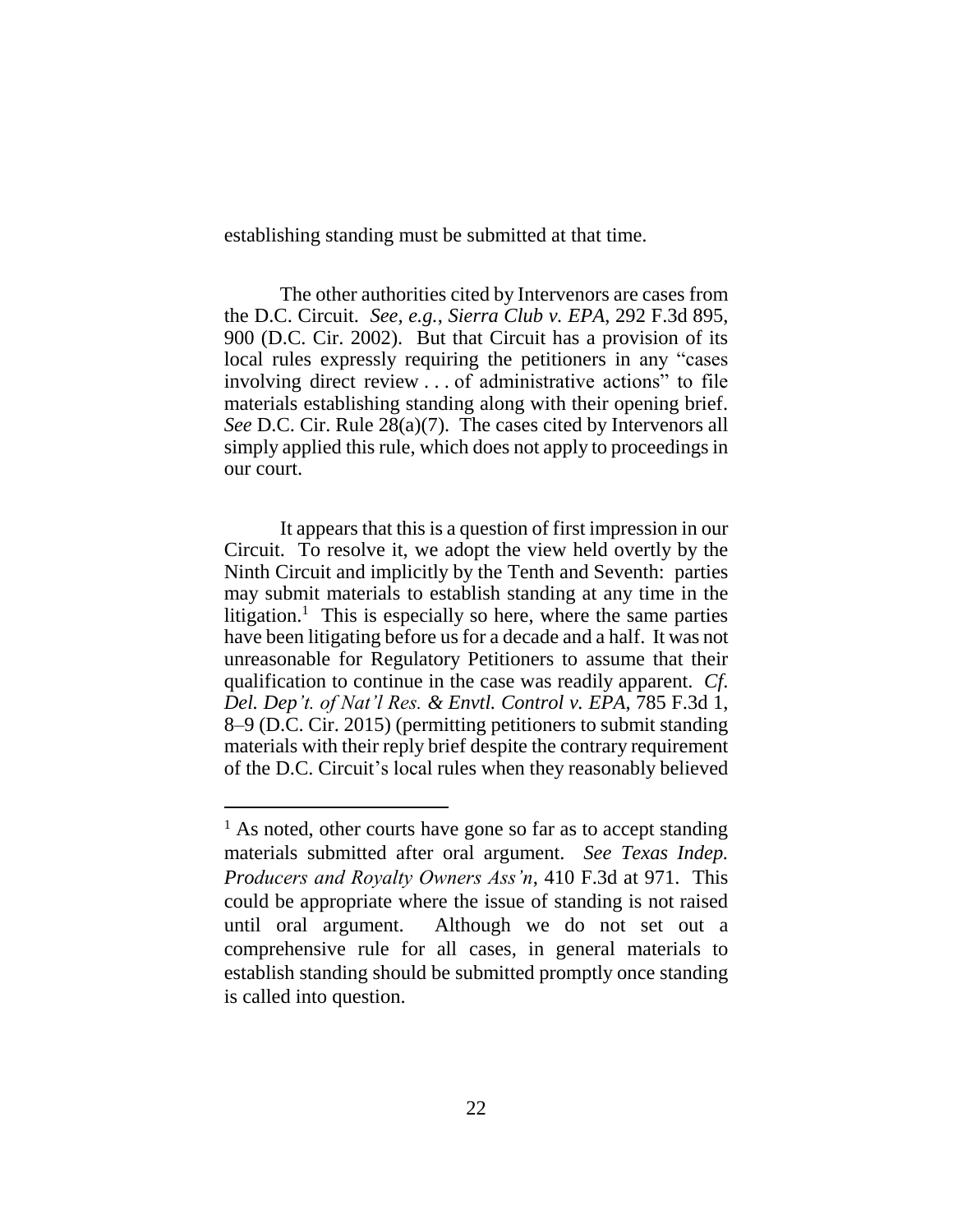establishing standing must be submitted at that time.

The other authorities cited by Intervenors are cases from the D.C. Circuit. *See, e.g.*, *Sierra Club v. EPA*, 292 F.3d 895, 900 (D.C. Cir. 2002). But that Circuit has a provision of its local rules expressly requiring the petitioners in any "cases involving direct review . . . of administrative actions" to file materials establishing standing along with their opening brief. *See* D.C. Cir. Rule 28(a)(7). The cases cited by Intervenors all simply applied this rule, which does not apply to proceedings in our court.

It appears that this is a question of first impression in our Circuit. To resolve it, we adopt the view held overtly by the Ninth Circuit and implicitly by the Tenth and Seventh: parties may submit materials to establish standing at any time in the litigation.[1] This is especially so here, where the same parties have been litigating before us for a decade and a half. It was not unreasonable for Regulatory Petitioners to assume that their qualification to continue in the case was readily apparent. *Cf. Del. Dep't. of Nat'l Res. & Envtl. Control v. EPA*, 785 F.3d 1, 8–9 (D.C. Cir. 2015) (permitting petitioners to submit standing materials with their reply brief despite the contrary requirement of the D.C. Circuit's local rules when they reasonably believed

---

[1] As noted, other courts have gone so far as to accept standing materials submitted after oral argument. *See Texas Indep. Producers and Royalty Owners Ass'n*, 410 F.3d at 971. This could be appropriate where the issue of standing is not raised until oral argument. Although we do not set out a comprehensive rule for all cases, in general materials to establish standing should be submitted promptly once standing is called into question.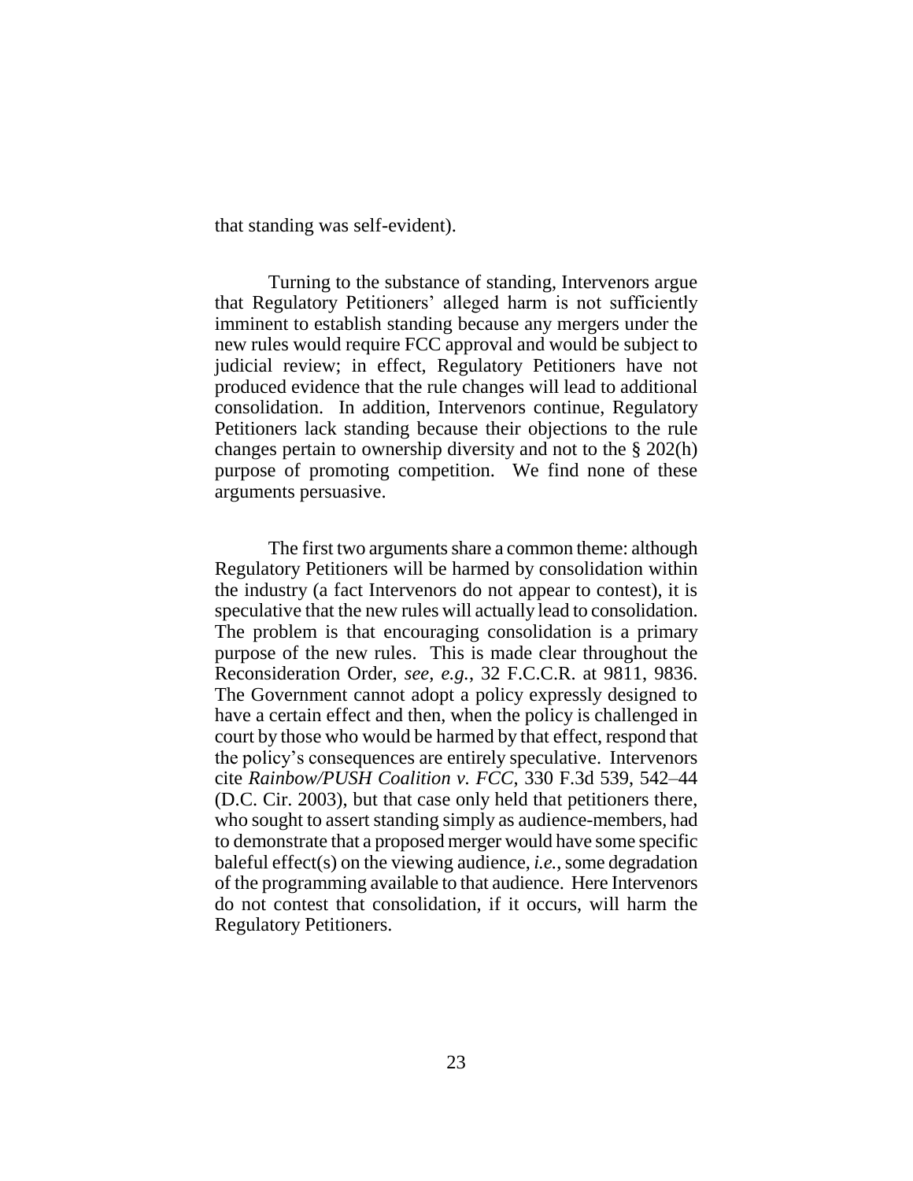that standing was self-evident).

Turning to the substance of standing, Intervenors argue that Regulatory Petitioners' alleged harm is not sufficiently imminent to establish standing because any mergers under the new rules would require FCC approval and would be subject to judicial review; in effect, Regulatory Petitioners have not produced evidence that the rule changes will lead to additional consolidation. In addition, Intervenors continue, Regulatory Petitioners lack standing because their objections to the rule changes pertain to ownership diversity and not to the § 202(h) purpose of promoting competition. We find none of these arguments persuasive.

The first two arguments share a common theme: although Regulatory Petitioners will be harmed by consolidation within the industry (a fact Intervenors do not appear to contest), it is speculative that the new rules will actually lead to consolidation. The problem is that encouraging consolidation is a primary purpose of the new rules. This is made clear throughout the Reconsideration Order, *see, e.g.*, 32 F.C.C.R. at 9811, 9836. The Government cannot adopt a policy expressly designed to have a certain effect and then, when the policy is challenged in court by those who would be harmed by that effect, respond that the policy's consequences are entirely speculative. Intervenors cite *Rainbow/PUSH Coalition v. FCC*, 330 F.3d 539, 542–44 (D.C. Cir. 2003), but that case only held that petitioners there, who sought to assert standing simply as audience-members, had to demonstrate that a proposed merger would have some specific baleful effect(s) on the viewing audience, *i.e.*, some degradation of the programming available to that audience. Here Intervenors do not contest that consolidation, if it occurs, will harm the Regulatory Petitioners.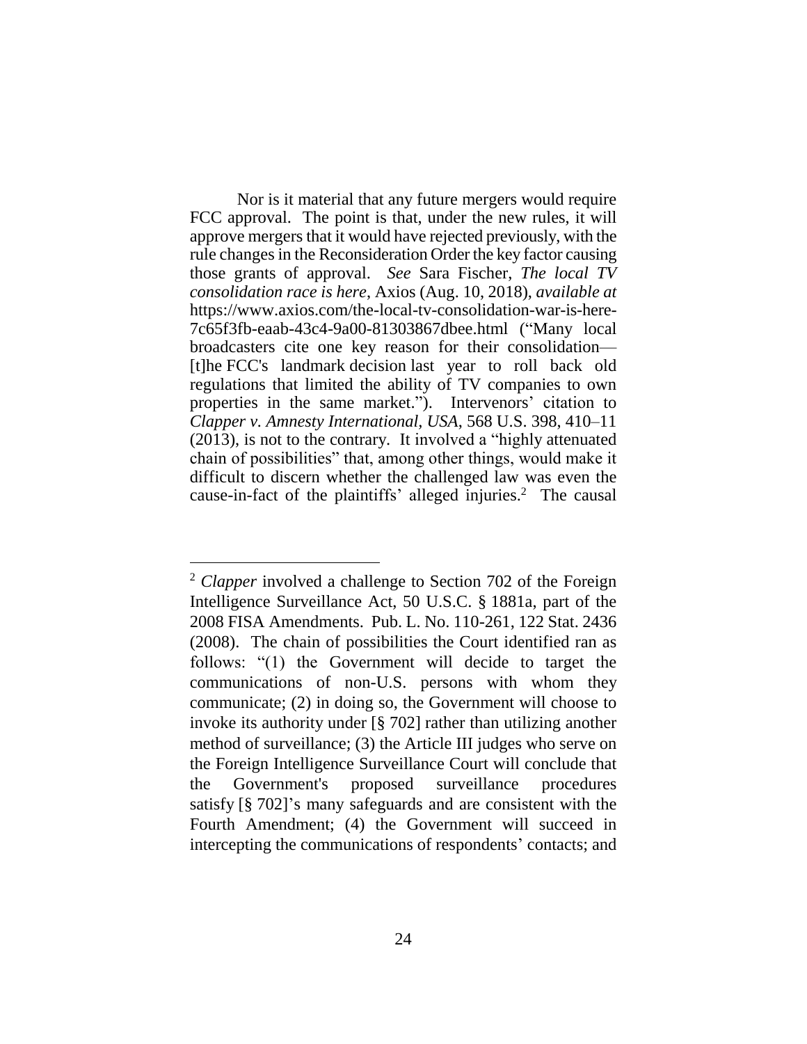Nor is it material that any future mergers would require FCC approval. The point is that, under the new rules, it will approve mergers that it would have rejected previously, with the rule changes in the Reconsideration Order the key factor causing those grants of approval. *See* Sara Fischer, *The local TV consolidation race is here*, Axios (Aug. 10, 2018), *available at* https://www.axios.com/the-local-tv-consolidation-war-is-here-7c65f3fb-eaab-43c4-9a00-81303867dbee.html ("Many local broadcasters cite one key reason for their consolidation— [t]he FCC's landmark decision last year to roll back old regulations that limited the ability of TV companies to own properties in the same market."). Intervenors' citation to *Clapper v. Amnesty International, USA*, 568 U.S. 398, 410–11 (2013), is not to the contrary. It involved a "highly attenuated chain of possibilities" that, among other things, would make it difficult to discern whether the challenged law was even the cause-in-fact of the plaintiffs' alleged injuries.[2] The causal

---

[2] *Clapper* involved a challenge to Section 702 of the Foreign Intelligence Surveillance Act, 50 U.S.C. § 1881a, part of the 2008 FISA Amendments. Pub. L. No. 110-261, 122 Stat. 2436 (2008). The chain of possibilities the Court identified ran as follows: "(1) the Government will decide to target the communications of non-U.S. persons with whom they communicate; (2) in doing so, the Government will choose to invoke its authority under [§ 702] rather than utilizing another method of surveillance; (3) the Article III judges who serve on the Foreign Intelligence Surveillance Court will conclude that the Government's proposed surveillance procedures satisfy [§ 702]'s many safeguards and are consistent with the Fourth Amendment; (4) the Government will succeed in intercepting the communications of respondents' contacts; and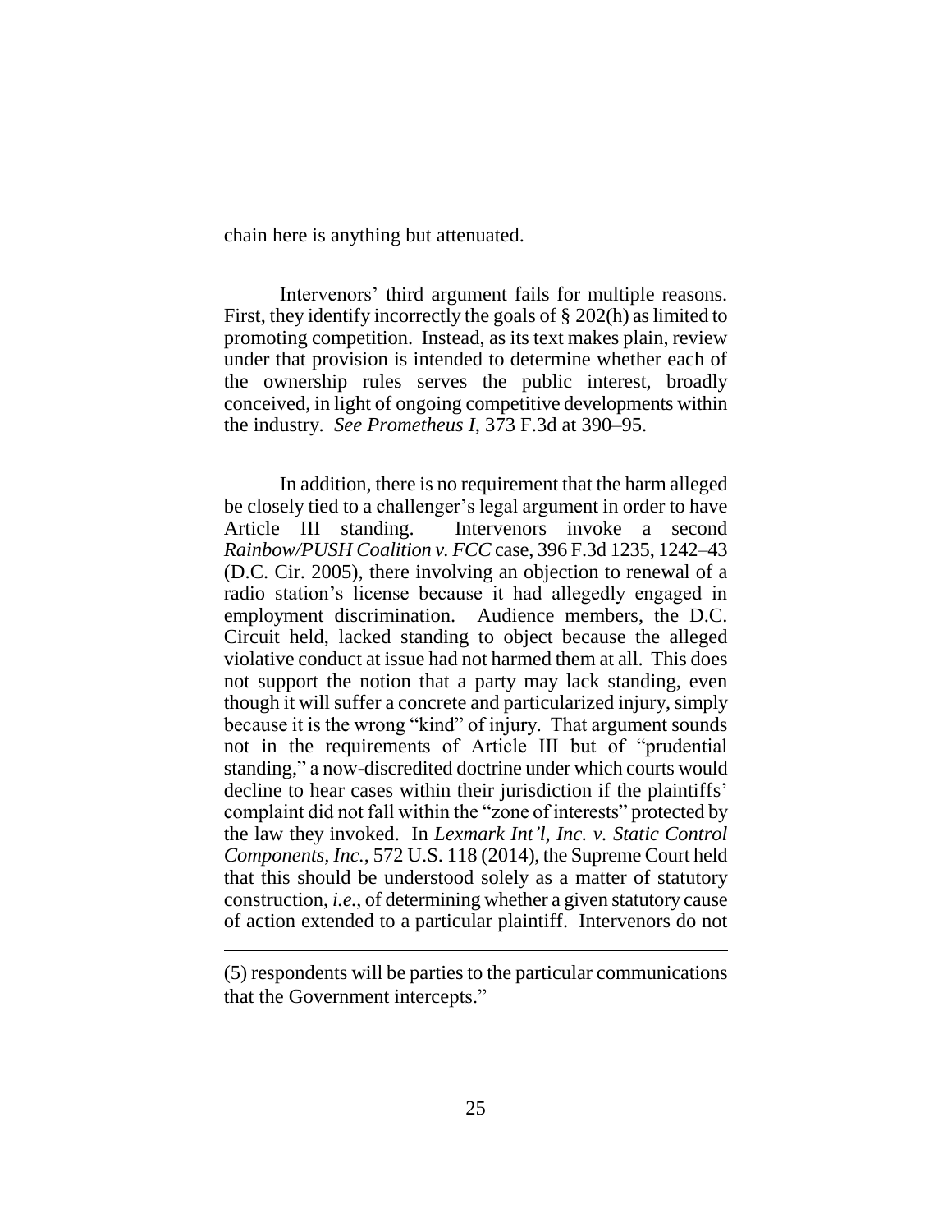chain here is anything but attenuated.

Intervenors' third argument fails for multiple reasons. First, they identify incorrectly the goals of § 202(h) as limited to promoting competition. Instead, as its text makes plain, review under that provision is intended to determine whether each of the ownership rules serves the public interest, broadly conceived, in light of ongoing competitive developments within the industry. *See Prometheus I*, 373 F.3d at 390–95.

In addition, there is no requirement that the harm alleged be closely tied to a challenger's legal argument in order to have Article III standing. Intervenors invoke a second *Rainbow/PUSH Coalition v. FCC* case, 396 F.3d 1235, 1242–43 (D.C. Cir. 2005), there involving an objection to renewal of a radio station's license because it had allegedly engaged in employment discrimination. Audience members, the D.C. Circuit held, lacked standing to object because the alleged violative conduct at issue had not harmed them at all. This does not support the notion that a party may lack standing, even though it will suffer a concrete and particularized injury, simply because it is the wrong "kind" of injury. That argument sounds not in the requirements of Article III but of "prudential standing," a now-discredited doctrine under which courts would decline to hear cases within their jurisdiction if the plaintiffs' complaint did not fall within the "zone of interests" protected by the law they invoked. In *Lexmark Int'l, Inc. v. Static Control Components, Inc.*, 572 U.S. 118 (2014), the Supreme Court held that this should be understood solely as a matter of statutory construction, *i.e.*, of determining whether a given statutory cause of action extended to a particular plaintiff. Intervenors do not

---

(5) respondents will be parties to the particular communications that the Government intercepts."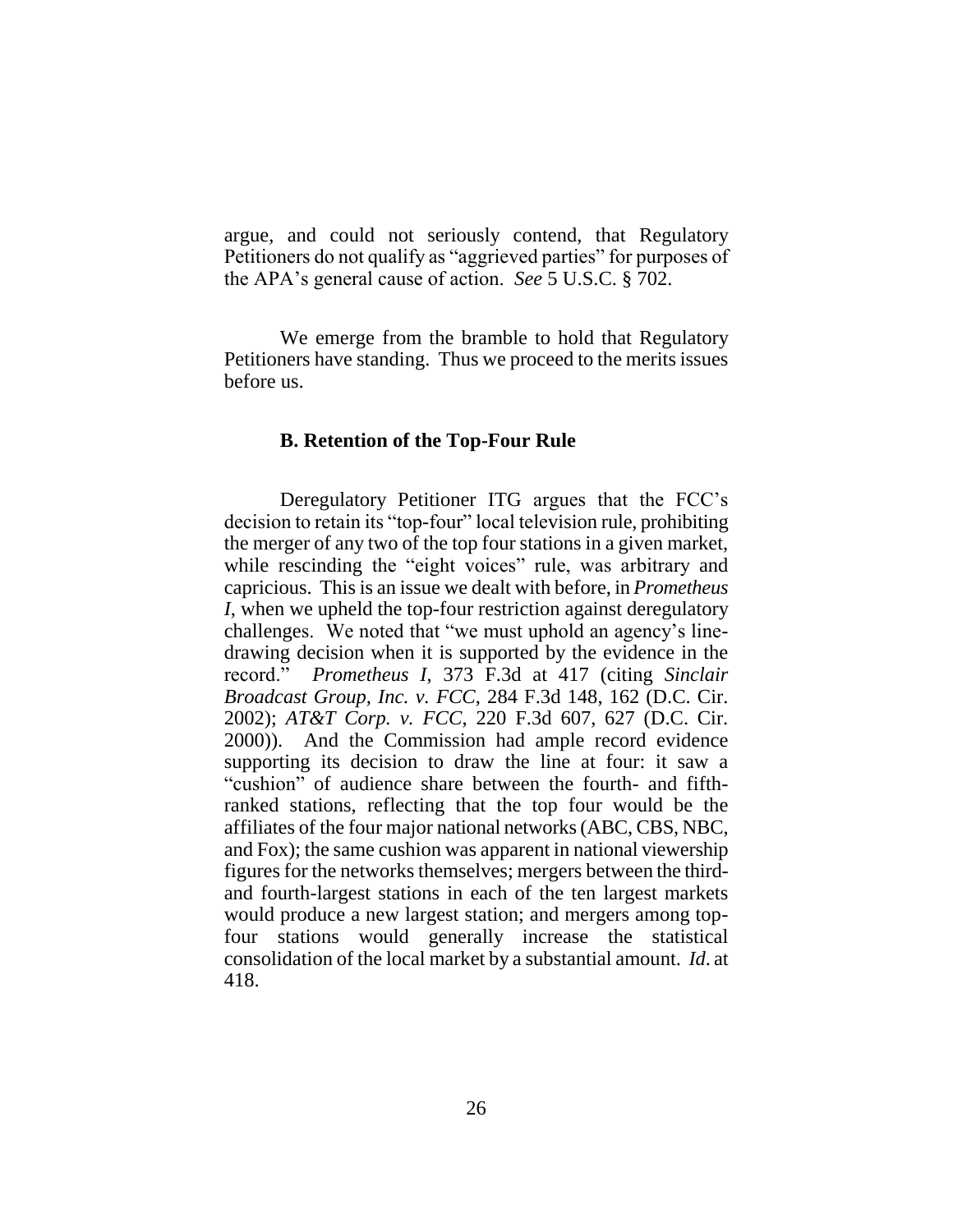argue, and could not seriously contend, that Regulatory Petitioners do not qualify as "aggrieved parties" for purposes of the APA's general cause of action. *See* 5 U.S.C. § 702.

We emerge from the bramble to hold that Regulatory Petitioners have standing. Thus we proceed to the merits issues before us.

### B. Retention of the Top-Four Rule

Deregulatory Petitioner ITG argues that the FCC's decision to retain its "top-four" local television rule, prohibiting the merger of any two of the top four stations in a given market, while rescinding the "eight voices" rule, was arbitrary and capricious. This is an issue we dealt with before, in *Prometheus I*, when we upheld the top-four restriction against deregulatory challenges. We noted that "we must uphold an agency's line-drawing decision when it is supported by the evidence in the record." *Prometheus I*, 373 F.3d at 417 (citing *Sinclair Broadcast Group, Inc. v. FCC*, 284 F.3d 148, 162 (D.C. Cir. 2002); *AT&T Corp. v. FCC*, 220 F.3d 607, 627 (D.C. Cir. 2000)). And the Commission had ample record evidence supporting its decision to draw the line at four: it saw a "cushion" of audience share between the fourth- and fifth-ranked stations, reflecting that the top four would be the affiliates of the four major national networks (ABC, CBS, NBC, and Fox); the same cushion was apparent in national viewership figures for the networks themselves; mergers between the third- and fourth-largest stations in each of the ten largest markets would produce a new largest station; and mergers among top-four stations would generally increase the statistical consolidation of the local market by a substantial amount. *Id.* at 418.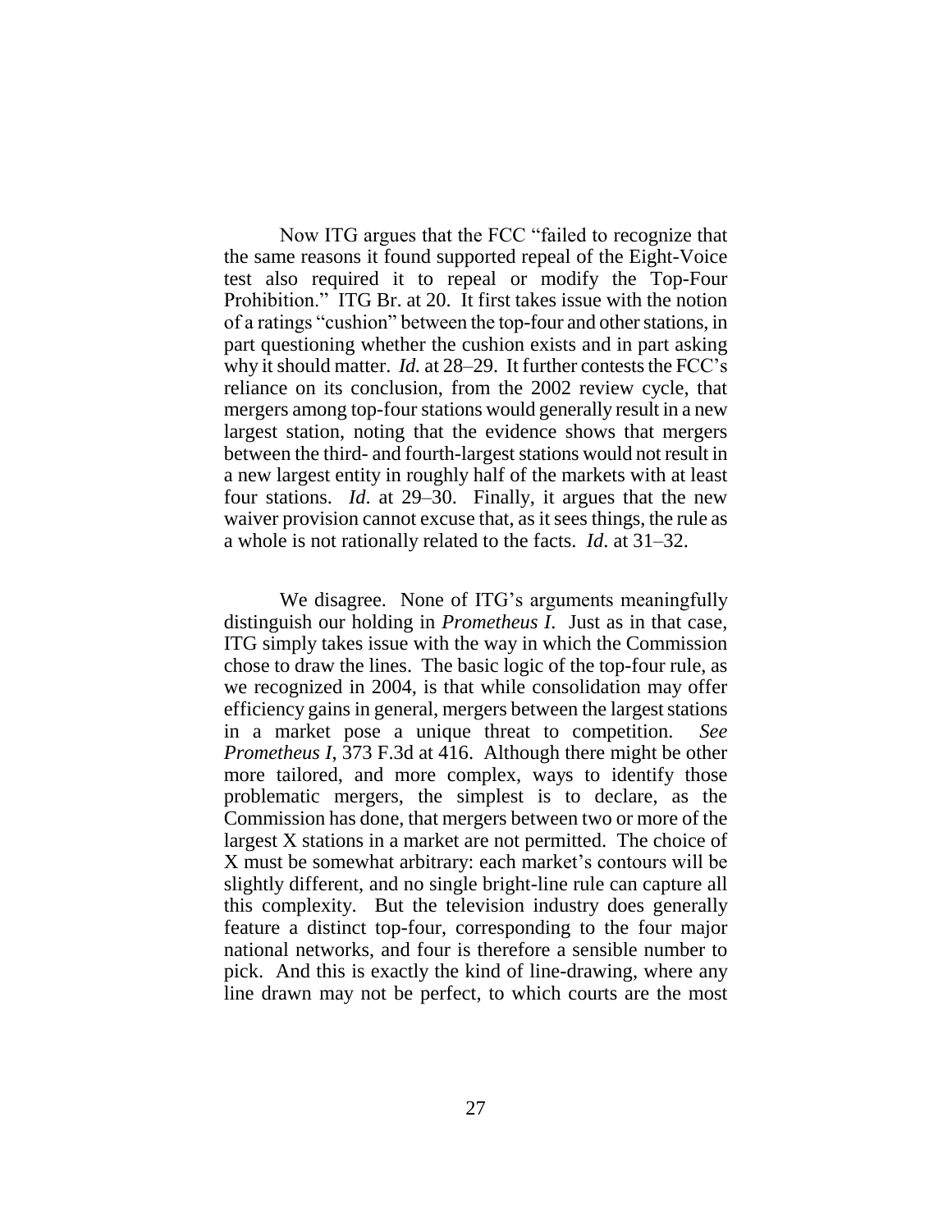Now ITG argues that the FCC "failed to recognize that the same reasons it found supported repeal of the Eight-Voice test also required it to repeal or modify the Top-Four Prohibition." ITG Br. at 20. It first takes issue with the notion of a ratings "cushion" between the top-four and other stations, in part questioning whether the cushion exists and in part asking why it should matter. *Id.* at 28–29. It further contests the FCC's reliance on its conclusion, from the 2002 review cycle, that mergers among top-four stations would generally result in a new largest station, noting that the evidence shows that mergers between the third- and fourth-largest stations would not result in a new largest entity in roughly half of the markets with at least four stations. *Id*. at 29–30. Finally, it argues that the new waiver provision cannot excuse that, as it sees things, the rule as a whole is not rationally related to the facts. *Id*. at 31–32.

We disagree. None of ITG's arguments meaningfully distinguish our holding in *Prometheus I*. Just as in that case, ITG simply takes issue with the way in which the Commission chose to draw the lines. The basic logic of the top-four rule, as we recognized in 2004, is that while consolidation may offer efficiency gains in general, mergers between the largest stations in a market pose a unique threat to competition. *See Prometheus I*, 373 F.3d at 416. Although there might be other more tailored, and more complex, ways to identify those problematic mergers, the simplest is to declare, as the Commission has done, that mergers between two or more of the largest X stations in a market are not permitted. The choice of X must be somewhat arbitrary: each market's contours will be slightly different, and no single bright-line rule can capture all this complexity. But the television industry does generally feature a distinct top-four, corresponding to the four major national networks, and four is therefore a sensible number to pick. And this is exactly the kind of line-drawing, where any line drawn may not be perfect, to which courts are the most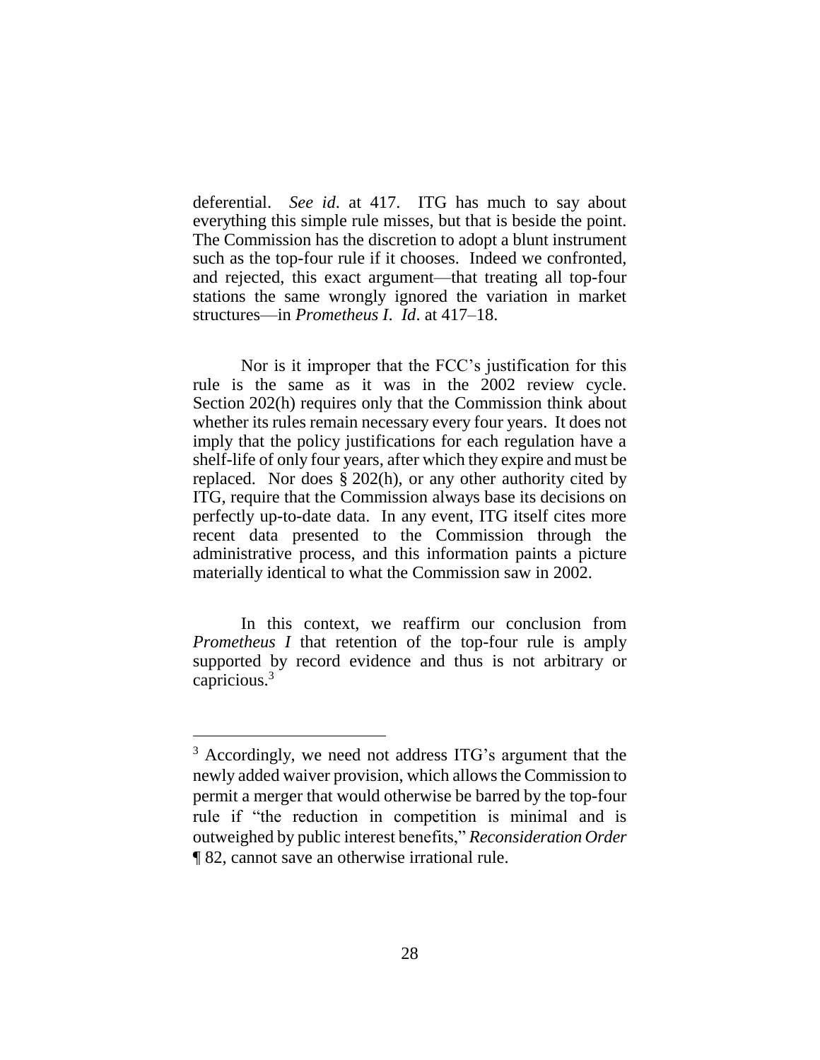deferential. *See id*. at 417. ITG has much to say about everything this simple rule misses, but that is beside the point. The Commission has the discretion to adopt a blunt instrument such as the top-four rule if it chooses. Indeed we confronted, and rejected, this exact argument—that treating all top-four stations the same wrongly ignored the variation in market structures—in *Prometheus I*. *Id*. at 417–18.

Nor is it improper that the FCC's justification for this rule is the same as it was in the 2002 review cycle. Section 202(h) requires only that the Commission think about whether its rules remain necessary every four years. It does not imply that the policy justifications for each regulation have a shelf-life of only four years, after which they expire and must be replaced. Nor does § 202(h), or any other authority cited by ITG, require that the Commission always base its decisions on perfectly up-to-date data. In any event, ITG itself cites more recent data presented to the Commission through the administrative process, and this information paints a picture materially identical to what the Commission saw in 2002.

In this context, we reaffirm our conclusion from *Prometheus I* that retention of the top-four rule is amply supported by record evidence and thus is not arbitrary or capricious.[3]

---

[3] Accordingly, we need not address ITG's argument that the newly added waiver provision, which allows the Commission to permit a merger that would otherwise be barred by the top-four rule if "the reduction in competition is minimal and is outweighed by public interest benefits," *Reconsideration Order* ¶ 82, cannot save an otherwise irrational rule.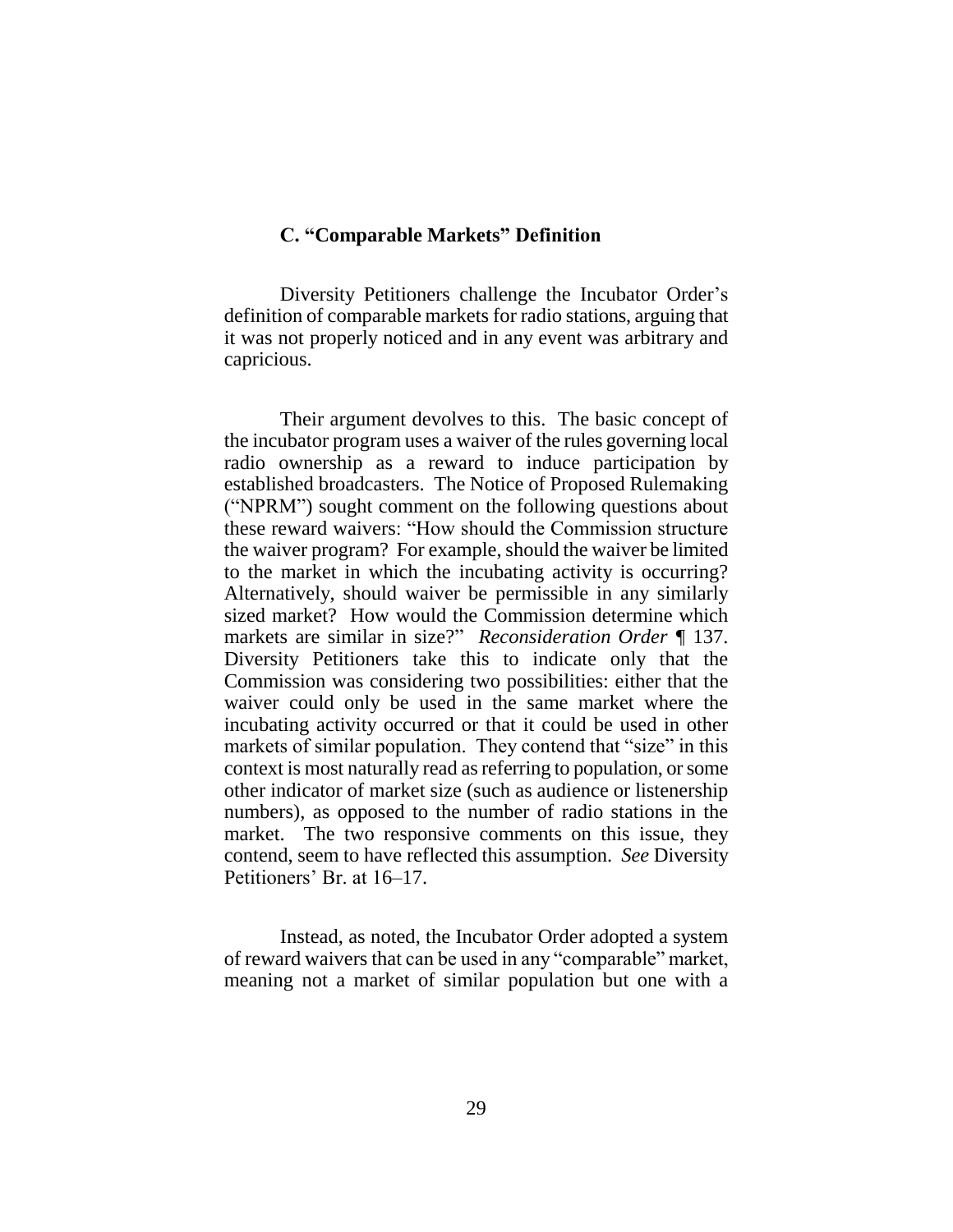### C. "Comparable Markets" Definition

Diversity Petitioners challenge the Incubator Order's definition of comparable markets for radio stations, arguing that it was not properly noticed and in any event was arbitrary and capricious.

Their argument devolves to this. The basic concept of the incubator program uses a waiver of the rules governing local radio ownership as a reward to induce participation by established broadcasters. The Notice of Proposed Rulemaking ("NPRM") sought comment on the following questions about these reward waivers: "How should the Commission structure the waiver program? For example, should the waiver be limited to the market in which the incubating activity is occurring? Alternatively, should waiver be permissible in any similarly sized market? How would the Commission determine which markets are similar in size?" *Reconsideration Order* ¶ 137. Diversity Petitioners take this to indicate only that the Commission was considering two possibilities: either that the waiver could only be used in the same market where the incubating activity occurred or that it could be used in other markets of similar population. They contend that "size" in this context is most naturally read as referring to population, or some other indicator of market size (such as audience or listenership numbers), as opposed to the number of radio stations in the market. The two responsive comments on this issue, they contend, seem to have reflected this assumption. *See* Diversity Petitioners' Br. at 16–17.

Instead, as noted, the Incubator Order adopted a system of reward waivers that can be used in any "comparable" market, meaning not a market of similar population but one with a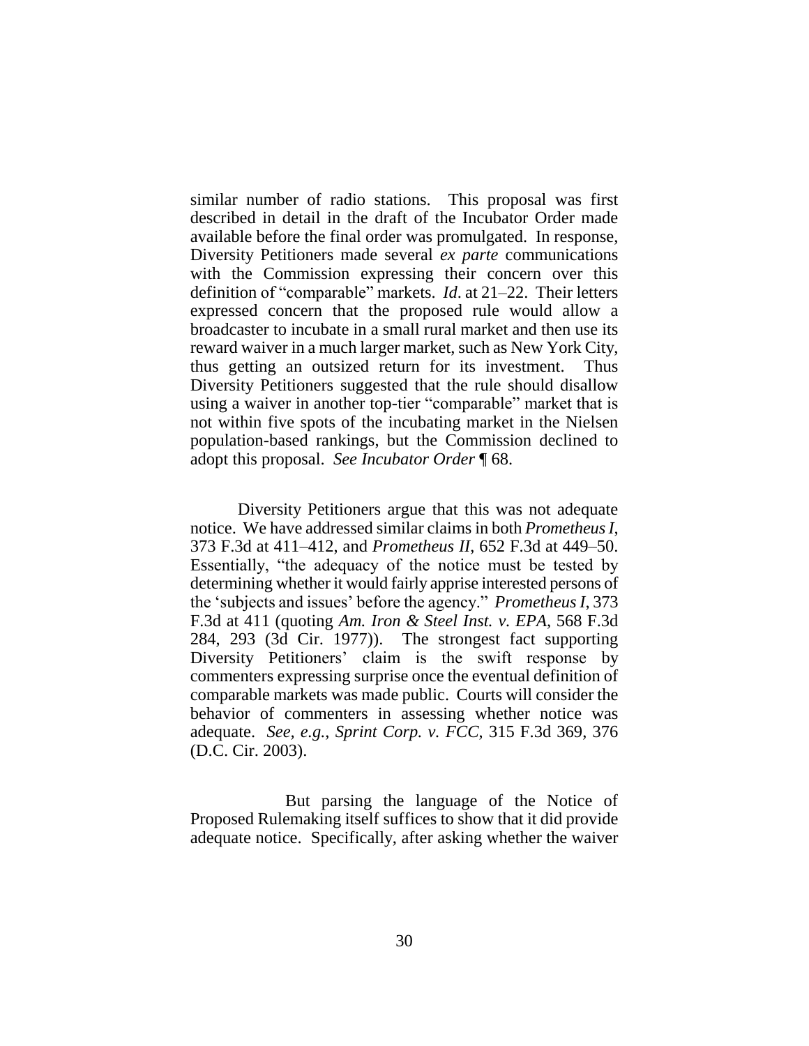similar number of radio stations. This proposal was first described in detail in the draft of the Incubator Order made available before the final order was promulgated. In response, Diversity Petitioners made several *ex parte* communications with the Commission expressing their concern over this definition of "comparable" markets. *Id*. at 21–22. Their letters expressed concern that the proposed rule would allow a broadcaster to incubate in a small rural market and then use its reward waiver in a much larger market, such as New York City, thus getting an outsized return for its investment. Thus Diversity Petitioners suggested that the rule should disallow using a waiver in another top-tier "comparable" market that is not within five spots of the incubating market in the Nielsen population-based rankings, but the Commission declined to adopt this proposal. *See Incubator Order* ¶ 68.

Diversity Petitioners argue that this was not adequate notice. We have addressed similar claims in both *Prometheus I*, 373 F.3d at 411–412, and *Prometheus II*, 652 F.3d at 449–50. Essentially, "the adequacy of the notice must be tested by determining whether it would fairly apprise interested persons of the 'subjects and issues' before the agency." *Prometheus I*, 373 F.3d at 411 (quoting *Am. Iron & Steel Inst. v. EPA*, 568 F.3d 284, 293 (3d Cir. 1977)). The strongest fact supporting Diversity Petitioners' claim is the swift response by commenters expressing surprise once the eventual definition of comparable markets was made public. Courts will consider the behavior of commenters in assessing whether notice was adequate. *See, e.g.*, *Sprint Corp. v. FCC*, 315 F.3d 369, 376 (D.C. Cir. 2003).

But parsing the language of the Notice of Proposed Rulemaking itself suffices to show that it did provide adequate notice. Specifically, after asking whether the waiver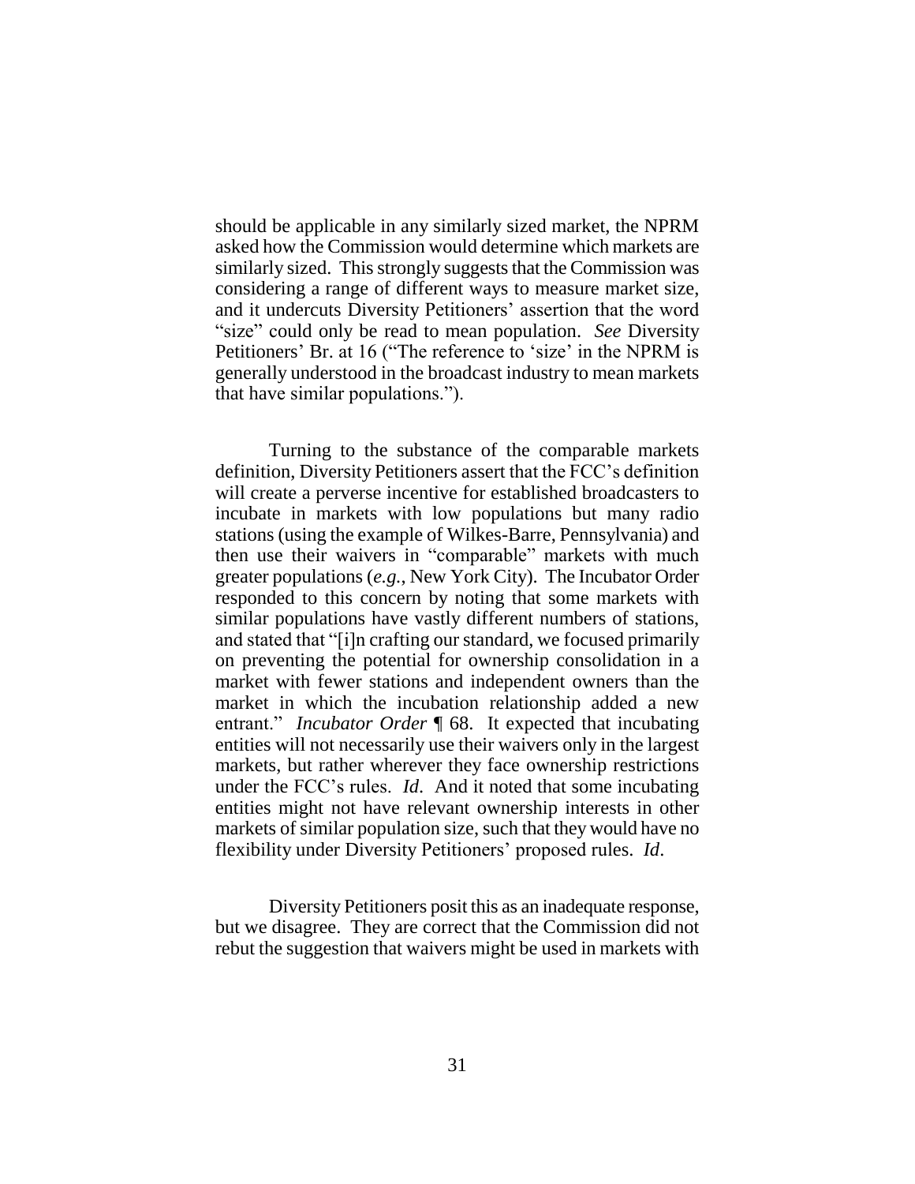should be applicable in any similarly sized market, the NPRM asked how the Commission would determine which markets are similarly sized. This strongly suggests that the Commission was considering a range of different ways to measure market size, and it undercuts Diversity Petitioners' assertion that the word "size" could only be read to mean population. *See* Diversity Petitioners' Br. at 16 ("The reference to 'size' in the NPRM is generally understood in the broadcast industry to mean markets that have similar populations.").

Turning to the substance of the comparable markets definition, Diversity Petitioners assert that the FCC's definition will create a perverse incentive for established broadcasters to incubate in markets with low populations but many radio stations (using the example of Wilkes-Barre, Pennsylvania) and then use their waivers in "comparable" markets with much greater populations (*e.g.*, New York City). The Incubator Order responded to this concern by noting that some markets with similar populations have vastly different numbers of stations, and stated that "[i]n crafting our standard, we focused primarily on preventing the potential for ownership consolidation in a market with fewer stations and independent owners than the market in which the incubation relationship added a new entrant." *Incubator Order* ¶ 68. It expected that incubating entities will not necessarily use their waivers only in the largest markets, but rather wherever they face ownership restrictions under the FCC's rules. *Id*. And it noted that some incubating entities might not have relevant ownership interests in other markets of similar population size, such that they would have no flexibility under Diversity Petitioners' proposed rules. *Id*.

Diversity Petitioners posit this as an inadequate response, but we disagree. They are correct that the Commission did not rebut the suggestion that waivers might be used in markets with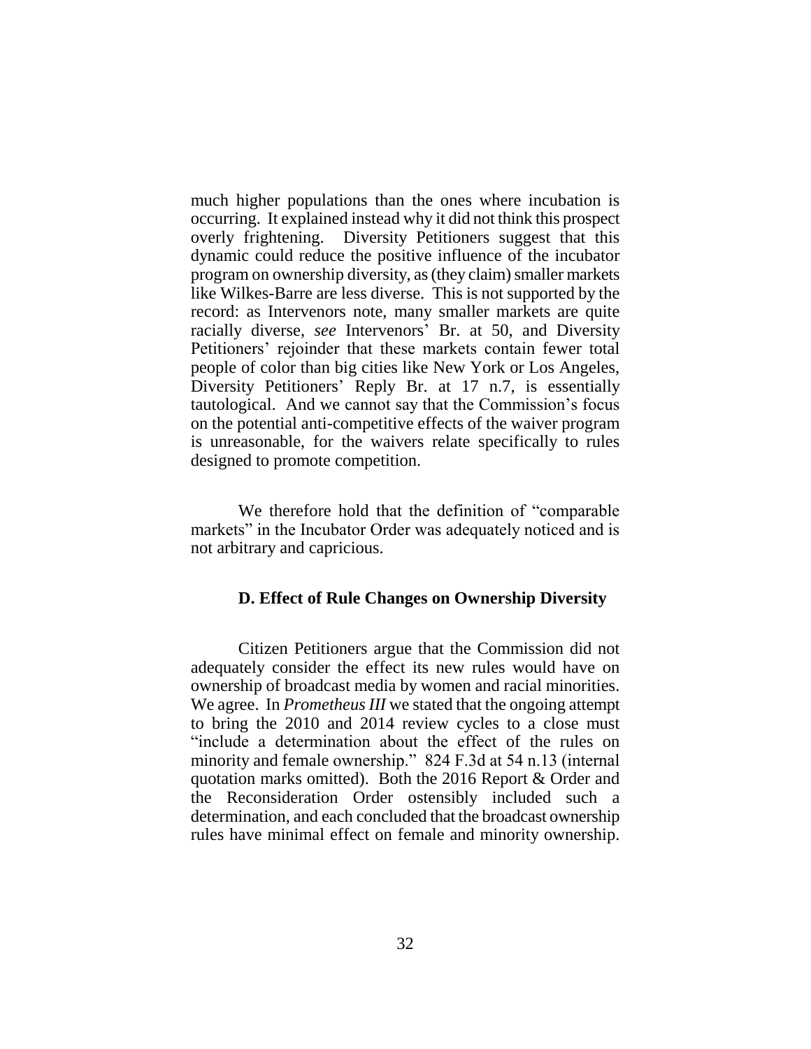much higher populations than the ones where incubation is occurring. It explained instead why it did not think this prospect overly frightening. Diversity Petitioners suggest that this dynamic could reduce the positive influence of the incubator program on ownership diversity, as (they claim) smaller markets like Wilkes-Barre are less diverse. This is not supported by the record: as Intervenors note, many smaller markets are quite racially diverse, *see* Intervenors' Br. at 50, and Diversity Petitioners' rejoinder that these markets contain fewer total people of color than big cities like New York or Los Angeles, Diversity Petitioners' Reply Br. at 17 n.7, is essentially tautological. And we cannot say that the Commission's focus on the potential anti-competitive effects of the waiver program is unreasonable, for the waivers relate specifically to rules designed to promote competition.

We therefore hold that the definition of "comparable markets" in the Incubator Order was adequately noticed and is not arbitrary and capricious.

### D. Effect of Rule Changes on Ownership Diversity

Citizen Petitioners argue that the Commission did not adequately consider the effect its new rules would have on ownership of broadcast media by women and racial minorities. We agree. In *Prometheus III* we stated that the ongoing attempt to bring the 2010 and 2014 review cycles to a close must "include a determination about the effect of the rules on minority and female ownership." 824 F.3d at 54 n.13 (internal quotation marks omitted). Both the 2016 Report & Order and the Reconsideration Order ostensibly included such a determination, and each concluded that the broadcast ownership rules have minimal effect on female and minority ownership.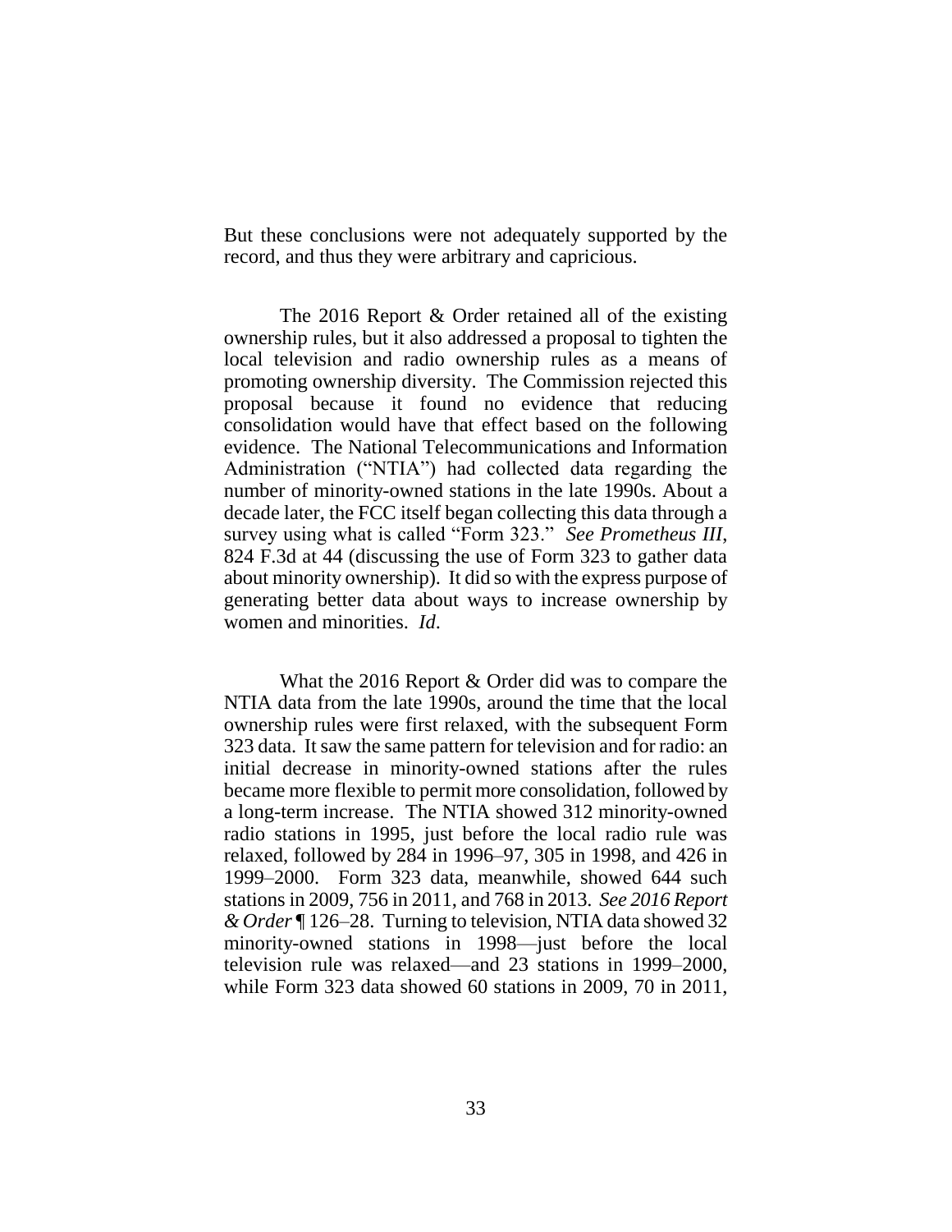But these conclusions were not adequately supported by the record, and thus they were arbitrary and capricious.

The 2016 Report & Order retained all of the existing ownership rules, but it also addressed a proposal to tighten the local television and radio ownership rules as a means of promoting ownership diversity. The Commission rejected this proposal because it found no evidence that reducing consolidation would have that effect based on the following evidence. The National Telecommunications and Information Administration ("NTIA") had collected data regarding the number of minority-owned stations in the late 1990s. About a decade later, the FCC itself began collecting this data through a survey using what is called "Form 323." *See Prometheus III*, 824 F.3d at 44 (discussing the use of Form 323 to gather data about minority ownership). It did so with the express purpose of generating better data about ways to increase ownership by women and minorities. *Id*.

What the 2016 Report & Order did was to compare the NTIA data from the late 1990s, around the time that the local ownership rules were first relaxed, with the subsequent Form 323 data. It saw the same pattern for television and for radio: an initial decrease in minority-owned stations after the rules became more flexible to permit more consolidation, followed by a long-term increase. The NTIA showed 312 minority-owned radio stations in 1995, just before the local radio rule was relaxed, followed by 284 in 1996–97, 305 in 1998, and 426 in 1999–2000. Form 323 data, meanwhile, showed 644 such stations in 2009, 756 in 2011, and 768 in 2013. *See 2016 Report & Order* ¶ 126–28. Turning to television, NTIA data showed 32 minority-owned stations in 1998—just before the local television rule was relaxed—and 23 stations in 1999–2000, while Form 323 data showed 60 stations in 2009, 70 in 2011,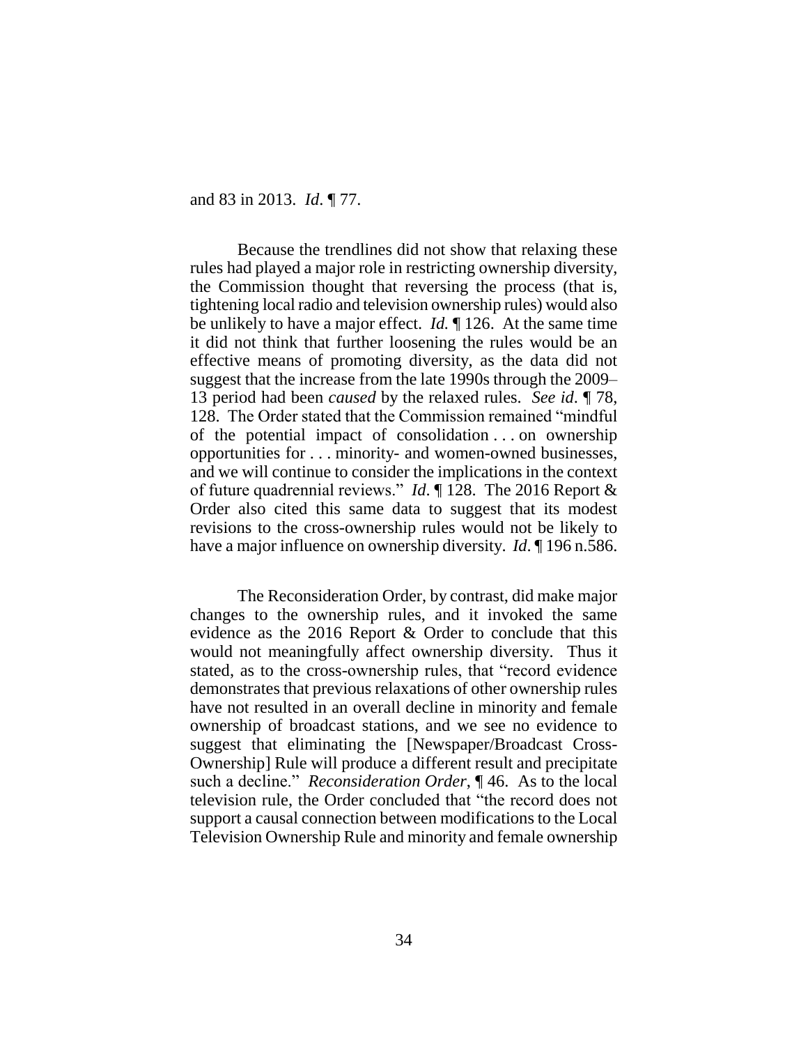and 83 in 2013. *Id*. ¶ 77.

Because the trendlines did not show that relaxing these rules had played a major role in restricting ownership diversity, the Commission thought that reversing the process (that is, tightening local radio and television ownership rules) would also be unlikely to have a major effect. *Id.* ¶ 126. At the same time it did not think that further loosening the rules would be an effective means of promoting diversity, as the data did not suggest that the increase from the late 1990s through the 2009–13 period had been *caused* by the relaxed rules. *See id*. ¶ 78, 128. The Order stated that the Commission remained "mindful of the potential impact of consolidation . . . on ownership opportunities for . . . minority- and women-owned businesses, and we will continue to consider the implications in the context of future quadrennial reviews." *Id*. ¶ 128. The 2016 Report & Order also cited this same data to suggest that its modest revisions to the cross-ownership rules would not be likely to have a major influence on ownership diversity. *Id*. ¶ 196 n.586.

The Reconsideration Order, by contrast, did make major changes to the ownership rules, and it invoked the same evidence as the 2016 Report & Order to conclude that this would not meaningfully affect ownership diversity. Thus it stated, as to the cross-ownership rules, that "record evidence demonstrates that previous relaxations of other ownership rules have not resulted in an overall decline in minority and female ownership of broadcast stations, and we see no evidence to suggest that eliminating the [Newspaper/Broadcast Cross-Ownership] Rule will produce a different result and precipitate such a decline." *Reconsideration Order*, ¶ 46. As to the local television rule, the Order concluded that "the record does not support a causal connection between modifications to the Local Television Ownership Rule and minority and female ownership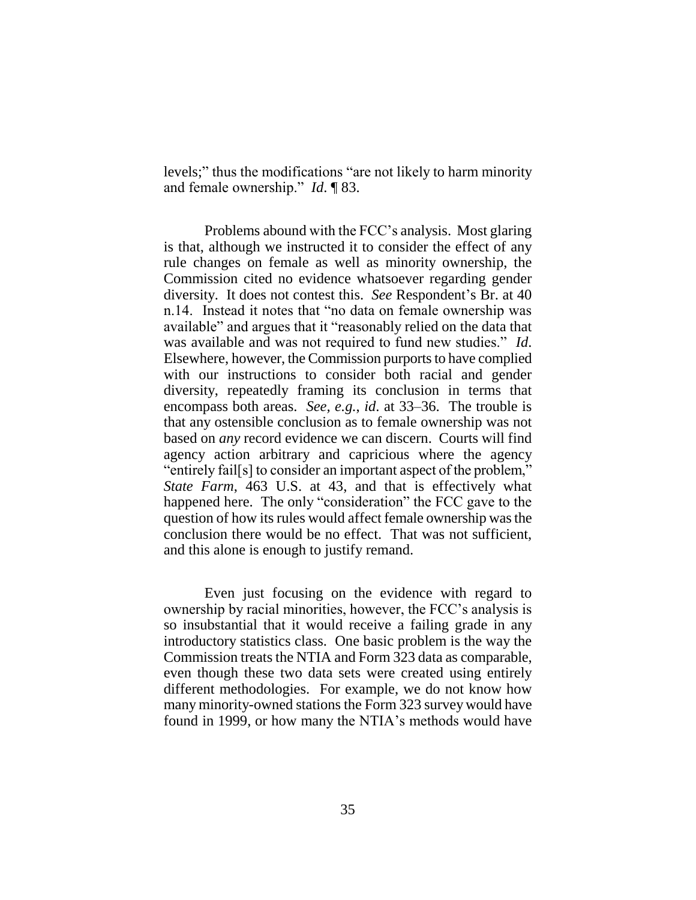levels;" thus the modifications "are not likely to harm minority and female ownership." *Id*. ¶ 83.

Problems abound with the FCC's analysis. Most glaring is that, although we instructed it to consider the effect of any rule changes on female as well as minority ownership, the Commission cited no evidence whatsoever regarding gender diversity. It does not contest this. *See* Respondent's Br. at 40 n.14. Instead it notes that "no data on female ownership was available" and argues that it "reasonably relied on the data that was available and was not required to fund new studies." *Id*. Elsewhere, however, the Commission purports to have complied with our instructions to consider both racial and gender diversity, repeatedly framing its conclusion in terms that encompass both areas. *See, e.g.*, *id*. at 33–36. The trouble is that any ostensible conclusion as to female ownership was not based on *any* record evidence we can discern. Courts will find agency action arbitrary and capricious where the agency "entirely fail[s] to consider an important aspect of the problem," *State Farm*, 463 U.S. at 43, and that is effectively what happened here. The only "consideration" the FCC gave to the question of how its rules would affect female ownership was the conclusion there would be no effect. That was not sufficient, and this alone is enough to justify remand.

Even just focusing on the evidence with regard to ownership by racial minorities, however, the FCC's analysis is so insubstantial that it would receive a failing grade in any introductory statistics class. One basic problem is the way the Commission treats the NTIA and Form 323 data as comparable, even though these two data sets were created using entirely different methodologies. For example, we do not know how many minority-owned stations the Form 323 survey would have found in 1999, or how many the NTIA's methods would have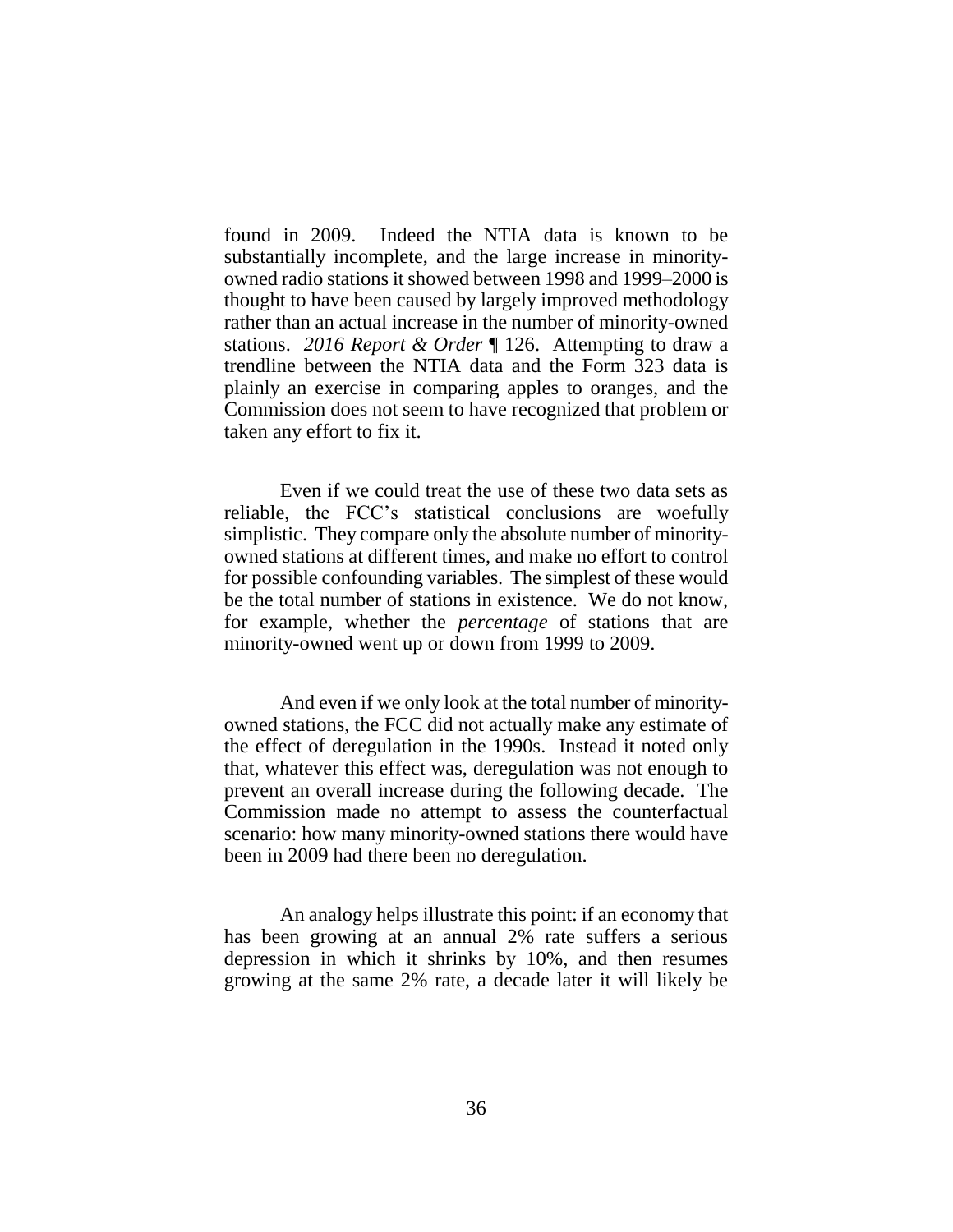found in 2009. Indeed the NTIA data is known to be substantially incomplete, and the large increase in minority-owned radio stations it showed between 1998 and 1999–2000 is thought to have been caused by largely improved methodology rather than an actual increase in the number of minority-owned stations. *2016 Report & Order* ¶ 126. Attempting to draw a trendline between the NTIA data and the Form 323 data is plainly an exercise in comparing apples to oranges, and the Commission does not seem to have recognized that problem or taken any effort to fix it.

Even if we could treat the use of these two data sets as reliable, the FCC's statistical conclusions are woefully simplistic. They compare only the absolute number of minority-owned stations at different times, and make no effort to control for possible confounding variables. The simplest of these would be the total number of stations in existence. We do not know, for example, whether the *percentage* of stations that are minority-owned went up or down from 1999 to 2009.

And even if we only look at the total number of minority-owned stations, the FCC did not actually make any estimate of the effect of deregulation in the 1990s. Instead it noted only that, whatever this effect was, deregulation was not enough to prevent an overall increase during the following decade. The Commission made no attempt to assess the counterfactual scenario: how many minority-owned stations there would have been in 2009 had there been no deregulation.

An analogy helps illustrate this point: if an economy that has been growing at an annual 2% rate suffers a serious depression in which it shrinks by 10%, and then resumes growing at the same 2% rate, a decade later it will likely be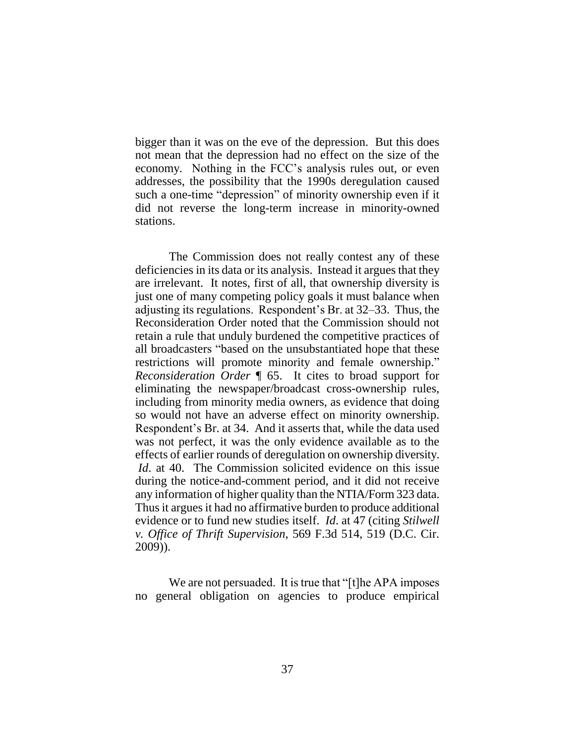bigger than it was on the eve of the depression. But this does not mean that the depression had no effect on the size of the economy. Nothing in the FCC's analysis rules out, or even addresses, the possibility that the 1990s deregulation caused such a one-time "depression" of minority ownership even if it did not reverse the long-term increase in minority-owned stations.

The Commission does not really contest any of these deficiencies in its data or its analysis. Instead it argues that they are irrelevant. It notes, first of all, that ownership diversity is just one of many competing policy goals it must balance when adjusting its regulations. Respondent's Br. at 32–33. Thus, the Reconsideration Order noted that the Commission should not retain a rule that unduly burdened the competitive practices of all broadcasters "based on the unsubstantiated hope that these restrictions will promote minority and female ownership." *Reconsideration Order* ¶ 65. It cites to broad support for eliminating the newspaper/broadcast cross-ownership rules, including from minority media owners, as evidence that doing so would not have an adverse effect on minority ownership. Respondent's Br. at 34. And it asserts that, while the data used was not perfect, it was the only evidence available as to the effects of earlier rounds of deregulation on ownership diversity. *Id*. at 40. The Commission solicited evidence on this issue during the notice-and-comment period, and it did not receive any information of higher quality than the NTIA/Form 323 data. Thus it argues it had no affirmative burden to produce additional evidence or to fund new studies itself. *Id*. at 47 (citing *Stilwell v. Office of Thrift Supervision*, 569 F.3d 514, 519 (D.C. Cir. 2009)).

We are not persuaded. It is true that "[t]he APA imposes no general obligation on agencies to produce empirical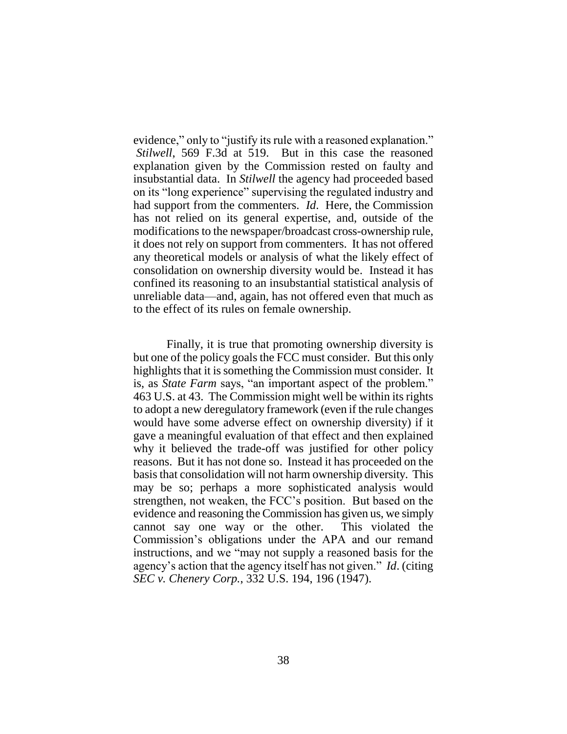evidence," only to "justify its rule with a reasoned explanation." *Stilwell*, 569 F.3d at 519. But in this case the reasoned explanation given by the Commission rested on faulty and insubstantial data. In *Stilwell* the agency had proceeded based on its "long experience" supervising the regulated industry and had support from the commenters. *Id*. Here, the Commission has not relied on its general expertise, and, outside of the modifications to the newspaper/broadcast cross-ownership rule, it does not rely on support from commenters. It has not offered any theoretical models or analysis of what the likely effect of consolidation on ownership diversity would be. Instead it has confined its reasoning to an insubstantial statistical analysis of unreliable data—and, again, has not offered even that much as to the effect of its rules on female ownership.

Finally, it is true that promoting ownership diversity is but one of the policy goals the FCC must consider. But this only highlights that it is something the Commission must consider. It is, as *State Farm* says, "an important aspect of the problem." 463 U.S. at 43. The Commission might well be within its rights to adopt a new deregulatory framework (even if the rule changes would have some adverse effect on ownership diversity) if it gave a meaningful evaluation of that effect and then explained why it believed the trade-off was justified for other policy reasons. But it has not done so. Instead it has proceeded on the basis that consolidation will not harm ownership diversity. This may be so; perhaps a more sophisticated analysis would strengthen, not weaken, the FCC's position. But based on the evidence and reasoning the Commission has given us, we simply cannot say one way or the other. This violated the Commission's obligations under the APA and our remand instructions, and we "may not supply a reasoned basis for the agency's action that the agency itself has not given." *Id*. (citing *SEC v. Chenery Corp.*, 332 U.S. 194, 196 (1947).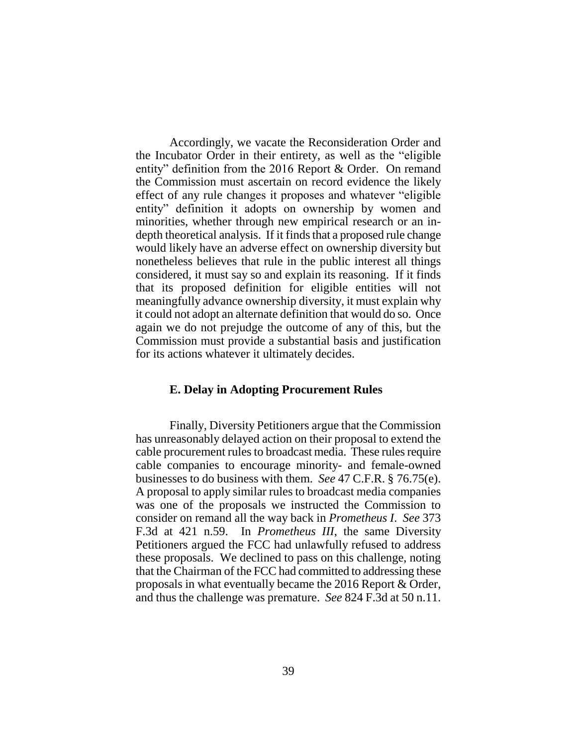Accordingly, we vacate the Reconsideration Order and the Incubator Order in their entirety, as well as the "eligible entity" definition from the 2016 Report & Order. On remand the Commission must ascertain on record evidence the likely effect of any rule changes it proposes and whatever "eligible entity" definition it adopts on ownership by women and minorities, whether through new empirical research or an in-depth theoretical analysis. If it finds that a proposed rule change would likely have an adverse effect on ownership diversity but nonetheless believes that rule in the public interest all things considered, it must say so and explain its reasoning. If it finds that its proposed definition for eligible entities will not meaningfully advance ownership diversity, it must explain why it could not adopt an alternate definition that would do so. Once again we do not prejudge the outcome of any of this, but the Commission must provide a substantial basis and justification for its actions whatever it ultimately decides.

### E. Delay in Adopting Procurement Rules

Finally, Diversity Petitioners argue that the Commission has unreasonably delayed action on their proposal to extend the cable procurement rules to broadcast media. These rules require cable companies to encourage minority- and female-owned businesses to do business with them. *See* 47 C.F.R. § 76.75(e). A proposal to apply similar rules to broadcast media companies was one of the proposals we instructed the Commission to consider on remand all the way back in *Prometheus I*. *See* 373 F.3d at 421 n.59. In *Prometheus III*, the same Diversity Petitioners argued the FCC had unlawfully refused to address these proposals. We declined to pass on this challenge, noting that the Chairman of the FCC had committed to addressing these proposals in what eventually became the 2016 Report & Order, and thus the challenge was premature. *See* 824 F.3d at 50 n.11.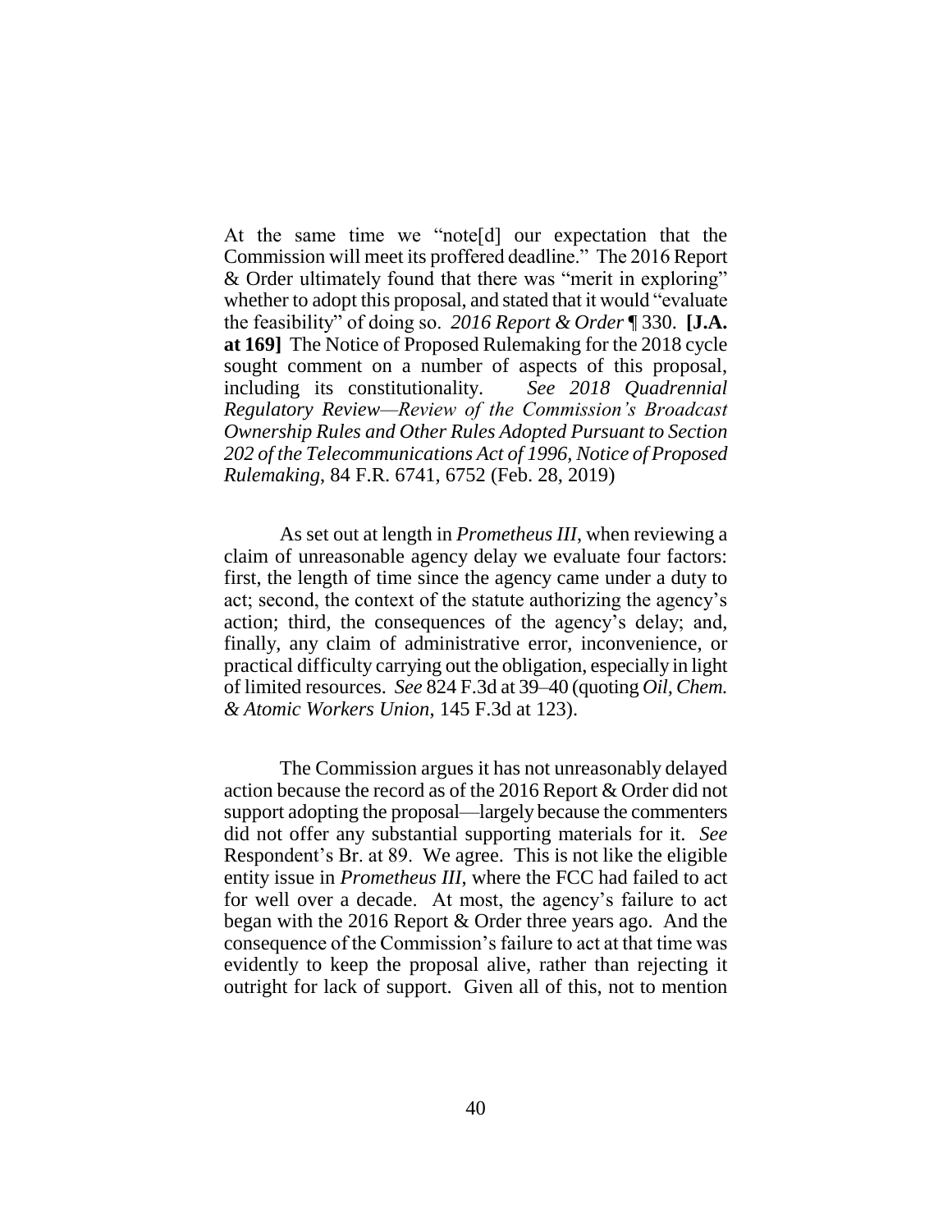At the same time we "note[d] our expectation that the Commission will meet its proffered deadline." The 2016 Report & Order ultimately found that there was "merit in exploring" whether to adopt this proposal, and stated that it would "evaluate the feasibility" of doing so. *2016 Report & Order* ¶ 330. **[J.A. at 169]** The Notice of Proposed Rulemaking for the 2018 cycle sought comment on a number of aspects of this proposal, including its constitutionality. *See 2018 Quadrennial Regulatory Review—Review of the Commission's Broadcast Ownership Rules and Other Rules Adopted Pursuant to Section 202 of the Telecommunications Act of 1996, Notice of Proposed Rulemaking*, 84 F.R. 6741, 6752 (Feb. 28, 2019)

As set out at length in *Prometheus III*, when reviewing a claim of unreasonable agency delay we evaluate four factors: first, the length of time since the agency came under a duty to act; second, the context of the statute authorizing the agency's action; third, the consequences of the agency's delay; and, finally, any claim of administrative error, inconvenience, or practical difficulty carrying out the obligation, especially in light of limited resources. *See* 824 F.3d at 39–40 (quoting *Oil, Chem. & Atomic Workers Union*, 145 F.3d at 123).

The Commission argues it has not unreasonably delayed action because the record as of the 2016 Report & Order did not support adopting the proposal—largely because the commenters did not offer any substantial supporting materials for it. *See* Respondent's Br. at 89. We agree. This is not like the eligible entity issue in *Prometheus III*, where the FCC had failed to act for well over a decade. At most, the agency's failure to act began with the 2016 Report & Order three years ago. And the consequence of the Commission's failure to act at that time was evidently to keep the proposal alive, rather than rejecting it outright for lack of support. Given all of this, not to mention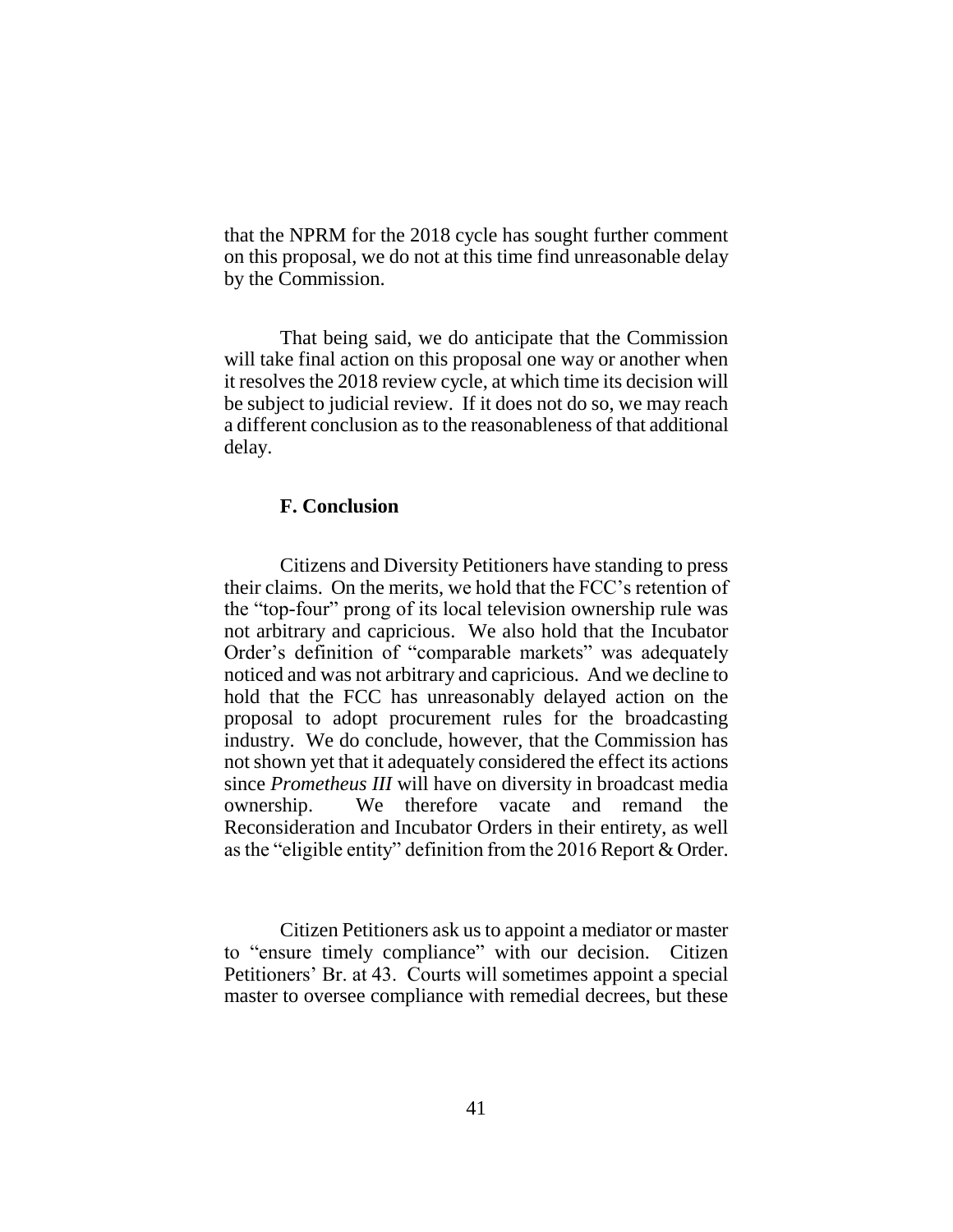that the NPRM for the 2018 cycle has sought further comment on this proposal, we do not at this time find unreasonable delay by the Commission.

That being said, we do anticipate that the Commission will take final action on this proposal one way or another when it resolves the 2018 review cycle, at which time its decision will be subject to judicial review. If it does not do so, we may reach a different conclusion as to the reasonableness of that additional delay.

### F. Conclusion

Citizens and Diversity Petitioners have standing to press their claims. On the merits, we hold that the FCC's retention of the "top-four" prong of its local television ownership rule was not arbitrary and capricious. We also hold that the Incubator Order's definition of "comparable markets" was adequately noticed and was not arbitrary and capricious. And we decline to hold that the FCC has unreasonably delayed action on the proposal to adopt procurement rules for the broadcasting industry. We do conclude, however, that the Commission has not shown yet that it adequately considered the effect its actions since *Prometheus III* will have on diversity in broadcast media ownership. We therefore vacate and remand the Reconsideration and Incubator Orders in their entirety, as well as the "eligible entity" definition from the 2016 Report & Order.

Citizen Petitioners ask us to appoint a mediator or master to "ensure timely compliance" with our decision. Citizen Petitioners' Br. at 43. Courts will sometimes appoint a special master to oversee compliance with remedial decrees, but these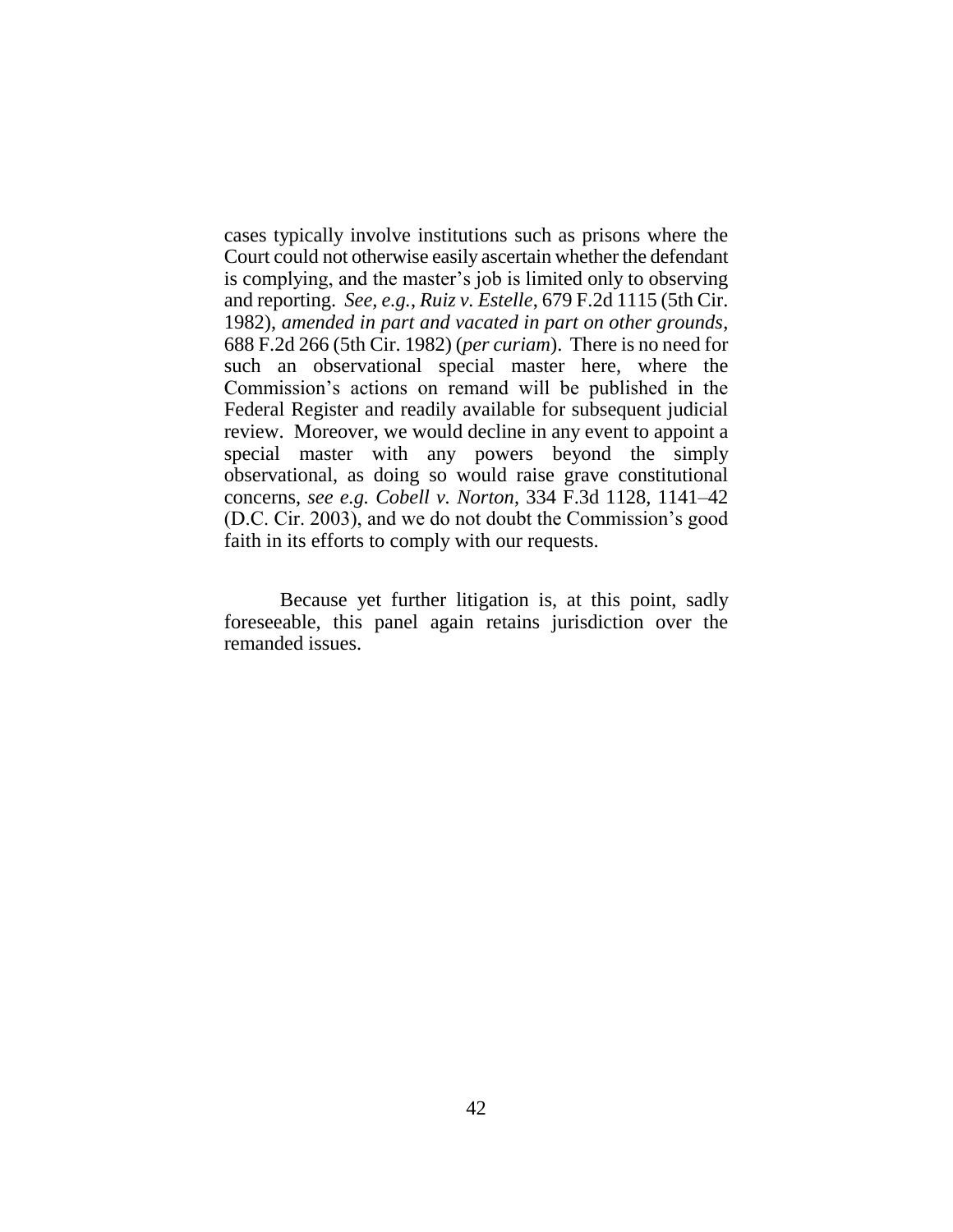cases typically involve institutions such as prisons where the Court could not otherwise easily ascertain whether the defendant is complying, and the master's job is limited only to observing and reporting. *See, e.g.*, *Ruiz v. Estelle*, 679 F.2d 1115 (5th Cir. 1982), *amended in part and vacated in part on other grounds*, 688 F.2d 266 (5th Cir. 1982) (*per curiam*). There is no need for such an observational special master here, where the Commission's actions on remand will be published in the Federal Register and readily available for subsequent judicial review. Moreover, we would decline in any event to appoint a special master with any powers beyond the simply observational, as doing so would raise grave constitutional concerns, *see e.g. Cobell v. Norton*, 334 F.3d 1128, 1141–42 (D.C. Cir. 2003), and we do not doubt the Commission's good faith in its efforts to comply with our requests.

Because yet further litigation is, at this point, sadly foreseeable, this panel again retains jurisdiction over the remanded issues.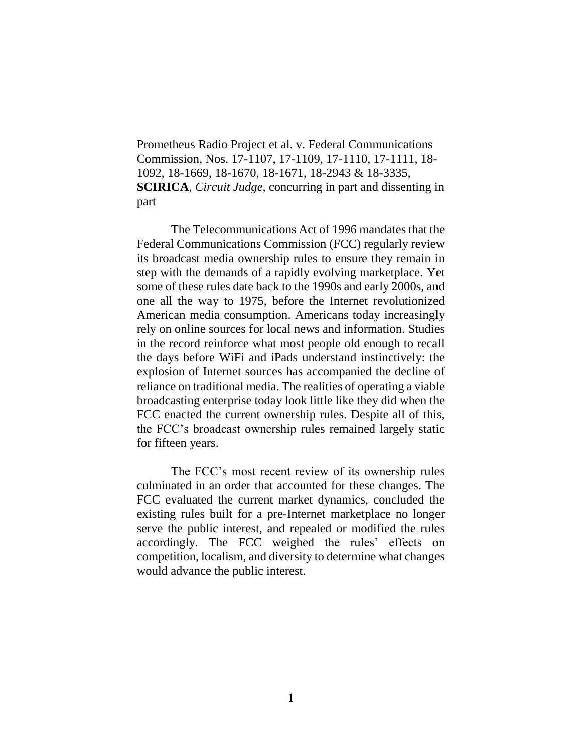Prometheus Radio Project et al. v. Federal Communications Commission, Nos. 17-1107, 17-1109, 17-1110, 17-1111, 18-1092, 18-1669, 18-1670, 18-1671, 18-2943 & 18-3335, **SCIRICA**, *Circuit Judge*, concurring in part and dissenting in part

The Telecommunications Act of 1996 mandates that the Federal Communications Commission (FCC) regularly review its broadcast media ownership rules to ensure they remain in step with the demands of a rapidly evolving marketplace. Yet some of these rules date back to the 1990s and early 2000s, and one all the way to 1975, before the Internet revolutionized American media consumption. Americans today increasingly rely on online sources for local news and information. Studies in the record reinforce what most people old enough to recall the days before WiFi and iPads understand instinctively: the explosion of Internet sources has accompanied the decline of reliance on traditional media. The realities of operating a viable broadcasting enterprise today look little like they did when the FCC enacted the current ownership rules. Despite all of this, the FCC's broadcast ownership rules remained largely static for fifteen years.

The FCC's most recent review of its ownership rules culminated in an order that accounted for these changes. The FCC evaluated the current market dynamics, concluded the existing rules built for a pre-Internet marketplace no longer serve the public interest, and repealed or modified the rules accordingly. The FCC weighed the rules' effects on competition, localism, and diversity to determine what changes would advance the public interest.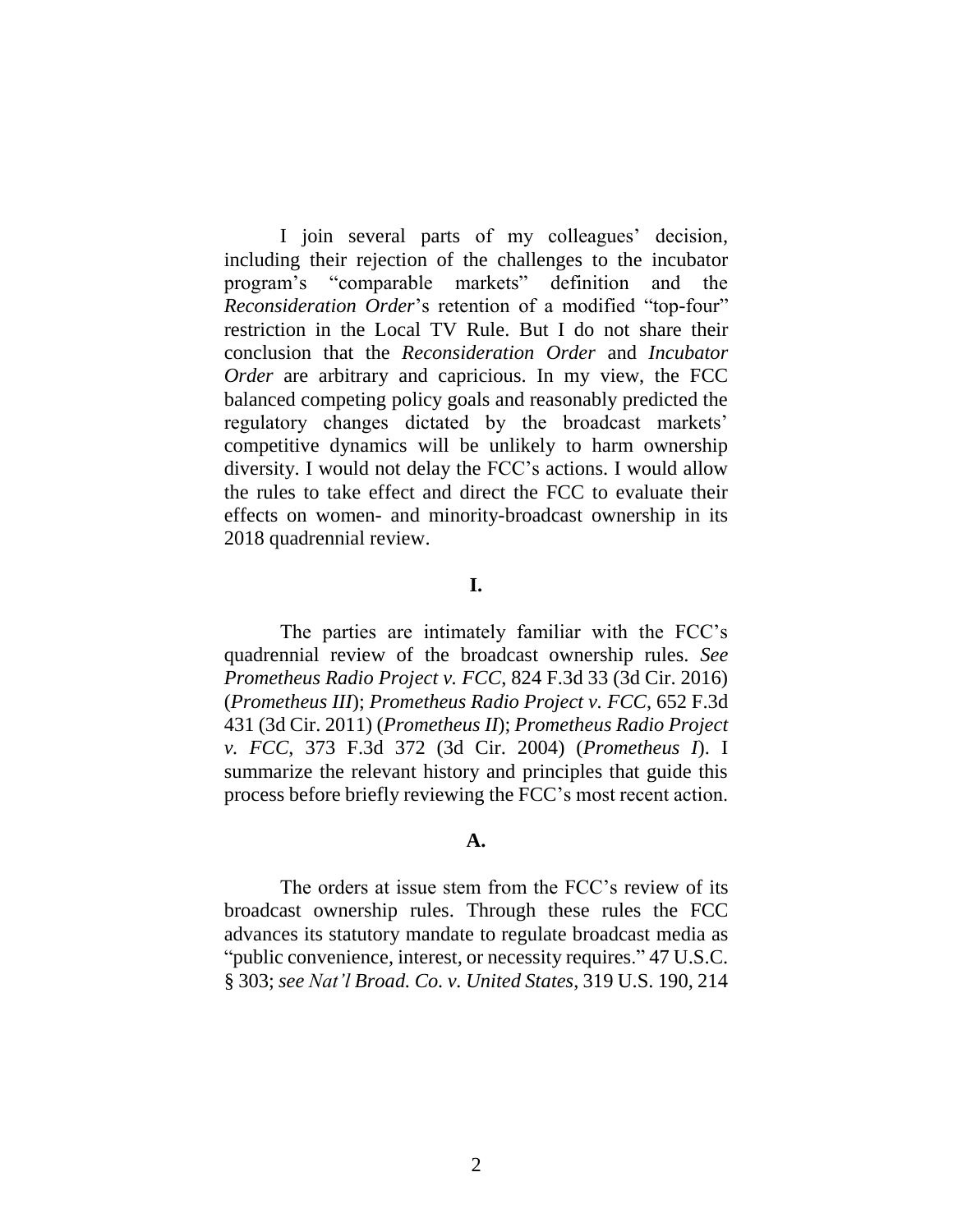I join several parts of my colleagues' decision, including their rejection of the challenges to the incubator program's "comparable markets" definition and the *Reconsideration Order*'s retention of a modified "top-four" restriction in the Local TV Rule. But I do not share their conclusion that the *Reconsideration Order* and *Incubator Order* are arbitrary and capricious. In my view, the FCC balanced competing policy goals and reasonably predicted the regulatory changes dictated by the broadcast markets' competitive dynamics will be unlikely to harm ownership diversity. I would not delay the FCC's actions. I would allow the rules to take effect and direct the FCC to evaluate their effects on women- and minority-broadcast ownership in its 2018 quadrennial review.

**I.**

The parties are intimately familiar with the FCC's quadrennial review of the broadcast ownership rules. *See Prometheus Radio Project v. FCC*, 824 F.3d 33 (3d Cir. 2016) (*Prometheus III*); *Prometheus Radio Project v. FCC*, 652 F.3d 431 (3d Cir. 2011) (*Prometheus II*); *Prometheus Radio Project v. FCC*, 373 F.3d 372 (3d Cir. 2004) (*Prometheus I*). I summarize the relevant history and principles that guide this process before briefly reviewing the FCC's most recent action.

**A.**

The orders at issue stem from the FCC's review of its broadcast ownership rules. Through these rules the FCC advances its statutory mandate to regulate broadcast media as "public convenience, interest, or necessity requires." 47 U.S.C. § 303; *see Nat'l Broad. Co. v. United States*, 319 U.S. 190, 214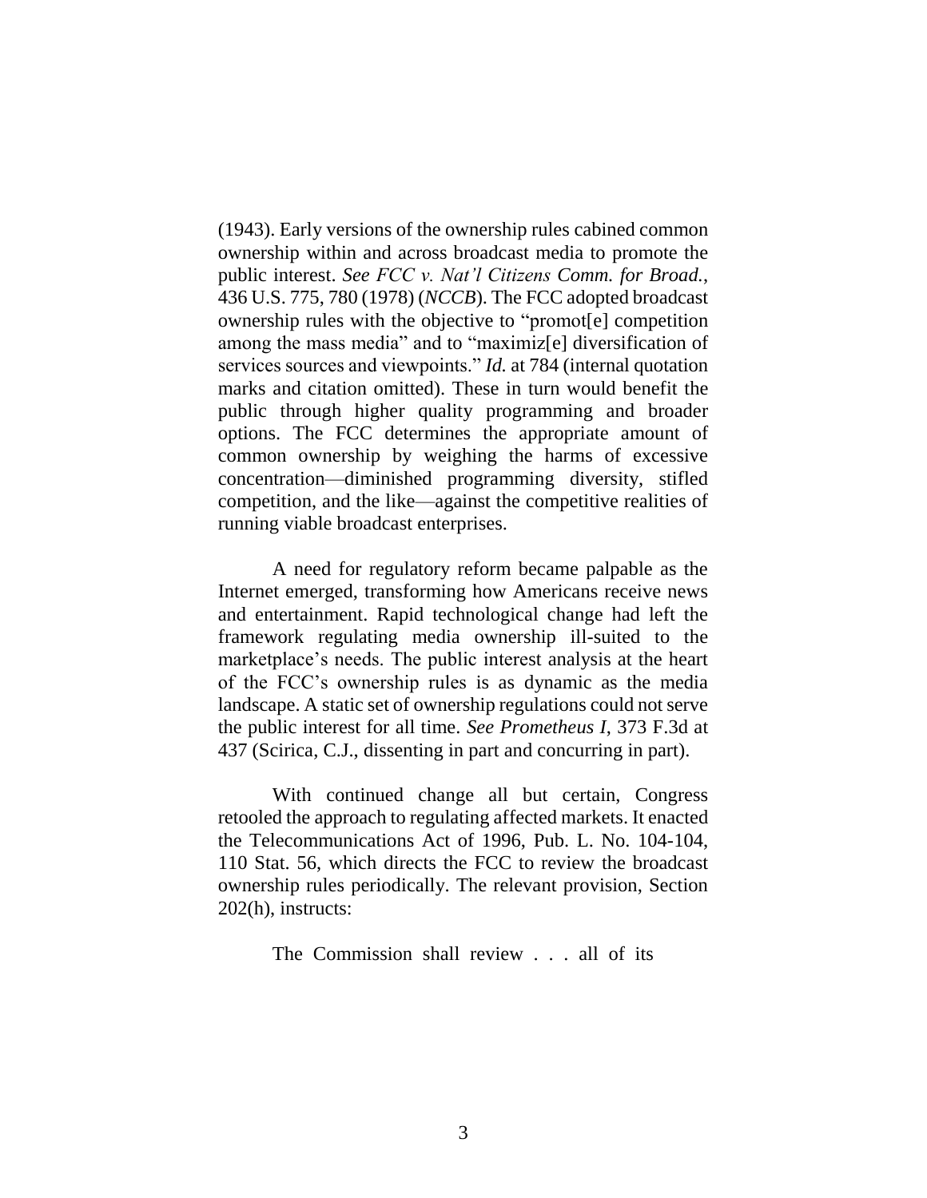(1943). Early versions of the ownership rules cabined common ownership within and across broadcast media to promote the public interest. *See FCC v. Nat'l Citizens Comm. for Broad.*, 436 U.S. 775, 780 (1978) (*NCCB*). The FCC adopted broadcast ownership rules with the objective to "promot[e] competition among the mass media" and to "maximiz[e] diversification of services sources and viewpoints." *Id.* at 784 (internal quotation marks and citation omitted). These in turn would benefit the public through higher quality programming and broader options. The FCC determines the appropriate amount of common ownership by weighing the harms of excessive concentration—diminished programming diversity, stifled competition, and the like—against the competitive realities of running viable broadcast enterprises.

A need for regulatory reform became palpable as the Internet emerged, transforming how Americans receive news and entertainment. Rapid technological change had left the framework regulating media ownership ill-suited to the marketplace's needs. The public interest analysis at the heart of the FCC's ownership rules is as dynamic as the media landscape. A static set of ownership regulations could not serve the public interest for all time. *See Prometheus I*, 373 F.3d at 437 (Scirica, C.J., dissenting in part and concurring in part).

With continued change all but certain, Congress retooled the approach to regulating affected markets. It enacted the Telecommunications Act of 1996, Pub. L. No. 104-104, 110 Stat. 56, which directs the FCC to review the broadcast ownership rules periodically. The relevant provision, Section 202(h), instructs:

> The Commission shall review . . . all of its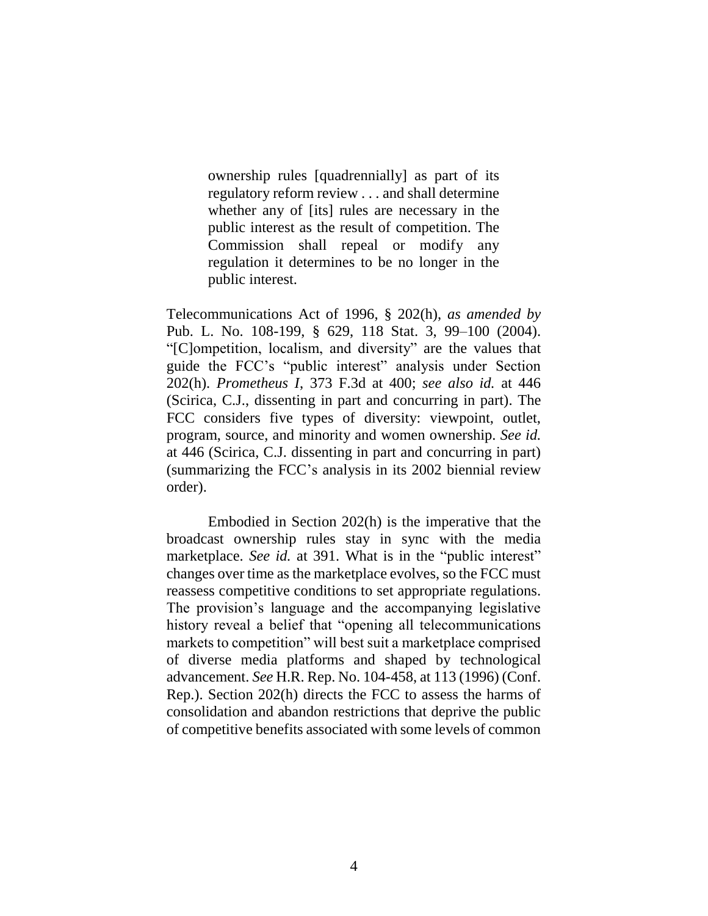> ownership rules [quadrennially] as part of its regulatory reform review . . . and shall determine whether any of [its] rules are necessary in the public interest as the result of competition. The Commission shall repeal or modify any regulation it determines to be no longer in the public interest.

Telecommunications Act of 1996, § 202(h), *as amended by* Pub. L. No. 108-199, § 629, 118 Stat. 3, 99–100 (2004). "[C]ompetition, localism, and diversity" are the values that guide the FCC's "public interest" analysis under Section 202(h). *Prometheus I*, 373 F.3d at 400; *see also id.* at 446 (Scirica, C.J., dissenting in part and concurring in part). The FCC considers five types of diversity: viewpoint, outlet, program, source, and minority and women ownership. *See id.* at 446 (Scirica, C.J. dissenting in part and concurring in part) (summarizing the FCC's analysis in its 2002 biennial review order).

Embodied in Section 202(h) is the imperative that the broadcast ownership rules stay in sync with the media marketplace. *See id.* at 391. What is in the "public interest" changes over time as the marketplace evolves, so the FCC must reassess competitive conditions to set appropriate regulations. The provision's language and the accompanying legislative history reveal a belief that "opening all telecommunications markets to competition" will best suit a marketplace comprised of diverse media platforms and shaped by technological advancement. *See* H.R. Rep. No. 104-458, at 113 (1996) (Conf. Rep.). Section 202(h) directs the FCC to assess the harms of consolidation and abandon restrictions that deprive the public of competitive benefits associated with some levels of common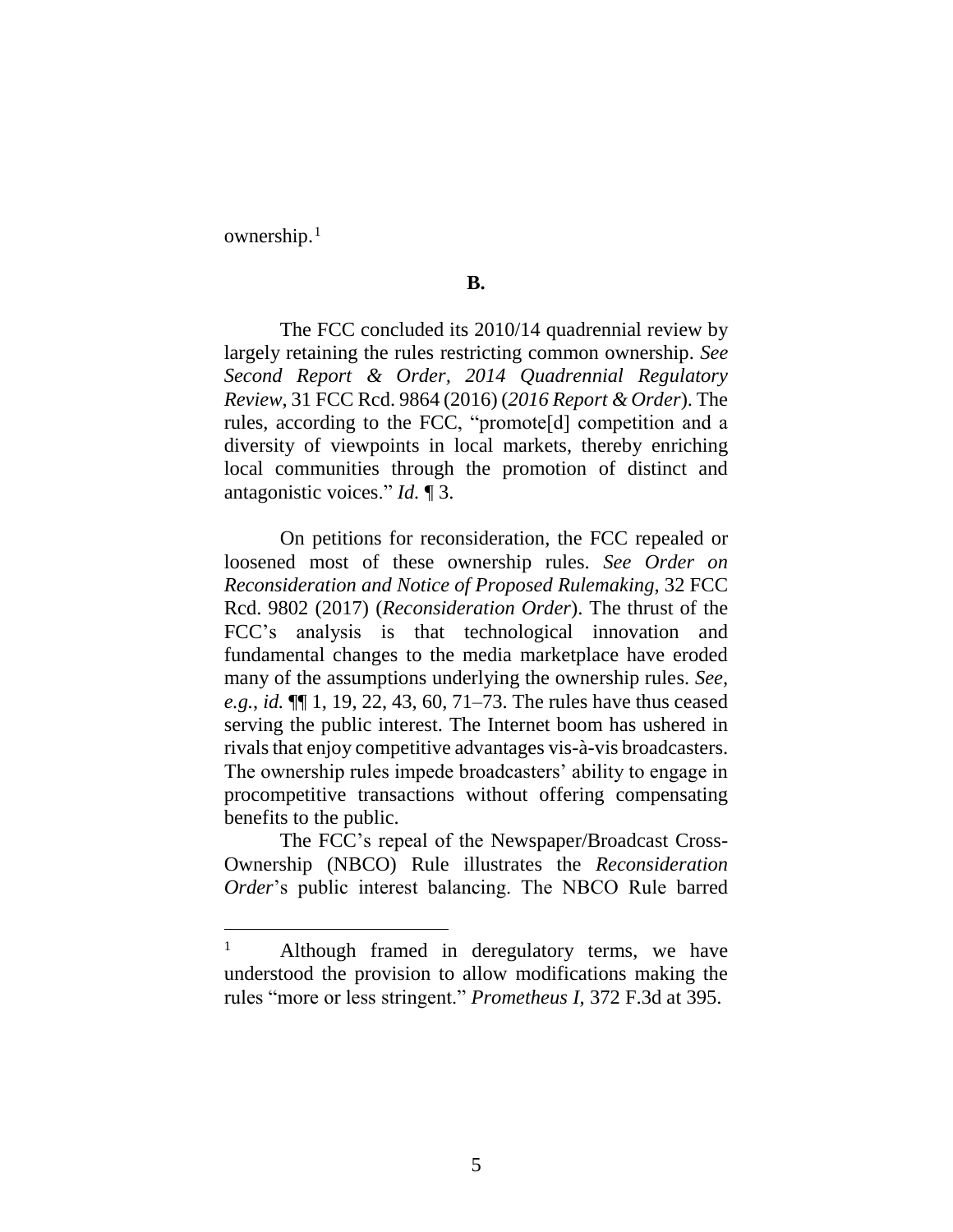ownership.[1]

**B.**

The FCC concluded its 2010/14 quadrennial review by largely retaining the rules restricting common ownership. *See Second Report & Order, 2014 Quadrennial Regulatory Review*, 31 FCC Rcd. 9864 (2016) (*2016 Report & Order*). The rules, according to the FCC, "promote[d] competition and a diversity of viewpoints in local markets, thereby enriching local communities through the promotion of distinct and antagonistic voices." *Id.* ¶ 3.

On petitions for reconsideration, the FCC repealed or loosened most of these ownership rules. *See Order on Reconsideration and Notice of Proposed Rulemaking*, 32 FCC Rcd. 9802 (2017) (*Reconsideration Order*). The thrust of the FCC's analysis is that technological innovation and fundamental changes to the media marketplace have eroded many of the assumptions underlying the ownership rules. *See, e.g.*, *id.* ¶¶ 1, 19, 22, 43, 60, 71–73. The rules have thus ceased serving the public interest. The Internet boom has ushered in rivals that enjoy competitive advantages vis-à-vis broadcasters. The ownership rules impede broadcasters' ability to engage in procompetitive transactions without offering compensating benefits to the public.

The FCC's repeal of the Newspaper/Broadcast Cross-Ownership (NBCO) Rule illustrates the *Reconsideration Order*'s public interest balancing. The NBCO Rule barred

---

[1] Although framed in deregulatory terms, we have understood the provision to allow modifications making the rules "more or less stringent." *Prometheus I*, 372 F.3d at 395.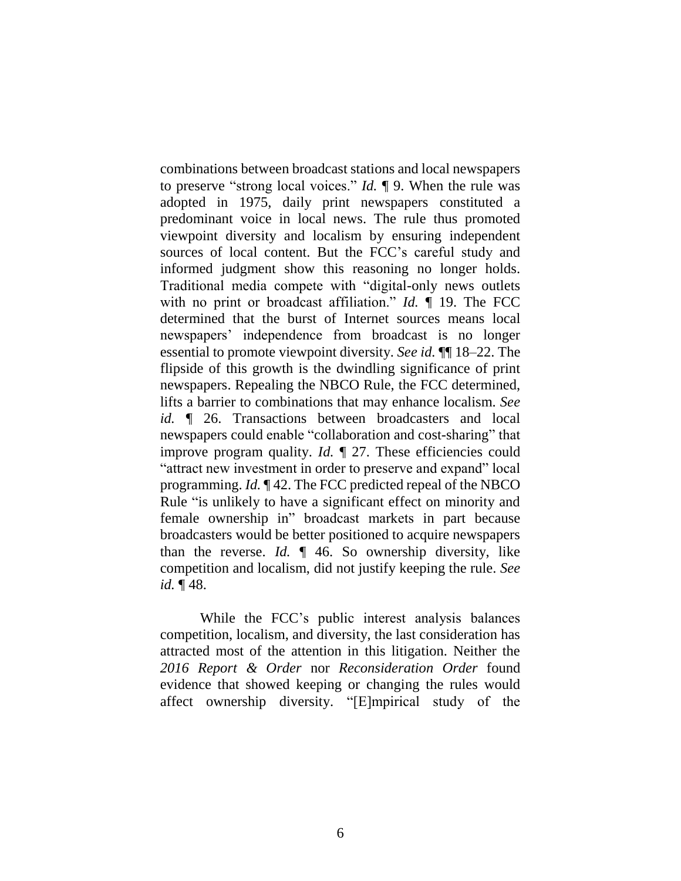combinations between broadcast stations and local newspapers to preserve "strong local voices." *Id.* ¶ 9. When the rule was adopted in 1975, daily print newspapers constituted a predominant voice in local news. The rule thus promoted viewpoint diversity and localism by ensuring independent sources of local content. But the FCC's careful study and informed judgment show this reasoning no longer holds. Traditional media compete with "digital-only news outlets with no print or broadcast affiliation." *Id.* ¶ 19. The FCC determined that the burst of Internet sources means local newspapers' independence from broadcast is no longer essential to promote viewpoint diversity. *See id.* ¶¶ 18–22. The flipside of this growth is the dwindling significance of print newspapers. Repealing the NBCO Rule, the FCC determined, lifts a barrier to combinations that may enhance localism. *See id.* ¶ 26. Transactions between broadcasters and local newspapers could enable "collaboration and cost-sharing" that improve program quality. *Id.* ¶ 27. These efficiencies could "attract new investment in order to preserve and expand" local programming. *Id.* ¶ 42. The FCC predicted repeal of the NBCO Rule "is unlikely to have a significant effect on minority and female ownership in" broadcast markets in part because broadcasters would be better positioned to acquire newspapers than the reverse. *Id.* ¶ 46. So ownership diversity, like competition and localism, did not justify keeping the rule. *See id.* ¶ 48.

While the FCC's public interest analysis balances competition, localism, and diversity, the last consideration has attracted most of the attention in this litigation. Neither the *2016 Report & Order* nor *Reconsideration Order* found evidence that showed keeping or changing the rules would affect ownership diversity. "[E]mpirical study of the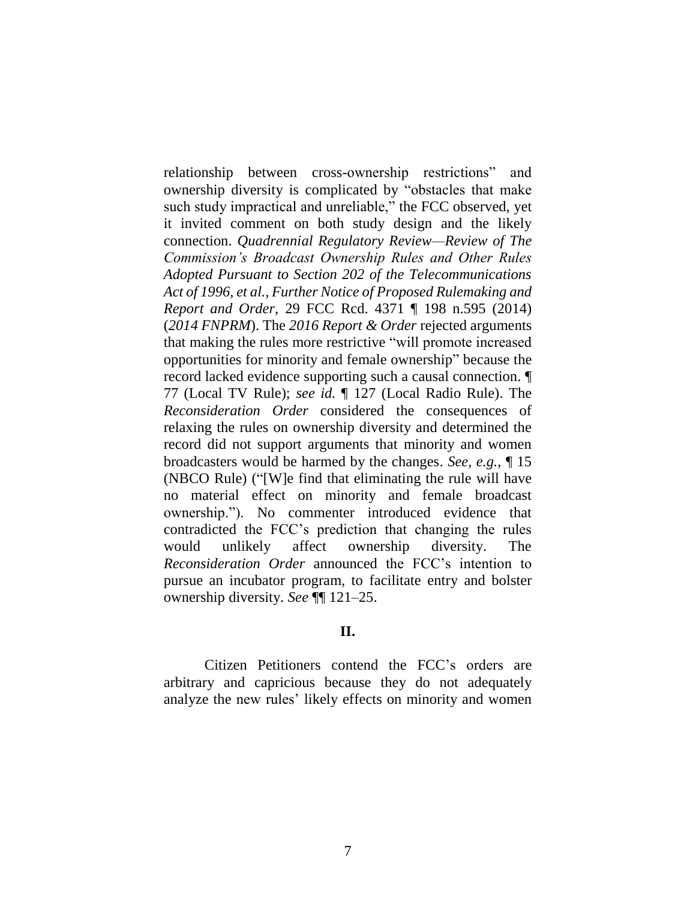relationship between cross-ownership restrictions" and ownership diversity is complicated by "obstacles that make such study impractical and unreliable," the FCC observed, yet it invited comment on both study design and the likely connection. *Quadrennial Regulatory Review—Review of The Commission's Broadcast Ownership Rules and Other Rules Adopted Pursuant to Section 202 of the Telecommunications Act of 1996, et al., Further Notice of Proposed Rulemaking and Report and Order*, 29 FCC Rcd. 4371 ¶ 198 n.595 (2014) (*2014 FNPRM*). The *2016 Report & Order* rejected arguments that making the rules more restrictive "will promote increased opportunities for minority and female ownership" because the record lacked evidence supporting such a causal connection. ¶ 77 (Local TV Rule); *see id.* ¶ 127 (Local Radio Rule). The *Reconsideration Order* considered the consequences of relaxing the rules on ownership diversity and determined the record did not support arguments that minority and women broadcasters would be harmed by the changes. *See, e.g.*, ¶ 15 (NBCO Rule) ("[W]e find that eliminating the rule will have no material effect on minority and female broadcast ownership."). No commenter introduced evidence that contradicted the FCC's prediction that changing the rules would unlikely affect ownership diversity. The *Reconsideration Order* announced the FCC's intention to pursue an incubator program, to facilitate entry and bolster ownership diversity. *See* ¶¶ 121–25.

## II.

Citizen Petitioners contend the FCC's orders are arbitrary and capricious because they do not adequately analyze the new rules' likely effects on minority and women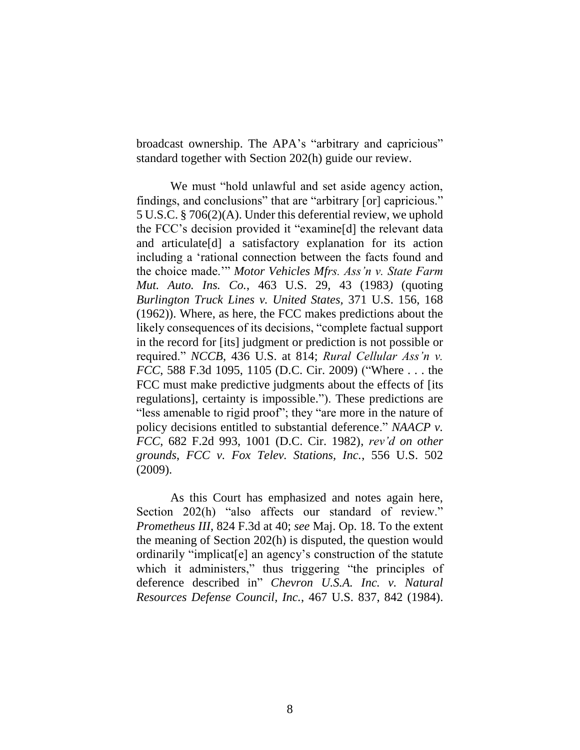broadcast ownership. The APA's "arbitrary and capricious" standard together with Section 202(h) guide our review.

We must "hold unlawful and set aside agency action, findings, and conclusions" that are "arbitrary [or] capricious." 5 U.S.C. § 706(2)(A). Under this deferential review, we uphold the FCC's decision provided it "examine[d] the relevant data and articulate[d] a satisfactory explanation for its action including a 'rational connection between the facts found and the choice made.'" *Motor Vehicles Mfrs. Ass'n v. State Farm Mut. Auto. Ins. Co.*, 463 U.S. 29, 43 (1983*)* (quoting *Burlington Truck Lines v. United States,* 371 U.S. 156, 168 (1962)). Where, as here, the FCC makes predictions about the likely consequences of its decisions, "complete factual support in the record for [its] judgment or prediction is not possible or required." *NCCB*, 436 U.S. at 814; *Rural Cellular Ass'n v. FCC*, 588 F.3d 1095, 1105 (D.C. Cir. 2009) ("Where . . . the FCC must make predictive judgments about the effects of [its regulations], certainty is impossible."). These predictions are "less amenable to rigid proof"; they "are more in the nature of policy decisions entitled to substantial deference." *NAACP v. FCC*, 682 F.2d 993, 1001 (D.C. Cir. 1982), *rev'd on other grounds*, *FCC v. Fox Telev. Stations, Inc.*, 556 U.S. 502 (2009).

As this Court has emphasized and notes again here, Section 202(h) "also affects our standard of review." *Prometheus III*, 824 F.3d at 40; *see* Maj. Op. 18. To the extent the meaning of Section 202(h) is disputed, the question would ordinarily "implicat[e] an agency's construction of the statute which it administers," thus triggering "the principles of deference described in" *Chevron U.S.A. Inc. v. Natural Resources Defense Council, Inc.*, 467 U.S. 837, 842 (1984).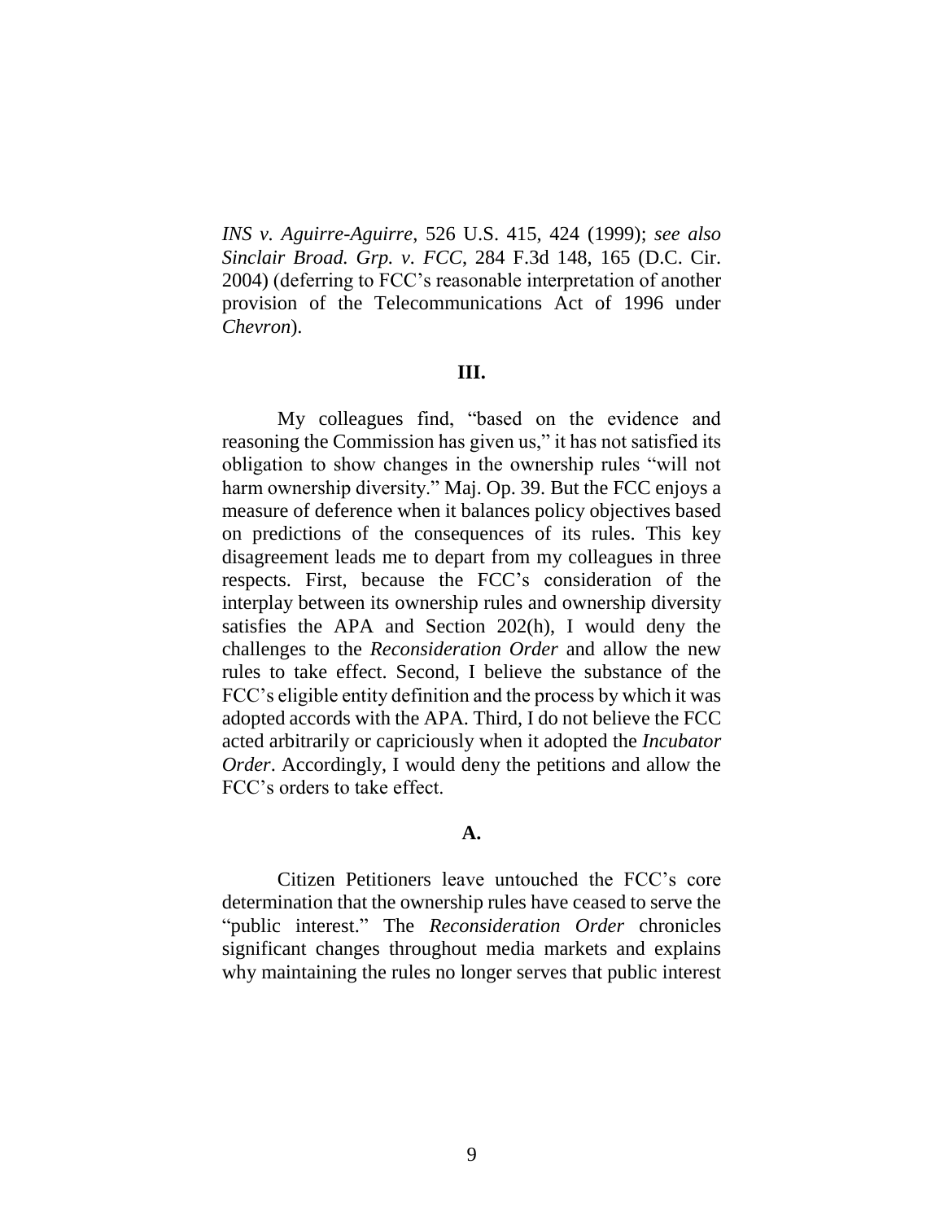*INS v. Aguirre-Aguirre*, 526 U.S. 415, 424 (1999); *see also Sinclair Broad. Grp. v. FCC*, 284 F.3d 148, 165 (D.C. Cir. 2004) (deferring to FCC's reasonable interpretation of another provision of the Telecommunications Act of 1996 under *Chevron*).

### III.

My colleagues find, "based on the evidence and reasoning the Commission has given us," it has not satisfied its obligation to show changes in the ownership rules "will not harm ownership diversity." Maj. Op. 39. But the FCC enjoys a measure of deference when it balances policy objectives based on predictions of the consequences of its rules. This key disagreement leads me to depart from my colleagues in three respects. First, because the FCC's consideration of the interplay between its ownership rules and ownership diversity satisfies the APA and Section 202(h), I would deny the challenges to the *Reconsideration Order* and allow the new rules to take effect. Second, I believe the substance of the FCC's eligible entity definition and the process by which it was adopted accords with the APA. Third, I do not believe the FCC acted arbitrarily or capriciously when it adopted the *Incubator Order*. Accordingly, I would deny the petitions and allow the FCC's orders to take effect.

#### A.

Citizen Petitioners leave untouched the FCC's core determination that the ownership rules have ceased to serve the "public interest." The *Reconsideration Order* chronicles significant changes throughout media markets and explains why maintaining the rules no longer serves that public interest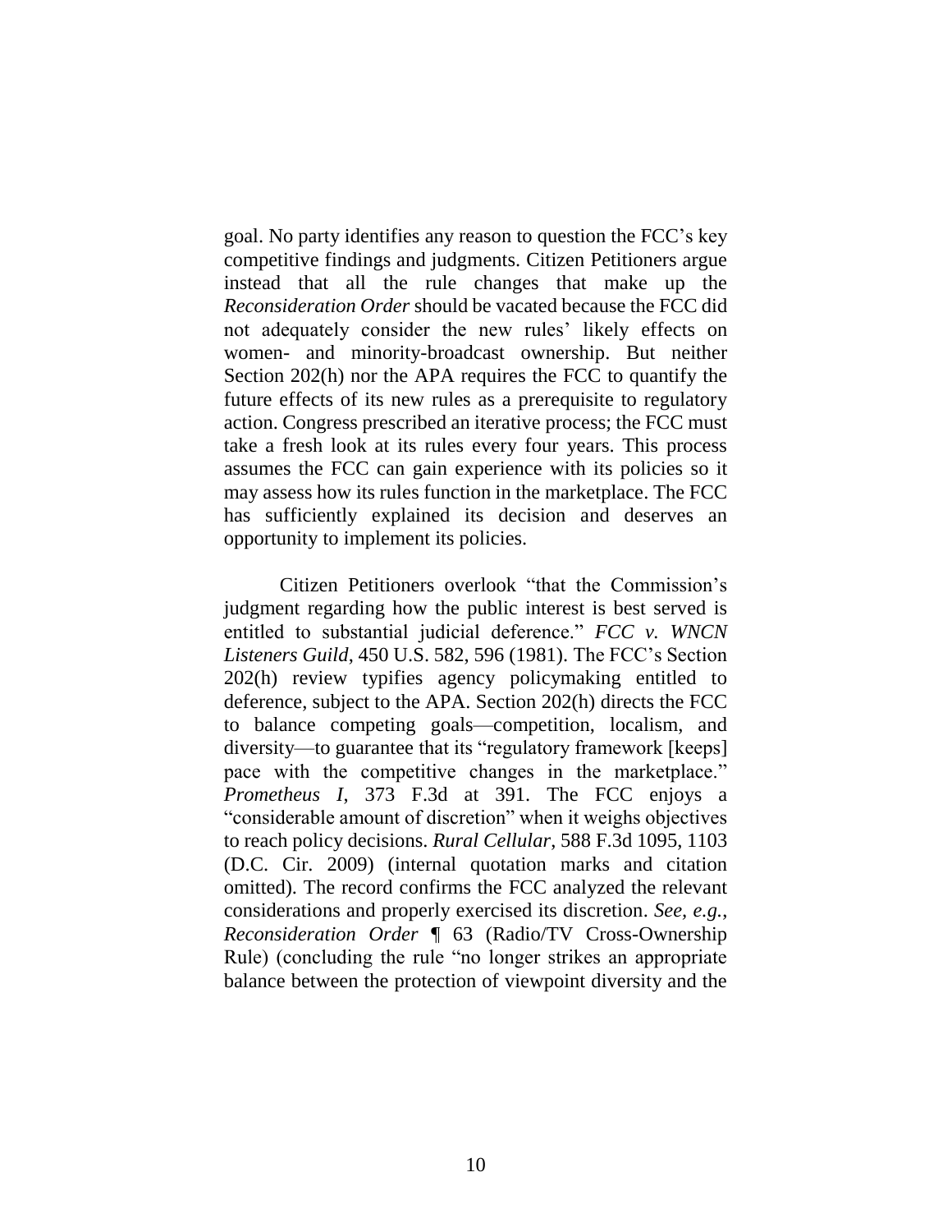goal. No party identifies any reason to question the FCC's key competitive findings and judgments. Citizen Petitioners argue instead that all the rule changes that make up the *Reconsideration Order* should be vacated because the FCC did not adequately consider the new rules' likely effects on women- and minority-broadcast ownership. But neither Section 202(h) nor the APA requires the FCC to quantify the future effects of its new rules as a prerequisite to regulatory action. Congress prescribed an iterative process; the FCC must take a fresh look at its rules every four years. This process assumes the FCC can gain experience with its policies so it may assess how its rules function in the marketplace. The FCC has sufficiently explained its decision and deserves an opportunity to implement its policies.

Citizen Petitioners overlook "that the Commission's judgment regarding how the public interest is best served is entitled to substantial judicial deference." *FCC v. WNCN Listeners Guild*, 450 U.S. 582, 596 (1981). The FCC's Section 202(h) review typifies agency policymaking entitled to deference, subject to the APA. Section 202(h) directs the FCC to balance competing goals—competition, localism, and diversity—to guarantee that its "regulatory framework [keeps] pace with the competitive changes in the marketplace." *Prometheus I*, 373 F.3d at 391. The FCC enjoys a "considerable amount of discretion" when it weighs objectives to reach policy decisions. *Rural Cellular*, 588 F.3d 1095, 1103 (D.C. Cir. 2009) (internal quotation marks and citation omitted). The record confirms the FCC analyzed the relevant considerations and properly exercised its discretion. *See, e.g.*, *Reconsideration Order* ¶ 63 (Radio/TV Cross-Ownership Rule) (concluding the rule "no longer strikes an appropriate balance between the protection of viewpoint diversity and the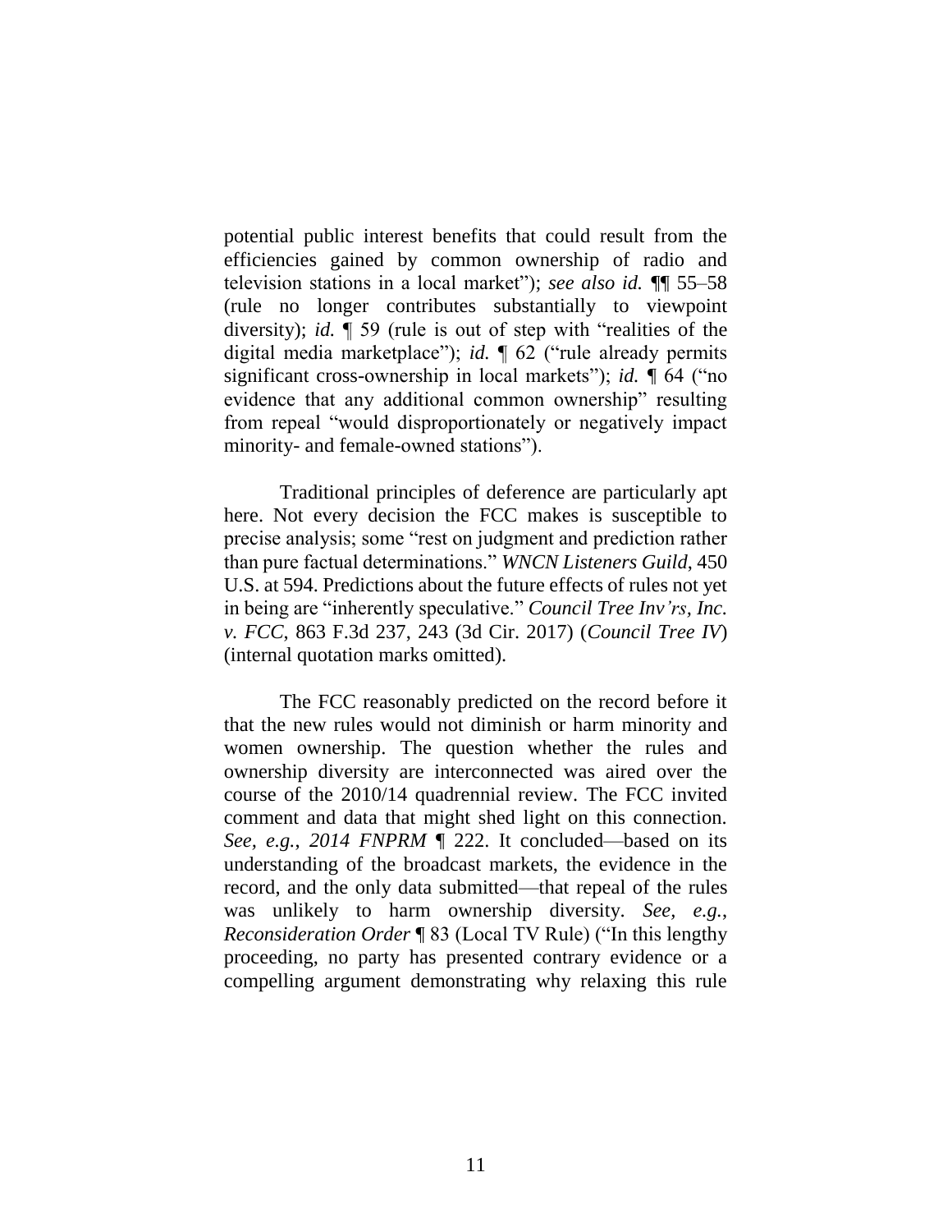potential public interest benefits that could result from the efficiencies gained by common ownership of radio and television stations in a local market"); *see also id.* ¶¶ 55–58 (rule no longer contributes substantially to viewpoint diversity); *id.* ¶ 59 (rule is out of step with "realities of the digital media marketplace"); *id.* ¶ 62 ("rule already permits significant cross-ownership in local markets"); *id.* ¶ 64 ("no evidence that any additional common ownership" resulting from repeal "would disproportionately or negatively impact minority- and female-owned stations").

Traditional principles of deference are particularly apt here. Not every decision the FCC makes is susceptible to precise analysis; some "rest on judgment and prediction rather than pure factual determinations." *WNCN Listeners Guild*, 450 U.S. at 594. Predictions about the future effects of rules not yet in being are "inherently speculative." *Council Tree Inv'rs, Inc. v. FCC*, 863 F.3d 237, 243 (3d Cir. 2017) (*Council Tree IV*) (internal quotation marks omitted).

The FCC reasonably predicted on the record before it that the new rules would not diminish or harm minority and women ownership. The question whether the rules and ownership diversity are interconnected was aired over the course of the 2010/14 quadrennial review. The FCC invited comment and data that might shed light on this connection. *See, e.g.*, *2014 FNPRM* ¶ 222. It concluded—based on its understanding of the broadcast markets, the evidence in the record, and the only data submitted—that repeal of the rules was unlikely to harm ownership diversity. *See, e.g.*, *Reconsideration Order* ¶ 83 (Local TV Rule) ("In this lengthy proceeding, no party has presented contrary evidence or a compelling argument demonstrating why relaxing this rule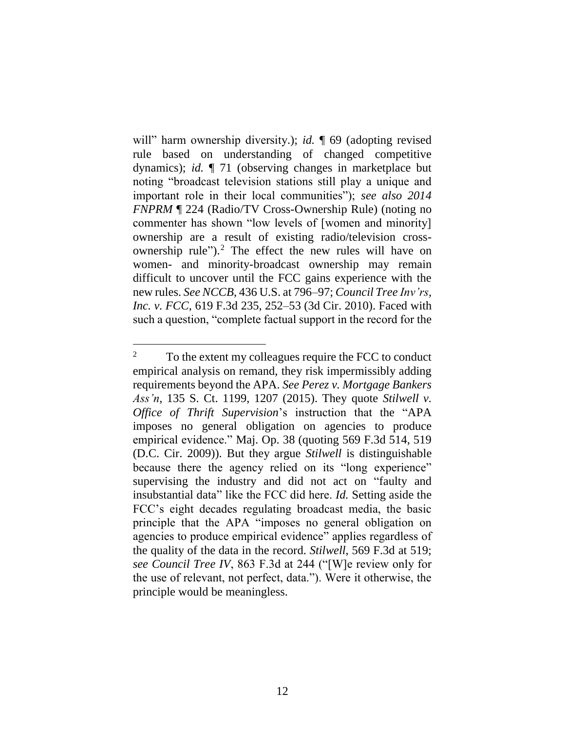will" harm ownership diversity.); *id.* ¶ 69 (adopting revised rule based on understanding of changed competitive dynamics); *id.* ¶ 71 (observing changes in marketplace but noting "broadcast television stations still play a unique and important role in their local communities"); *see also 2014 FNPRM* ¶ 224 (Radio/TV Cross-Ownership Rule) (noting no commenter has shown "low levels of [women and minority] ownership are a result of existing radio/television cross-ownership rule").[2] The effect the new rules will have on women- and minority-broadcast ownership may remain difficult to uncover until the FCC gains experience with the new rules. *See NCCB*, 436 U.S. at 796–97; *Council Tree Inv'rs, Inc. v. FCC*, 619 F.3d 235, 252–53 (3d Cir. 2010). Faced with such a question, "complete factual support in the record for the

---

[2] To the extent my colleagues require the FCC to conduct empirical analysis on remand, they risk impermissibly adding requirements beyond the APA. *See Perez v. Mortgage Bankers Ass'n*, 135 S. Ct. 1199, 1207 (2015). They quote *Stilwell v. Office of Thrift Supervision*'s instruction that the "APA imposes no general obligation on agencies to produce empirical evidence." Maj. Op. 38 (quoting 569 F.3d 514, 519 (D.C. Cir. 2009)). But they argue *Stilwell* is distinguishable because there the agency relied on its "long experience" supervising the industry and did not act on "faulty and insubstantial data" like the FCC did here. *Id.* Setting aside the FCC's eight decades regulating broadcast media, the basic principle that the APA "imposes no general obligation on agencies to produce empirical evidence" applies regardless of the quality of the data in the record. *Stilwell*, 569 F.3d at 519; *see Council Tree IV*, 863 F.3d at 244 ("[W]e review only for the use of relevant, not perfect, data."). Were it otherwise, the principle would be meaningless.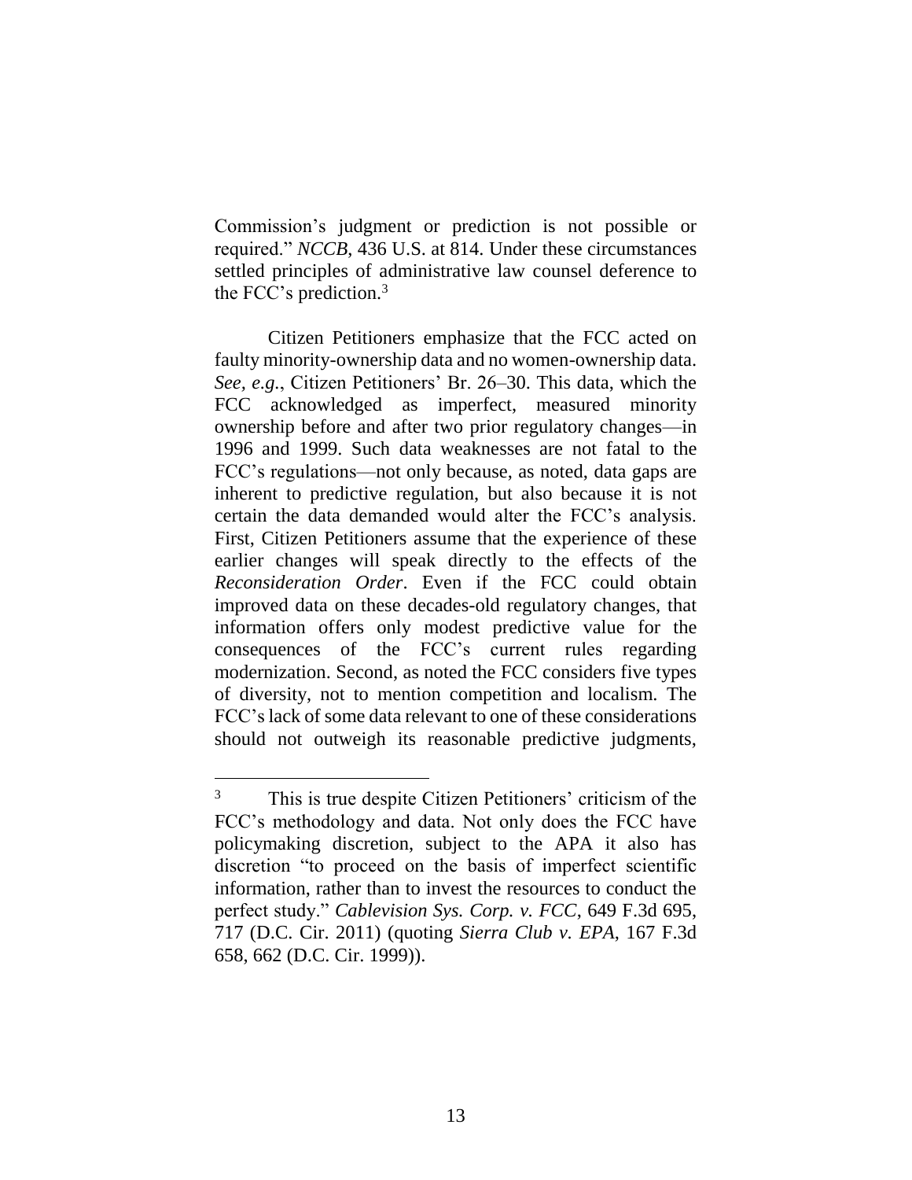Commission's judgment or prediction is not possible or required." *NCCB*, 436 U.S. at 814. Under these circumstances settled principles of administrative law counsel deference to the FCC's prediction.[3]

Citizen Petitioners emphasize that the FCC acted on faulty minority-ownership data and no women-ownership data. *See, e.g.*, Citizen Petitioners' Br. 26–30. This data, which the FCC acknowledged as imperfect, measured minority ownership before and after two prior regulatory changes—in 1996 and 1999. Such data weaknesses are not fatal to the FCC's regulations—not only because, as noted, data gaps are inherent to predictive regulation, but also because it is not certain the data demanded would alter the FCC's analysis. First, Citizen Petitioners assume that the experience of these earlier changes will speak directly to the effects of the *Reconsideration Order*. Even if the FCC could obtain improved data on these decades-old regulatory changes, that information offers only modest predictive value for the consequences of the FCC's current rules regarding modernization. Second, as noted the FCC considers five types of diversity, not to mention competition and localism. The FCC's lack of some data relevant to one of these considerations should not outweigh its reasonable predictive judgments,

[3] This is true despite Citizen Petitioners' criticism of the FCC's methodology and data. Not only does the FCC have policymaking discretion, subject to the APA it also has discretion "to proceed on the basis of imperfect scientific information, rather than to invest the resources to conduct the perfect study." *Cablevision Sys. Corp. v. FCC*, 649 F.3d 695, 717 (D.C. Cir. 2011) (quoting *Sierra Club v. EPA*, 167 F.3d 658, 662 (D.C. Cir. 1999)).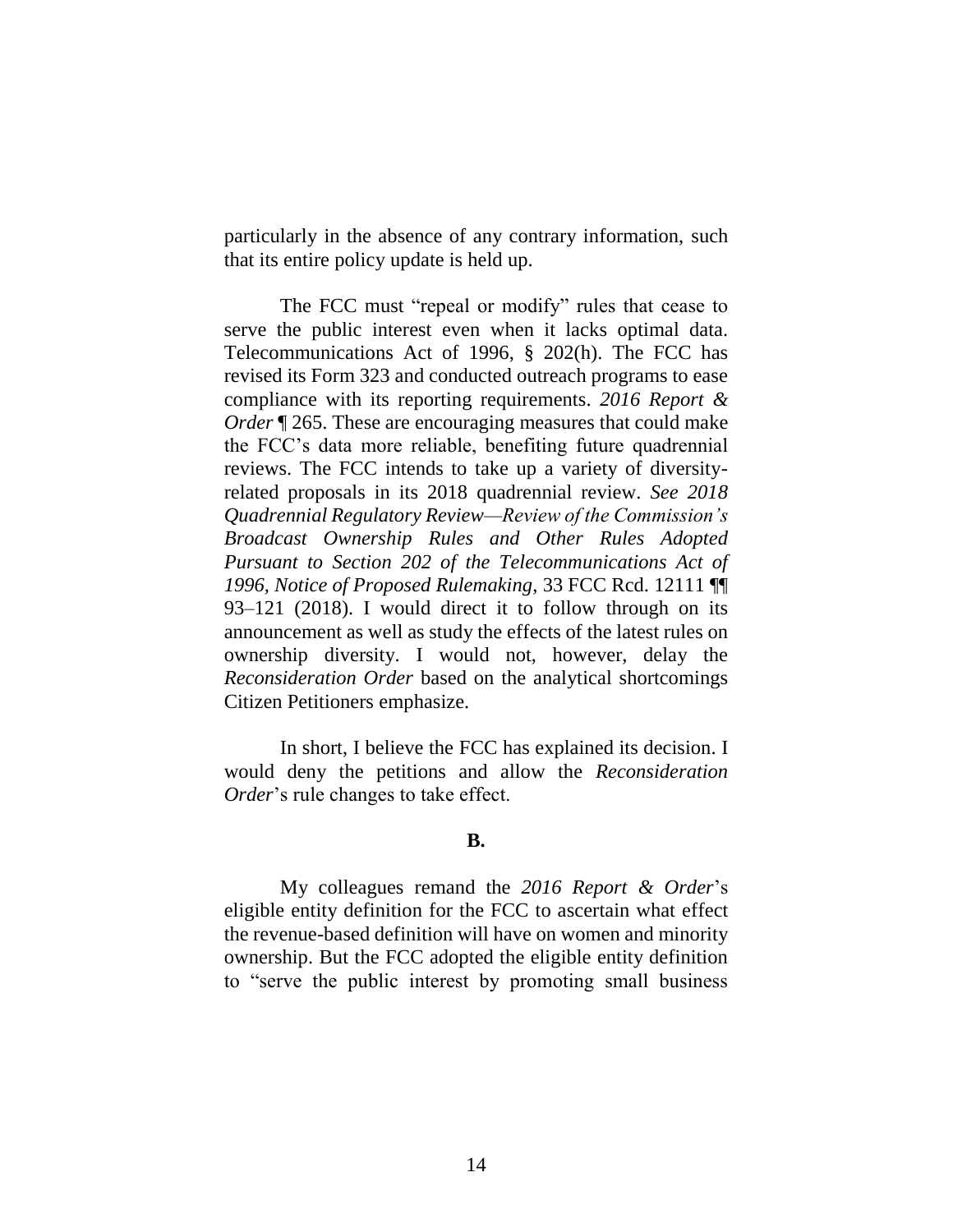particularly in the absence of any contrary information, such that its entire policy update is held up.

The FCC must "repeal or modify" rules that cease to serve the public interest even when it lacks optimal data. Telecommunications Act of 1996, § 202(h). The FCC has revised its Form 323 and conducted outreach programs to ease compliance with its reporting requirements. *2016 Report & Order* ¶ 265. These are encouraging measures that could make the FCC's data more reliable, benefiting future quadrennial reviews. The FCC intends to take up a variety of diversity-related proposals in its 2018 quadrennial review. *See 2018 Quadrennial Regulatory Review—Review of the Commission's Broadcast Ownership Rules and Other Rules Adopted Pursuant to Section 202 of the Telecommunications Act of 1996, Notice of Proposed Rulemaking*, 33 FCC Rcd. 12111 ¶¶ 93–121 (2018). I would direct it to follow through on its announcement as well as study the effects of the latest rules on ownership diversity. I would not, however, delay the *Reconsideration Order* based on the analytical shortcomings Citizen Petitioners emphasize.

In short, I believe the FCC has explained its decision. I would deny the petitions and allow the *Reconsideration Order*'s rule changes to take effect.

**B.**

My colleagues remand the *2016 Report & Order*'s eligible entity definition for the FCC to ascertain what effect the revenue-based definition will have on women and minority ownership. But the FCC adopted the eligible entity definition to "serve the public interest by promoting small business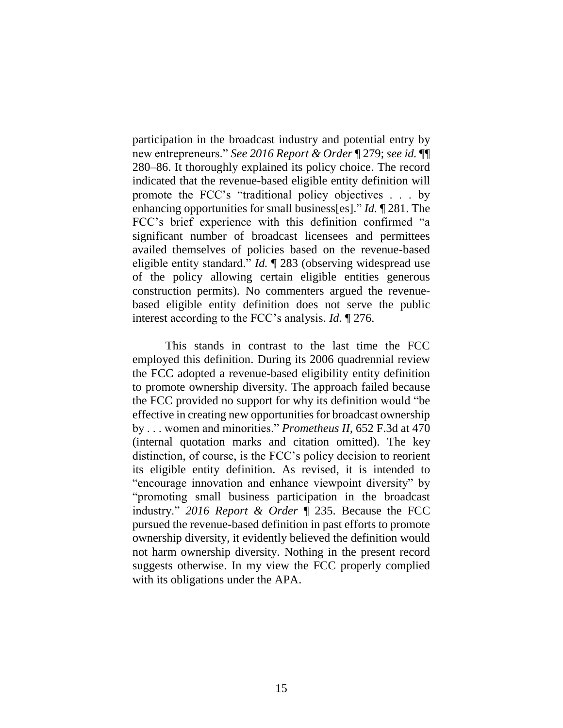participation in the broadcast industry and potential entry by new entrepreneurs." *See 2016 Report & Order* ¶ 279; *see id.* ¶¶ 280–86. It thoroughly explained its policy choice. The record indicated that the revenue-based eligible entity definition will promote the FCC's "traditional policy objectives . . . by enhancing opportunities for small business[es]." *Id.* ¶ 281. The FCC's brief experience with this definition confirmed "a significant number of broadcast licensees and permittees availed themselves of policies based on the revenue-based eligible entity standard." *Id.* ¶ 283 (observing widespread use of the policy allowing certain eligible entities generous construction permits). No commenters argued the revenue-based eligible entity definition does not serve the public interest according to the FCC's analysis. *Id.* ¶ 276.

This stands in contrast to the last time the FCC employed this definition. During its 2006 quadrennial review the FCC adopted a revenue-based eligibility entity definition to promote ownership diversity. The approach failed because the FCC provided no support for why its definition would "be effective in creating new opportunities for broadcast ownership by . . . women and minorities." *Prometheus II*, 652 F.3d at 470 (internal quotation marks and citation omitted). The key distinction, of course, is the FCC's policy decision to reorient its eligible entity definition. As revised, it is intended to "encourage innovation and enhance viewpoint diversity" by "promoting small business participation in the broadcast industry." *2016 Report & Order* ¶ 235. Because the FCC pursued the revenue-based definition in past efforts to promote ownership diversity, it evidently believed the definition would not harm ownership diversity. Nothing in the present record suggests otherwise. In my view the FCC properly complied with its obligations under the APA.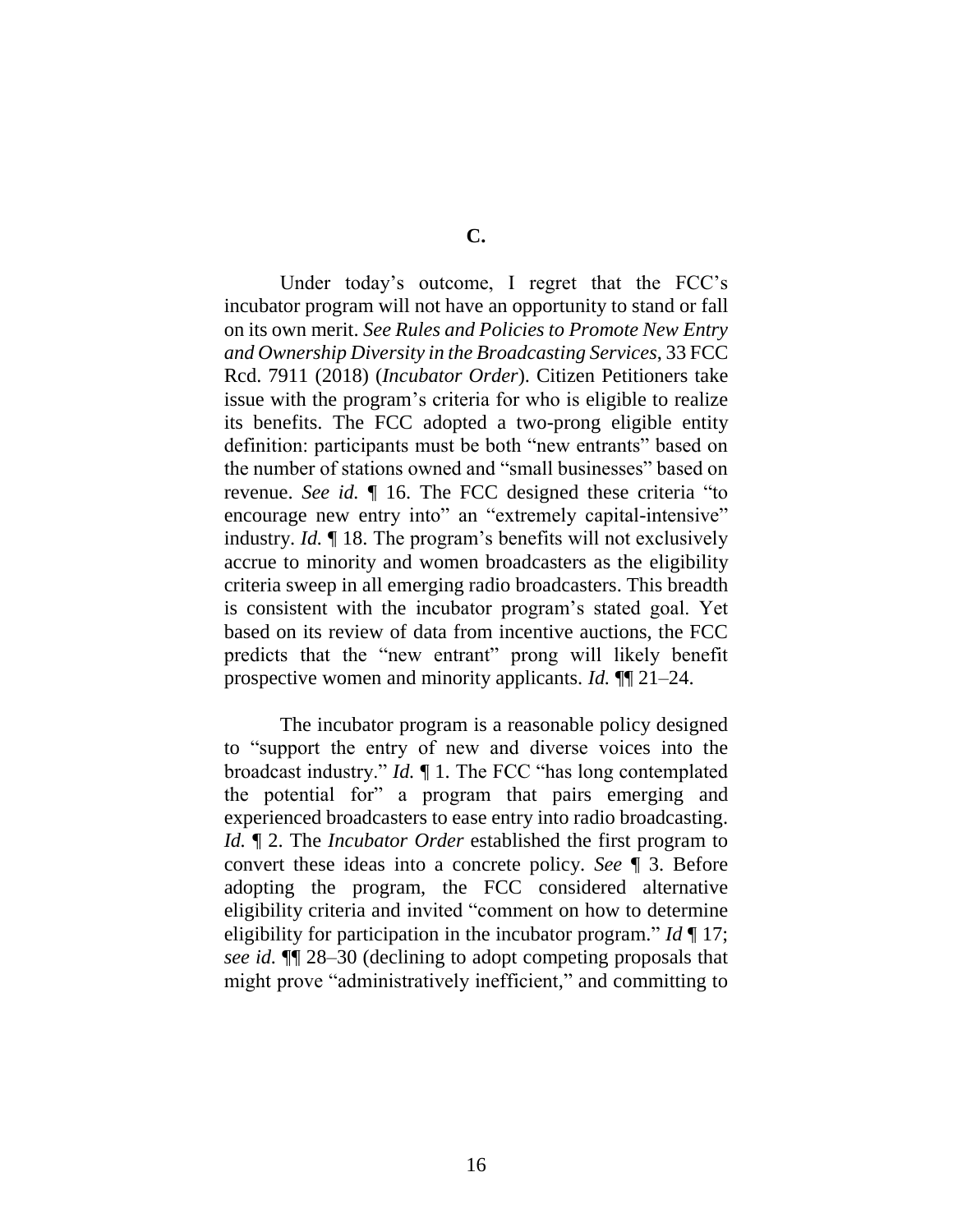### C.

Under today's outcome, I regret that the FCC's incubator program will not have an opportunity to stand or fall on its own merit. *See Rules and Policies to Promote New Entry and Ownership Diversity in the Broadcasting Services*, 33 FCC Rcd. 7911 (2018) (*Incubator Order*). Citizen Petitioners take issue with the program's criteria for who is eligible to realize its benefits. The FCC adopted a two-prong eligible entity definition: participants must be both "new entrants" based on the number of stations owned and "small businesses" based on revenue. *See id.* ¶ 16. The FCC designed these criteria "to encourage new entry into" an "extremely capital-intensive" industry. *Id.* ¶ 18. The program's benefits will not exclusively accrue to minority and women broadcasters as the eligibility criteria sweep in all emerging radio broadcasters. This breadth is consistent with the incubator program's stated goal. Yet based on its review of data from incentive auctions, the FCC predicts that the "new entrant" prong will likely benefit prospective women and minority applicants. *Id.* ¶¶ 21–24.

The incubator program is a reasonable policy designed to "support the entry of new and diverse voices into the broadcast industry." *Id.* ¶ 1. The FCC "has long contemplated the potential for" a program that pairs emerging and experienced broadcasters to ease entry into radio broadcasting. *Id.* ¶ 2. The *Incubator Order* established the first program to convert these ideas into a concrete policy. *See* ¶ 3. Before adopting the program, the FCC considered alternative eligibility criteria and invited "comment on how to determine eligibility for participation in the incubator program." *Id* ¶ 17; *see id.* ¶¶ 28–30 (declining to adopt competing proposals that might prove "administratively inefficient," and committing to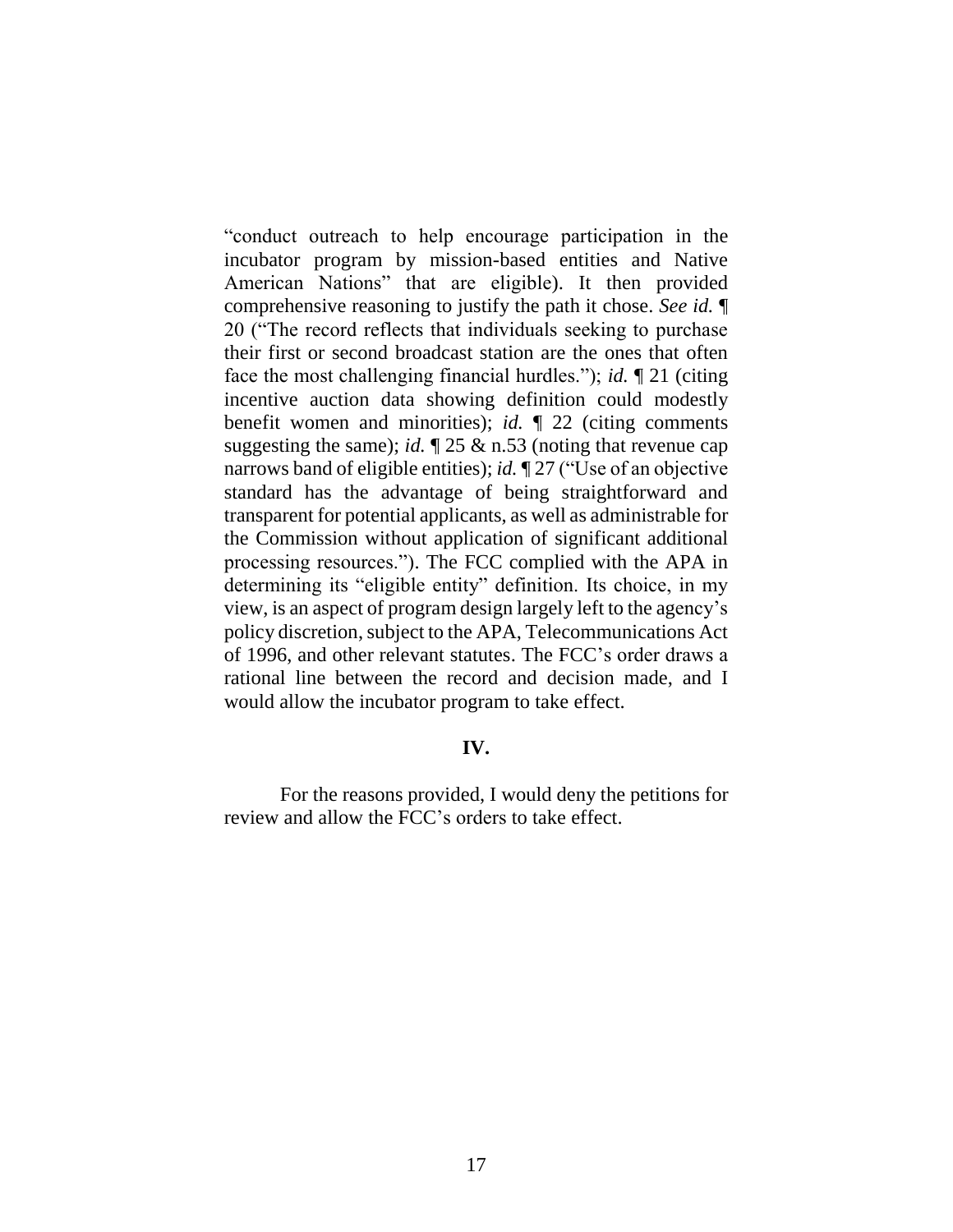"conduct outreach to help encourage participation in the incubator program by mission-based entities and Native American Nations" that are eligible). It then provided comprehensive reasoning to justify the path it chose. *See id.* ¶ 20 ("The record reflects that individuals seeking to purchase their first or second broadcast station are the ones that often face the most challenging financial hurdles."); *id.* ¶ 21 (citing incentive auction data showing definition could modestly benefit women and minorities); *id.* ¶ 22 (citing comments suggesting the same); *id.* ¶ 25 & n.53 (noting that revenue cap narrows band of eligible entities); *id.* ¶ 27 ("Use of an objective standard has the advantage of being straightforward and transparent for potential applicants, as well as administrable for the Commission without application of significant additional processing resources."). The FCC complied with the APA in determining its "eligible entity" definition. Its choice, in my view, is an aspect of program design largely left to the agency's policy discretion, subject to the APA, Telecommunications Act of 1996, and other relevant statutes. The FCC's order draws a rational line between the record and decision made, and I would allow the incubator program to take effect.

**IV.**

For the reasons provided, I would deny the petitions for review and allow the FCC's orders to take effect.